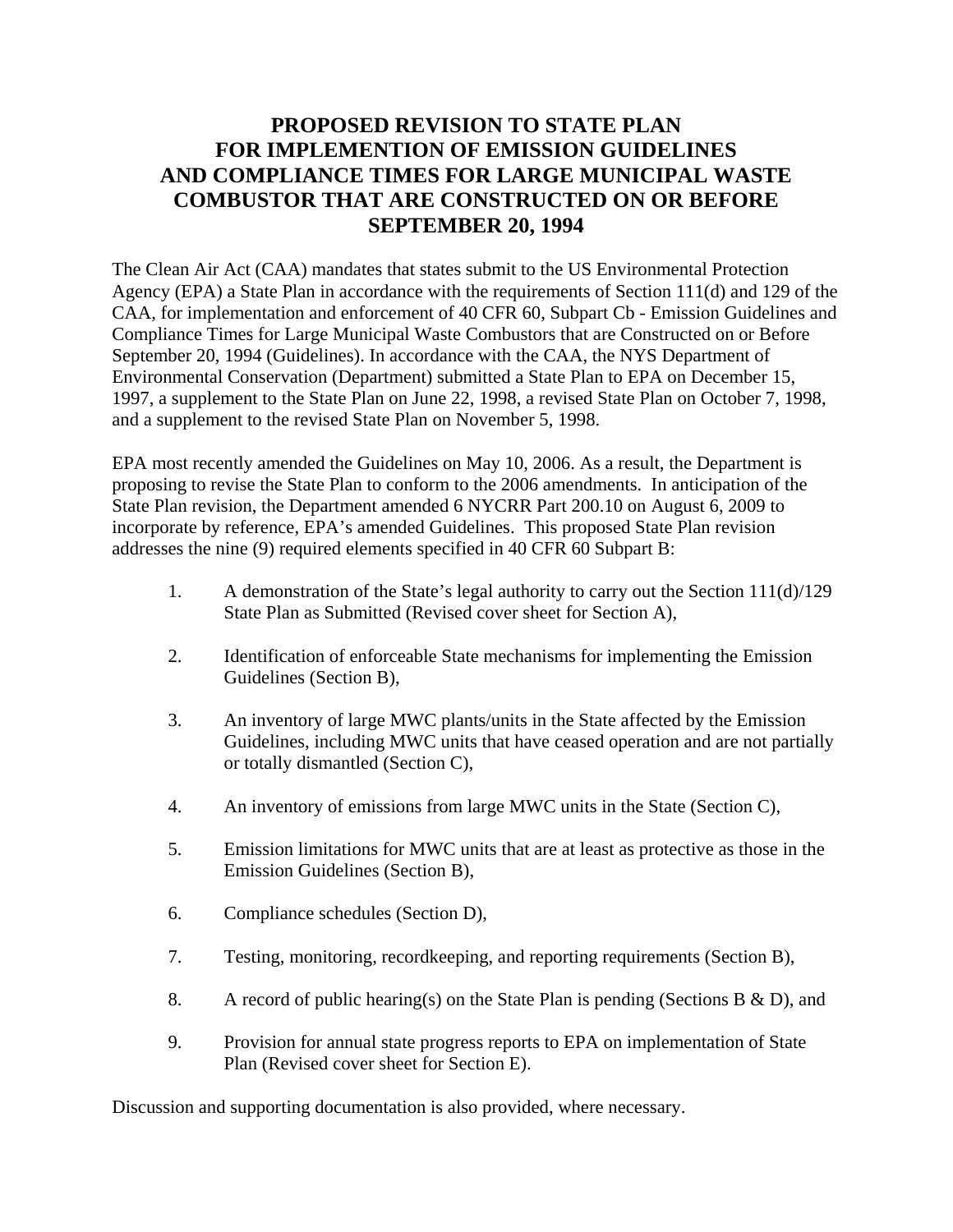# PROPOSED REVISION TO STATE PLAN FOR IMPLEMENTION OF EMISSION GUIDELINES AND COMPLIANCE TIMES FOR LARGE MUNICIPAL WASTE COMBUSTOR THAT ARE CONSTRUCTED ON OR BEFORE SEPTEMBER 20, 1994

The Clean Air Act (CAA) mandates that states submit to the US Environmental Protection Agency (EPA) a State Plan in accordance with the requirements of Section 111(d) and 129 of the CAA, for implementation and enforcement of 40 CFR 60, Subpart Cb - Emission Guidelines and Compliance Times for Large Municipal Waste Combustors that are Constructed on or Before September 20, 1994 (Guidelines). In accordance with the CAA, the NYS Department of Environmental Conservation (Department) submitted a State Plan to EPA on December 15, 1997, a supplement to the State Plan on June 22, 1998, a revised State Plan on October 7, 1998, and a supplement to the revised State Plan on November 5, 1998.

EPA most recently amended the Guidelines on May 10, 2006. As a result, the Department is proposing to revise the State Plan to conform to the 2006 amendments. In anticipation of the State Plan revision, the Department amended 6 NYCRR Part 200.10 on August 6, 2009 to incorporate by reference, EPA's amended Guidelines. This proposed State Plan revision addresses the nine (9) required elements specified in 40 CFR 60 Subpart B:

1. A demonstration of the State's legal authority to carry out the Section 111(d)/129 State Plan as Submitted (Revised cover sheet for Section A),

2. Identification of enforceable State mechanisms for implementing the Emission Guidelines (Section B),

3. An inventory of large MWC plants/units in the State affected by the Emission Guidelines, including MWC units that have ceased operation and are not partially or totally dismantled (Section C),

4. An inventory of emissions from large MWC units in the State (Section C),

5. Emission limitations for MWC units that are at least as protective as those in the Emission Guidelines (Section B),

6. Compliance schedules (Section D),

7. Testing, monitoring, recordkeeping, and reporting requirements (Section B),

8. A record of public hearing(s) on the State Plan is pending (Sections B & D), and

9. Provision for annual state progress reports to EPA on implementation of State Plan (Revised cover sheet for Section E).

Discussion and supporting documentation is also provided, where necessary.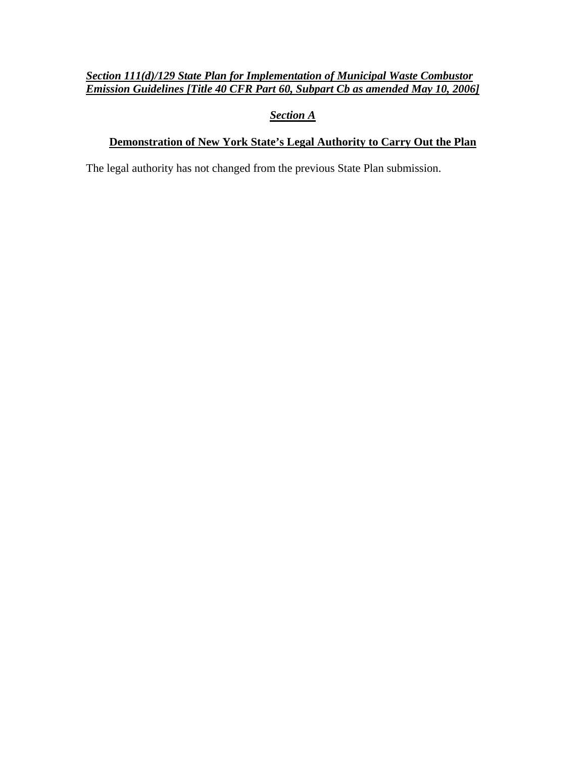***Section 111(d)/129 State Plan for Implementation of Municipal Waste Combustor Emission Guidelines [Title 40 CFR Part 60, Subpart Cb as amended May 10, 2006]***

## ***Section A***

## **Demonstration of New York State's Legal Authority to Carry Out the Plan**

The legal authority has not changed from the previous State Plan submission.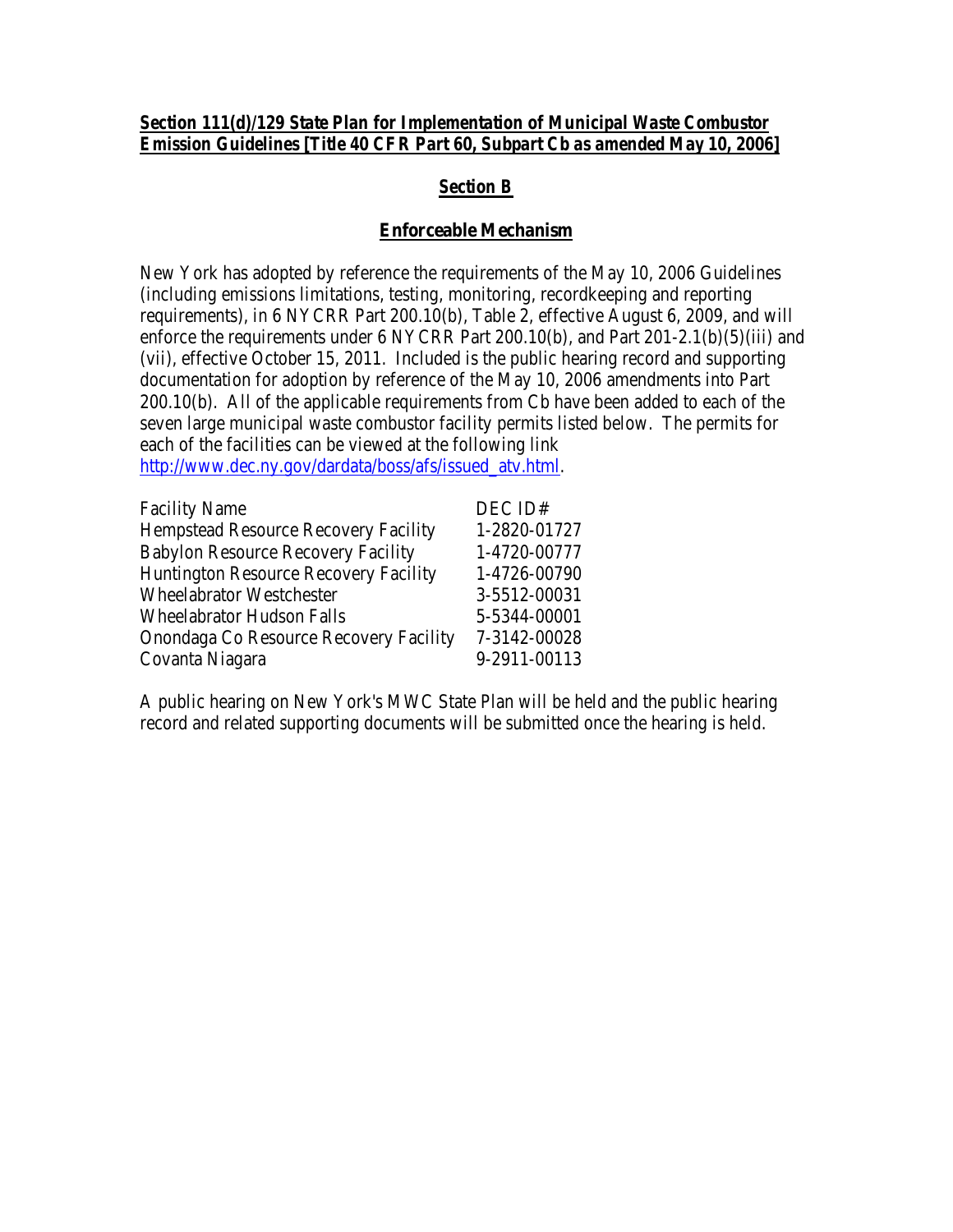**Section 111(d)/129 State Plan for Implementation of Municipal Waste Combustor Emission Guidelines [Title 40 CFR Part 60, Subpart Cb as amended May 10, 2006]**

## Section B

## Enforceable Mechanism

New York has adopted by reference the requirements of the May 10, 2006 Guidelines (including emissions limitations, testing, monitoring, recordkeeping and reporting requirements), in 6 NYCRR Part 200.10(b), Table 2, effective August 6, 2009, and will enforce the requirements under 6 NYCRR Part 200.10(b), and Part 201-2.1(b)(5)(iii) and (vii), effective October 15, 2011. Included is the public hearing record and supporting documentation for adoption by reference of the May 10, 2006 amendments into Part 200.10(b). All of the applicable requirements from Cb have been added to each of the seven large municipal waste combustor facility permits listed below. The permits for each of the facilities can be viewed at the following link http://www.dec.ny.gov/dardata/boss/afs/issued_atv.html.

| Facility Name | DEC ID# |
|---|---|
| Hempstead Resource Recovery Facility | 1-2820-01727 |
| Babylon Resource Recovery Facility | 1-4720-00777 |
| Huntington Resource Recovery Facility | 1-4726-00790 |
| Wheelabrator Westchester | 3-5512-00031 |
| Wheelabrator Hudson Falls | 5-5344-00001 |
| Onondaga Co Resource Recovery Facility | 7-3142-00028 |
| Covanta Niagara | 9-2911-00113 |

A public hearing on New York's MWC State Plan will be held and the public hearing record and related supporting documents will be submitted once the hearing is held.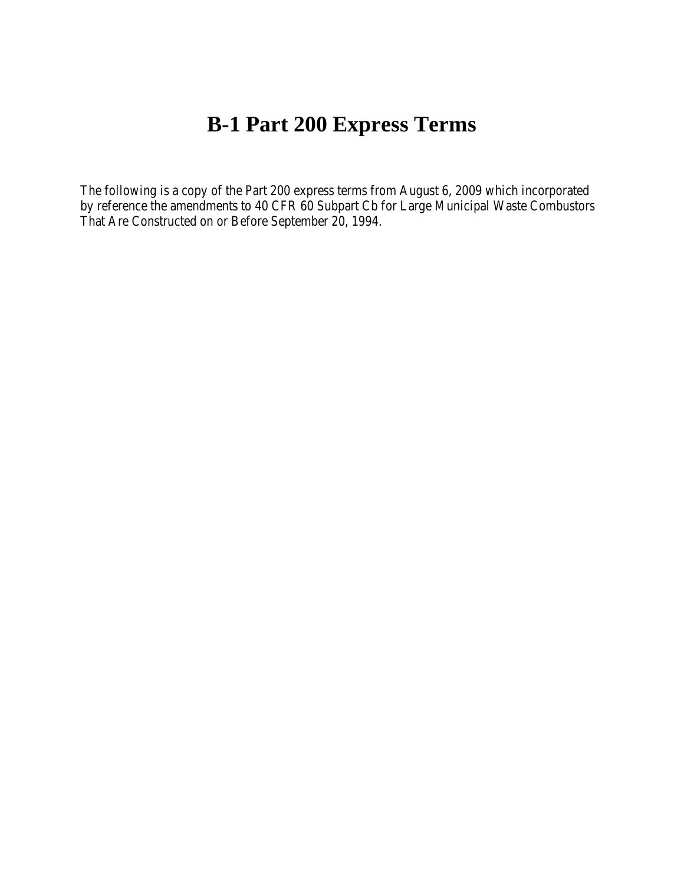# B-1 Part 200 Express Terms

The following is a copy of the Part 200 express terms from August 6, 2009 which incorporated by reference the amendments to 40 CFR 60 Subpart Cb for Large Municipal Waste Combustors That Are Constructed on or Before September 20, 1994.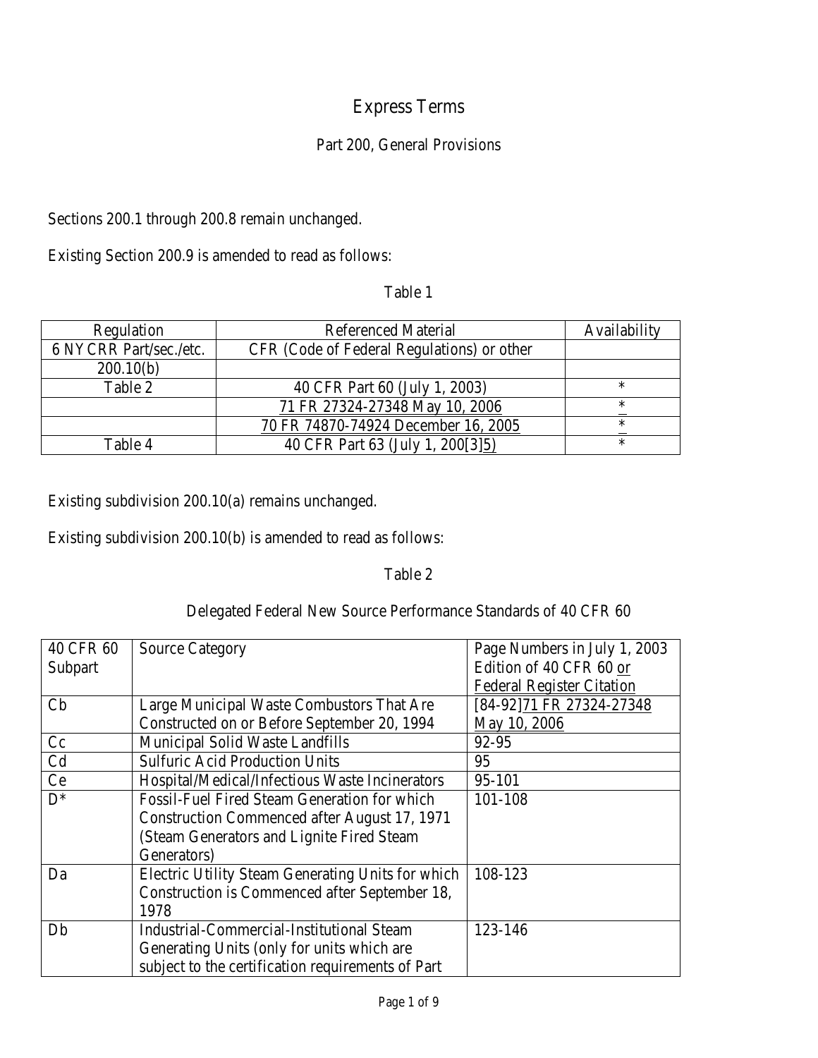# Express Terms

## Part 200, General Provisions

Sections 200.1 through 200.8 remain unchanged.

Existing Section 200.9 is amended to read as follows:

Table 1

| Regulation | Referenced Material | Availability |
|---|---|---|
| 6 NYCRR Part/sec./etc. | CFR (Code of Federal Regulations) or other | |
| 200.10(b) | | |
| Table 2 | 40 CFR Part 60 (July 1, 2003) | * |
| | 71 FR 27324-27348 May 10, 2006 | * |
| | 70 FR 74870-74924 December 16, 2005 | * |
| Table 4 | 40 CFR Part 63 (July 1, 200[3]5) | * |

Existing subdivision 200.10(a) remains unchanged.

Existing subdivision 200.10(b) is amended to read as follows:

Table 2

Delegated Federal New Source Performance Standards of 40 CFR 60

| 40 CFR 60 Subpart | Source Category | Page Numbers in July 1, 2003 Edition of 40 CFR 60 or Federal Register Citation |
|---|---|---|
| Cb | Large Municipal Waste Combustors That Are Constructed on or Before September 20, 1994 | [84-92]71 FR 27324-27348 May 10, 2006 |
| Cc | Municipal Solid Waste Landfills | 92-95 |
| Cd | Sulfuric Acid Production Units | 95 |
| Ce | Hospital/Medical/Infectious Waste Incinerators | 95-101 |
| D* | Fossil-Fuel Fired Steam Generation for which Construction Commenced after August 17, 1971 (Steam Generators and Lignite Fired Steam Generators) | 101-108 |
| Da | Electric Utility Steam Generating Units for which Construction is Commenced after September 18, 1978 | 108-123 |
| Db | Industrial-Commercial-Institutional Steam Generating Units (only for units which are subject to the certification requirements of Part | 123-146 |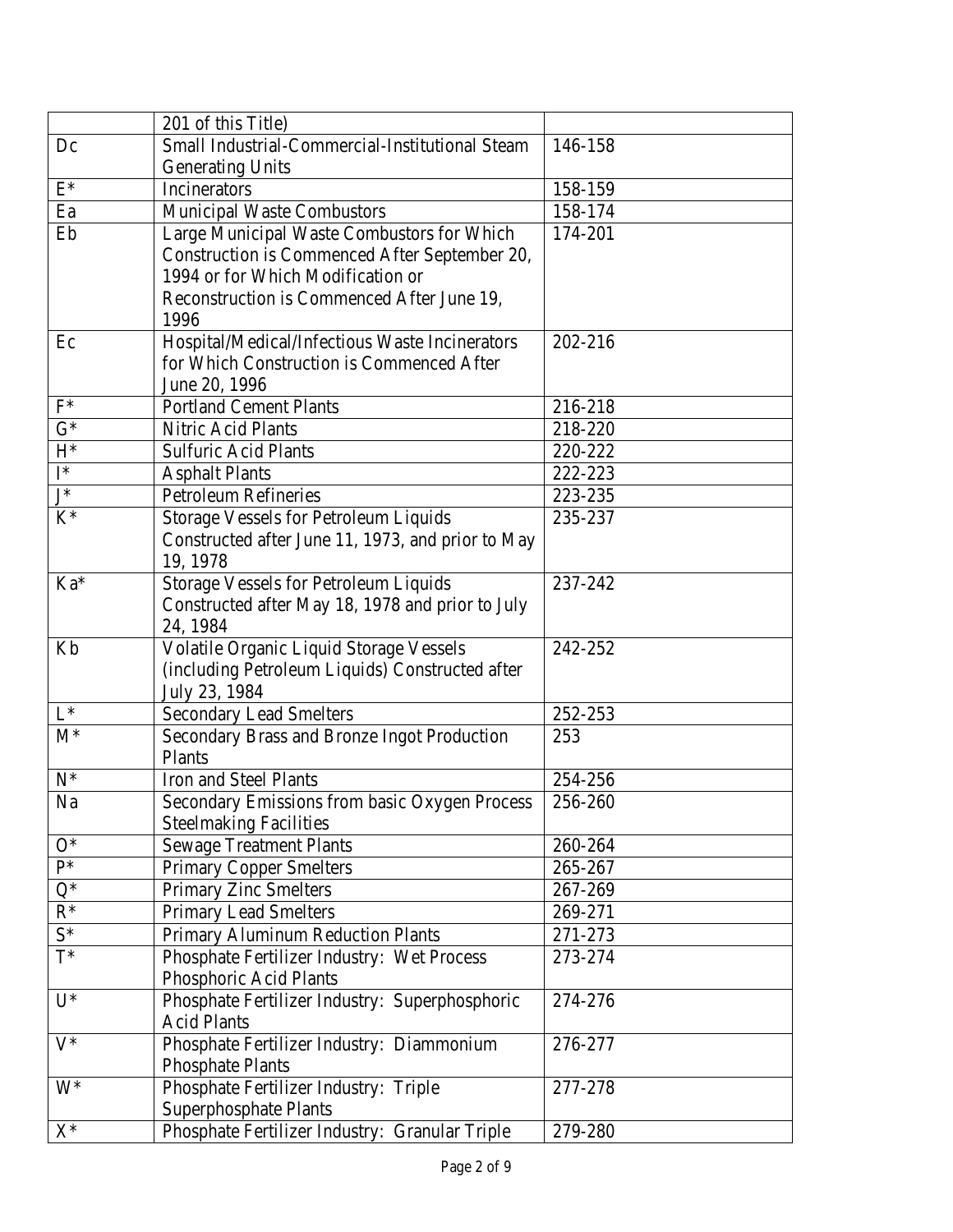| | 201 of this Title) | |
|---|---|---|
| Dc | Small Industrial-Commercial-Institutional Steam Generating Units | 146-158 |
| E* | Incinerators | 158-159 |
| Ea | Municipal Waste Combustors | 158-174 |
| Eb | Large Municipal Waste Combustors for Which Construction is Commenced After September 20, 1994 or for Which Modification or Reconstruction is Commenced After June 19, 1996 | 174-201 |
| Ec | Hospital/Medical/Infectious Waste Incinerators for Which Construction is Commenced After June 20, 1996 | 202-216 |
| F* | Portland Cement Plants | 216-218 |
| G* | Nitric Acid Plants | 218-220 |
| H* | Sulfuric Acid Plants | 220-222 |
| I* | Asphalt Plants | 222-223 |
| J* | Petroleum Refineries | 223-235 |
| K* | Storage Vessels for Petroleum Liquids Constructed after June 11, 1973, and prior to May 19, 1978 | 235-237 |
| Ka* | Storage Vessels for Petroleum Liquids Constructed after May 18, 1978 and prior to July 24, 1984 | 237-242 |
| Kb | Volatile Organic Liquid Storage Vessels (including Petroleum Liquids) Constructed after July 23, 1984 | 242-252 |
| L* | Secondary Lead Smelters | 252-253 |
| M* | Secondary Brass and Bronze Ingot Production Plants | 253 |
| N* | Iron and Steel Plants | 254-256 |
| Na | Secondary Emissions from basic Oxygen Process Steelmaking Facilities | 256-260 |
| O* | Sewage Treatment Plants | 260-264 |
| P* | Primary Copper Smelters | 265-267 |
| Q* | Primary Zinc Smelters | 267-269 |
| R* | Primary Lead Smelters | 269-271 |
| S* | Primary Aluminum Reduction Plants | 271-273 |
| T* | Phosphate Fertilizer Industry: Wet Process Phosphoric Acid Plants | 273-274 |
| U* | Phosphate Fertilizer Industry: Superphosphoric Acid Plants | 274-276 |
| V* | Phosphate Fertilizer Industry: Diammonium Phosphate Plants | 276-277 |
| W* | Phosphate Fertilizer Industry: Triple Superphosphate Plants | 277-278 |
| X* | Phosphate Fertilizer Industry: Granular Triple | 279-280 |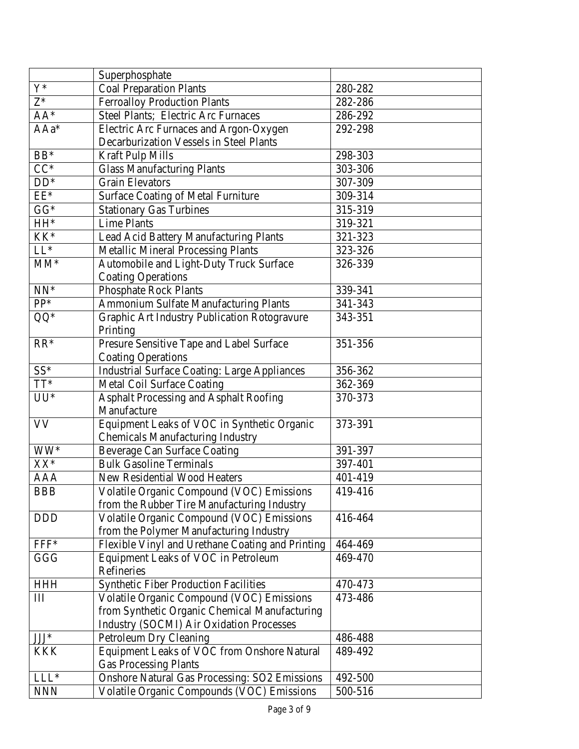| | | |
|---|---|---|
| | Superphosphate | |
| Y* | Coal Preparation Plants | 280-282 |
| Z* | Ferroalloy Production Plants | 282-286 |
| AA* | Steel Plants; Electric Arc Furnaces | 286-292 |
| AAa* | Electric Arc Furnaces and Argon-Oxygen Decarburization Vessels in Steel Plants | 292-298 |
| BB* | Kraft Pulp Mills | 298-303 |
| CC* | Glass Manufacturing Plants | 303-306 |
| DD* | Grain Elevators | 307-309 |
| EE* | Surface Coating of Metal Furniture | 309-314 |
| GG* | Stationary Gas Turbines | 315-319 |
| HH* | Lime Plants | 319-321 |
| KK* | Lead Acid Battery Manufacturing Plants | 321-323 |
| LL* | Metallic Mineral Processing Plants | 323-326 |
| MM* | Automobile and Light-Duty Truck Surface Coating Operations | 326-339 |
| NN* | Phosphate Rock Plants | 339-341 |
| PP* | Ammonium Sulfate Manufacturing Plants | 341-343 |
| QQ* | Graphic Art Industry Publication Rotogravure Printing | 343-351 |
| RR* | Presure Sensitive Tape and Label Surface Coating Operations | 351-356 |
| SS* | Industrial Surface Coating: Large Appliances | 356-362 |
| TT* | Metal Coil Surface Coating | 362-369 |
| UU* | Asphalt Processing and Asphalt Roofing Manufacture | 370-373 |
| VV | Equipment Leaks of VOC in Synthetic Organic Chemicals Manufacturing Industry | 373-391 |
| WW* | Beverage Can Surface Coating | 391-397 |
| XX* | Bulk Gasoline Terminals | 397-401 |
| AAA | New Residential Wood Heaters | 401-419 |
| BBB | Volatile Organic Compound (VOC) Emissions from the Rubber Tire Manufacturing Industry | 419-416 |
| DDD | Volatile Organic Compound (VOC) Emissions from the Polymer Manufacturing Industry | 416-464 |
| FFF* | Flexible Vinyl and Urethane Coating and Printing | 464-469 |
| GGG | Equipment Leaks of VOC in Petroleum Refineries | 469-470 |
| HHH | Synthetic Fiber Production Facilities | 470-473 |
| III | Volatile Organic Compound (VOC) Emissions from Synthetic Organic Chemical Manufacturing Industry (SOCMI) Air Oxidation Processes | 473-486 |
| JJJ* | Petroleum Dry Cleaning | 486-488 |
| KKK | Equipment Leaks of VOC from Onshore Natural Gas Processing Plants | 489-492 |
| LLL* | Onshore Natural Gas Processing: SO2 Emissions | 492-500 |
| NNN | Volatile Organic Compounds (VOC) Emissions | 500-516 |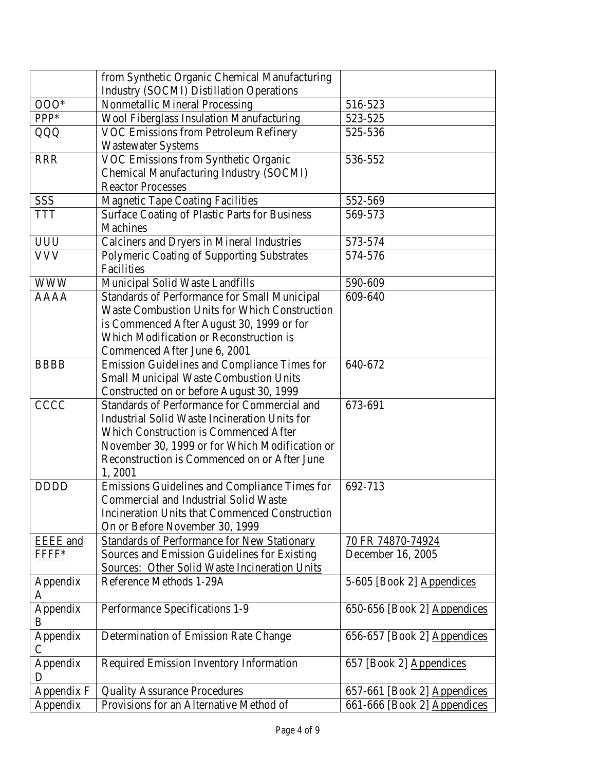| | | |
|---|---|---|
| | from Synthetic Organic Chemical Manufacturing Industry (SOCMI) Distillation Operations | |
| OOO* | Nonmetallic Mineral Processing | 516-523 |
| PPP* | Wool Fiberglass Insulation Manufacturing | 523-525 |
| QQQ | VOC Emissions from Petroleum Refinery Wastewater Systems | 525-536 |
| RRR | VOC Emissions from Synthetic Organic Chemical Manufacturing Industry (SOCMI) Reactor Processes | 536-552 |
| SSS | Magnetic Tape Coating Facilities | 552-569 |
| TTT | Surface Coating of Plastic Parts for Business Machines | 569-573 |
| UUU | Calciners and Dryers in Mineral Industries | 573-574 |
| VVV | Polymeric Coating of Supporting Substrates Facilities | 574-576 |
| WWW | Municipal Solid Waste Landfills | 590-609 |
| AAAA | Standards of Performance for Small Municipal Waste Combustion Units for Which Construction is Commenced After August 30, 1999 or for Which Modification or Reconstruction is Commenced After June 6, 2001 | 609-640 |
| BBBB | Emission Guidelines and Compliance Times for Small Municipal Waste Combustion Units Constructed on or before August 30, 1999 | 640-672 |
| CCCC | Standards of Performance for Commercial and Industrial Solid Waste Incineration Units for Which Construction is Commenced After November 30, 1999 or for Which Modification or Reconstruction is Commenced on or After June 1, 2001 | 673-691 |
| DDDD | Emissions Guidelines and Compliance Times for Commercial and Industrial Solid Waste Incineration Units that Commenced Construction On or Before November 30, 1999 | 692-713 |
| EEEE and FFFF* | Standards of Performance for New Stationary Sources and Emission Guidelines for Existing Sources: Other Solid Waste Incineration Units | 70 FR 74870-74924 December 16, 2005 |
| Appendix A | Reference Methods 1-29A | 5-605 [Book 2] Appendices |
| Appendix B | Performance Specifications 1-9 | 650-656 [Book 2] Appendices |
| Appendix C | Determination of Emission Rate Change | 656-657 [Book 2] Appendices |
| Appendix D | Required Emission Inventory Information | 657 [Book 2] Appendices |
| Appendix F | Quality Assurance Procedures | 657-661 [Book 2] Appendices |
| Appendix | Provisions for an Alternative Method of | 661-666 [Book 2] Appendices |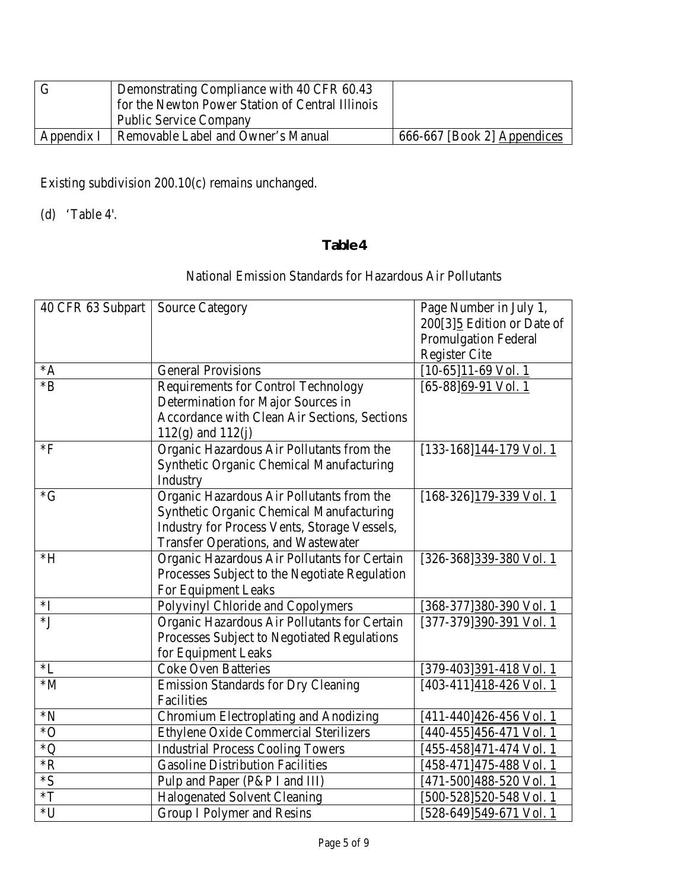| G | Demonstrating Compliance with 40 CFR 60.43 for the Newton Power Station of Central Illinois Public Service Company | |
|---|---|---|
| Appendix I | Removable Label and Owner's Manual | 666-667 [Book 2] Appendices |

Existing subdivision 200.10(c) remains unchanged.

(d) 'Table 4'.

## Table 4

National Emission Standards for Hazardous Air Pollutants

| 40 CFR 63 Subpart | Source Category | Page Number in July 1, 200[3]5 Edition or Date of Promulgation Federal Register Cite |
|---|---|---|
| *A | General Provisions | [10-65]11-69 Vol. 1 |
| *B | Requirements for Control Technology Determination for Major Sources in Accordance with Clean Air Sections, Sections 112(g) and 112(j) | [65-88]69-91 Vol. 1 |
| *F | Organic Hazardous Air Pollutants from the Synthetic Organic Chemical Manufacturing Industry | [133-168]144-179 Vol. 1 |
| *G | Organic Hazardous Air Pollutants from the Synthetic Organic Chemical Manufacturing Industry for Process Vents, Storage Vessels, Transfer Operations, and Wastewater | [168-326]179-339 Vol. 1 |
| *H | Organic Hazardous Air Pollutants for Certain Processes Subject to the Negotiate Regulation For Equipment Leaks | [326-368]339-380 Vol. 1 |
| *I | Polyvinyl Chloride and Copolymers | [368-377]380-390 Vol. 1 |
| *J | Organic Hazardous Air Pollutants for Certain Processes Subject to Negotiated Regulations for Equipment Leaks | [377-379]390-391 Vol. 1 |
| *L | Coke Oven Batteries | [379-403]391-418 Vol. 1 |
| *M | Emission Standards for Dry Cleaning Facilities | [403-411]418-426 Vol. 1 |
| *N | Chromium Electroplating and Anodizing | [411-440]426-456 Vol. 1 |
| *O | Ethylene Oxide Commercial Sterilizers | [440-455]456-471 Vol. 1 |
| *Q | Industrial Process Cooling Towers | [455-458]471-474 Vol. 1 |
| *R | Gasoline Distribution Facilities | [458-471]475-488 Vol. 1 |
| *S | Pulp and Paper (P&P I and III) | [471-500]488-520 Vol. 1 |
| *T | Halogenated Solvent Cleaning | [500-528]520-548 Vol. 1 |
| *U | Group I Polymer and Resins | [528-649]549-671 Vol. 1 |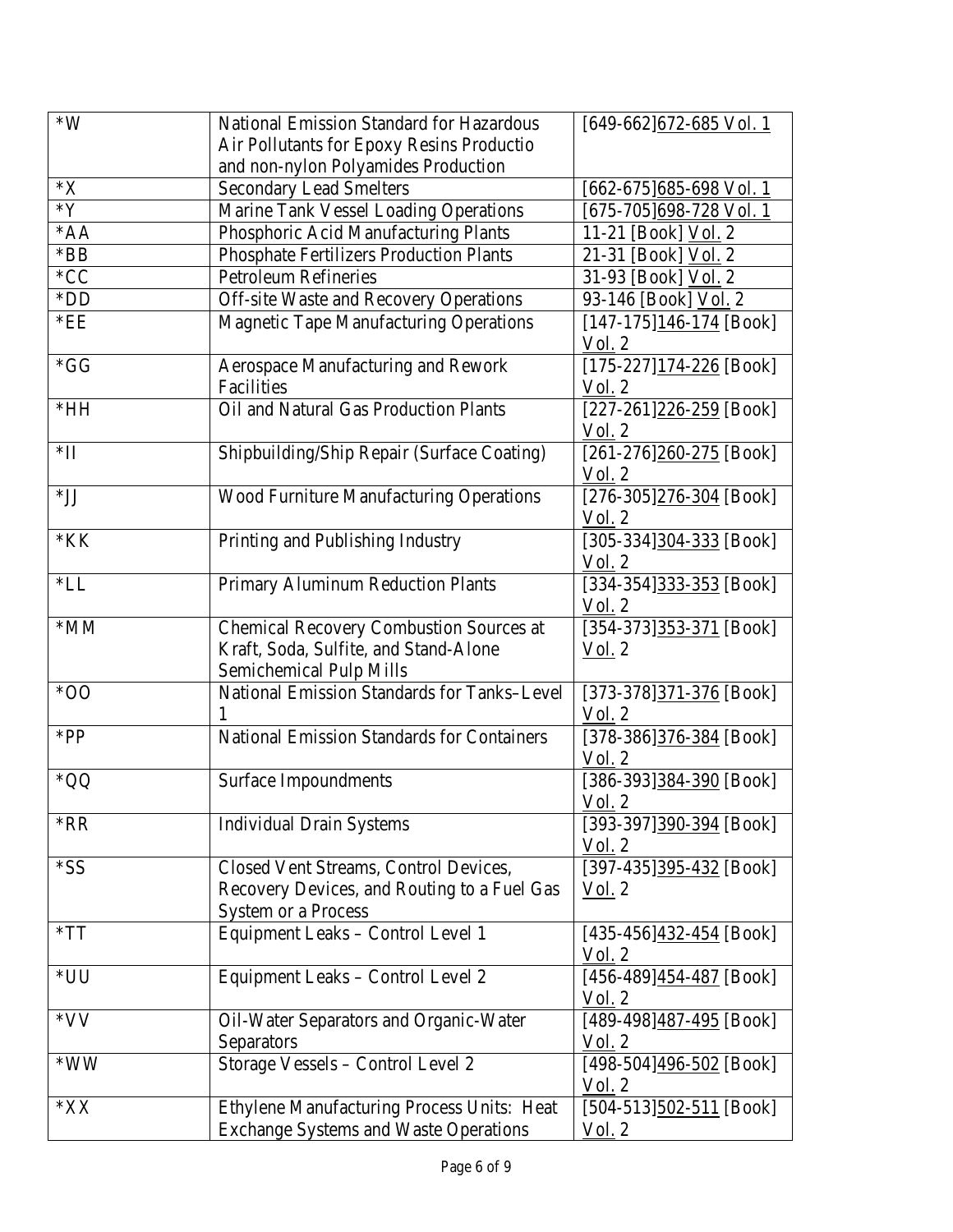| | | |
|---|---|---|
| *W | National Emission Standard for Hazardous Air Pollutants for Epoxy Resins Productio and non-nylon Polyamides Production | [649-662]672-685 Vol. 1 |
| *X | Secondary Lead Smelters | [662-675]685-698 Vol. 1 |
| *Y | Marine Tank Vessel Loading Operations | [675-705]698-728 Vol. 1 |
| *AA | Phosphoric Acid Manufacturing Plants | 11-21 [Book] Vol. 2 |
| *BB | Phosphate Fertilizers Production Plants | 21-31 [Book] Vol. 2 |
| *CC | Petroleum Refineries | 31-93 [Book] Vol. 2 |
| *DD | Off-site Waste and Recovery Operations | 93-146 [Book] Vol. 2 |
| *EE | Magnetic Tape Manufacturing Operations | [147-175]146-174 [Book] Vol. 2 |
| *GG | Aerospace Manufacturing and Rework Facilities | [175-227]174-226 [Book] Vol. 2 |
| *HH | Oil and Natural Gas Production Plants | [227-261]226-259 [Book] Vol. 2 |
| *II | Shipbuilding/Ship Repair (Surface Coating) | [261-276]260-275 [Book] Vol. 2 |
| *JJ | Wood Furniture Manufacturing Operations | [276-305]276-304 [Book] Vol. 2 |
| *KK | Printing and Publishing Industry | [305-334]304-333 [Book] Vol. 2 |
| *LL | Primary Aluminum Reduction Plants | [334-354]333-353 [Book] Vol. 2 |
| *MM | Chemical Recovery Combustion Sources at Kraft, Soda, Sulfite, and Stand-Alone Semichemical Pulp Mills | [354-373]353-371 [Book] Vol. 2 |
| *OO | National Emission Standards for Tanks–Level 1 | [373-378]371-376 [Book] Vol. 2 |
| *PP | National Emission Standards for Containers | [378-386]376-384 [Book] Vol. 2 |
| *QQ | Surface Impoundments | [386-393]384-390 [Book] Vol. 2 |
| *RR | Individual Drain Systems | [393-397]390-394 [Book] Vol. 2 |
| *SS | Closed Vent Streams, Control Devices, Recovery Devices, and Routing to a Fuel Gas System or a Process | [397-435]395-432 [Book] Vol. 2 |
| *TT | Equipment Leaks – Control Level 1 | [435-456]432-454 [Book] Vol. 2 |
| *UU | Equipment Leaks – Control Level 2 | [456-489]454-487 [Book] Vol. 2 |
| *VV | Oil-Water Separators and Organic-Water Separators | [489-498]487-495 [Book] Vol. 2 |
| *WW | Storage Vessels – Control Level 2 | [498-504]496-502 [Book] Vol. 2 |
| *XX | Ethylene Manufacturing Process Units: Heat Exchange Systems and Waste Operations | [504-513]502-511 [Book] Vol. 2 |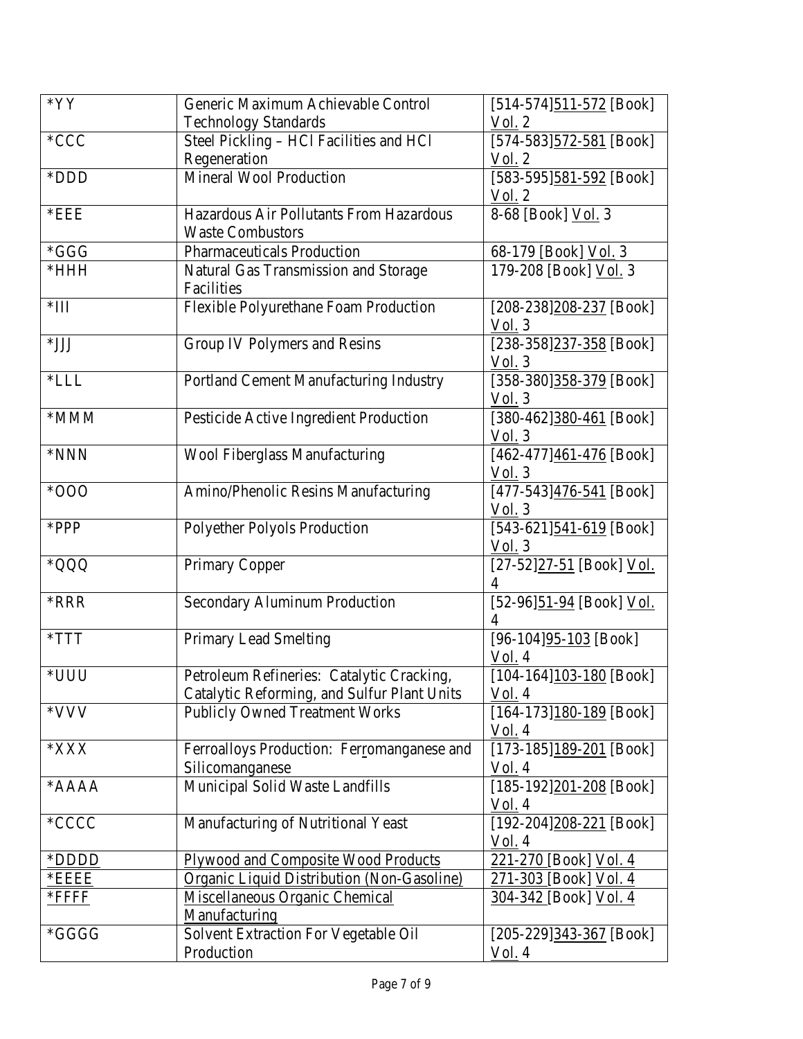| *YY | Generic Maximum Achievable Control Technology Standards | [514-574]511-572 [Book] Vol. 2 |
|---|---|---|
| *CCC | Steel Pickling – HCl Facilities and HCl Regeneration | [574-583]572-581 [Book] Vol. 2 |
| *DDD | Mineral Wool Production | [583-595]581-592 [Book] Vol. 2 |
| *EEE | Hazardous Air Pollutants From Hazardous Waste Combustors | 8-68 [Book] Vol. 3 |
| *GGG | Pharmaceuticals Production | 68-179 [Book] Vol. 3 |
| *HHH | Natural Gas Transmission and Storage Facilities | 179-208 [Book] Vol. 3 |
| *III | Flexible Polyurethane Foam Production | [208-238]208-237 [Book] Vol. 3 |
| *JJJ | Group IV Polymers and Resins | [238-358]237-358 [Book] Vol. 3 |
| *LLL | Portland Cement Manufacturing Industry | [358-380]358-379 [Book] Vol. 3 |
| *MMM | Pesticide Active Ingredient Production | [380-462]380-461 [Book] Vol. 3 |
| *NNN | Wool Fiberglass Manufacturing | [462-477]461-476 [Book] Vol. 3 |
| *OOO | Amino/Phenolic Resins Manufacturing | [477-543]476-541 [Book] Vol. 3 |
| *PPP | Polyether Polyols Production | [543-621]541-619 [Book] Vol. 3 |
| *QQQ | Primary Copper | [27-52]27-51 [Book] Vol. 4 |
| *RRR | Secondary Aluminum Production | [52-96]51-94 [Book] Vol. 4 |
| *TTT | Primary Lead Smelting | [96-104]95-103 [Book] Vol. 4 |
| *UUU | Petroleum Refineries: Catalytic Cracking, Catalytic Reforming, and Sulfur Plant Units | [104-164]103-180 [Book] Vol. 4 |
| *VVV | Publicly Owned Treatment Works | [164-173]180-189 [Book] Vol. 4 |
| *XXX | Ferroalloys Production: Ferromanganese and Silicomanganese | [173-185]189-201 [Book] Vol. 4 |
| *AAAA | Municipal Solid Waste Landfills | [185-192]201-208 [Book] Vol. 4 |
| *CCCC | Manufacturing of Nutritional Yeast | [192-204]208-221 [Book] Vol. 4 |
| *DDDD | Plywood and Composite Wood Products | 221-270 [Book] Vol. 4 |
| *EEEE | Organic Liquid Distribution (Non-Gasoline) | 271-303 [Book] Vol. 4 |
| *FFFF | Miscellaneous Organic Chemical Manufacturing | 304-342 [Book] Vol. 4 |
| *GGGG | Solvent Extraction For Vegetable Oil Production | [205-229]343-367 [Book] Vol. 4 |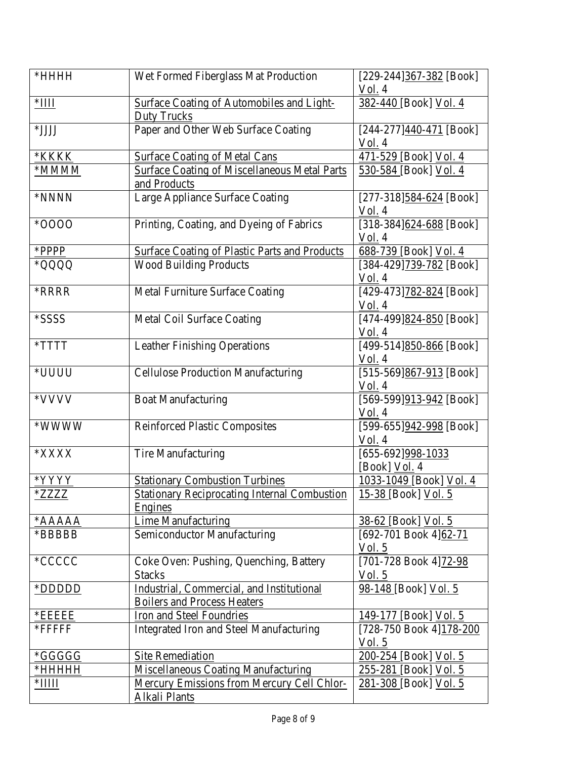| *HHHH | Wet Formed Fiberglass Mat Production | [229-244]367-382 [Book] Vol. 4 |
|---|---|---|
| *IIII | Surface Coating of Automobiles and Light-Duty Trucks | 382-440 [Book] Vol. 4 |
| *JJJJ | Paper and Other Web Surface Coating | [244-277]440-471 [Book] Vol. 4 |
| *KKKK | Surface Coating of Metal Cans | 471-529 [Book] Vol. 4 |
| *MMMM | Surface Coating of Miscellaneous Metal Parts and Products | 530-584 [Book] Vol. 4 |
| *NNNN | Large Appliance Surface Coating | [277-318]584-624 [Book] Vol. 4 |
| *OOOO | Printing, Coating, and Dyeing of Fabrics | [318-384]624-688 [Book] Vol. 4 |
| *PPPP | Surface Coating of Plastic Parts and Products | 688-739 [Book] Vol. 4 |
| *QQQQ | Wood Building Products | [384-429]739-782 [Book] Vol. 4 |
| *RRRR | Metal Furniture Surface Coating | [429-473]782-824 [Book] Vol. 4 |
| *SSSS | Metal Coil Surface Coating | [474-499]824-850 [Book] Vol. 4 |
| *TTTT | Leather Finishing Operations | [499-514]850-866 [Book] Vol. 4 |
| *UUUU | Cellulose Production Manufacturing | [515-569]867-913 [Book] Vol. 4 |
| *VVVV | Boat Manufacturing | [569-599]913-942 [Book] Vol. 4 |
| *WWWW | Reinforced Plastic Composites | [599-655]942-998 [Book] Vol. 4 |
| *XXXX | Tire Manufacturing | [655-692]998-1033 [Book] Vol. 4 |
| *YYYY | Stationary Combustion Turbines | 1033-1049 [Book] Vol. 4 |
| *ZZZZ | Stationary Reciprocating Internal Combustion Engines | 15-38 [Book] Vol. 5 |
| *AAAAA | Lime Manufacturing | 38-62 [Book] Vol. 5 |
| *BBBBB | Semiconductor Manufacturing | [692-701 Book 4]62-71 Vol. 5 |
| *CCCCC | Coke Oven: Pushing, Quenching, Battery Stacks | [701-728 Book 4]72-98 Vol. 5 |
| *DDDDD | Industrial, Commercial, and Institutional Boilers and Process Heaters | 98-148 [Book] Vol. 5 |
| *EEEEE | Iron and Steel Foundries | 149-177 [Book] Vol. 5 |
| *FFFFF | Integrated Iron and Steel Manufacturing | [728-750 Book 4]178-200 Vol. 5 |
| *GGGGG | Site Remediation | 200-254 [Book] Vol. 5 |
| *HHHHH | Miscellaneous Coating Manufacturing | 255-281 [Book] Vol. 5 |
| *IIIII | Mercury Emissions from Mercury Cell Chlor-Alkali Plants | 281-308 [Book] Vol. 5 |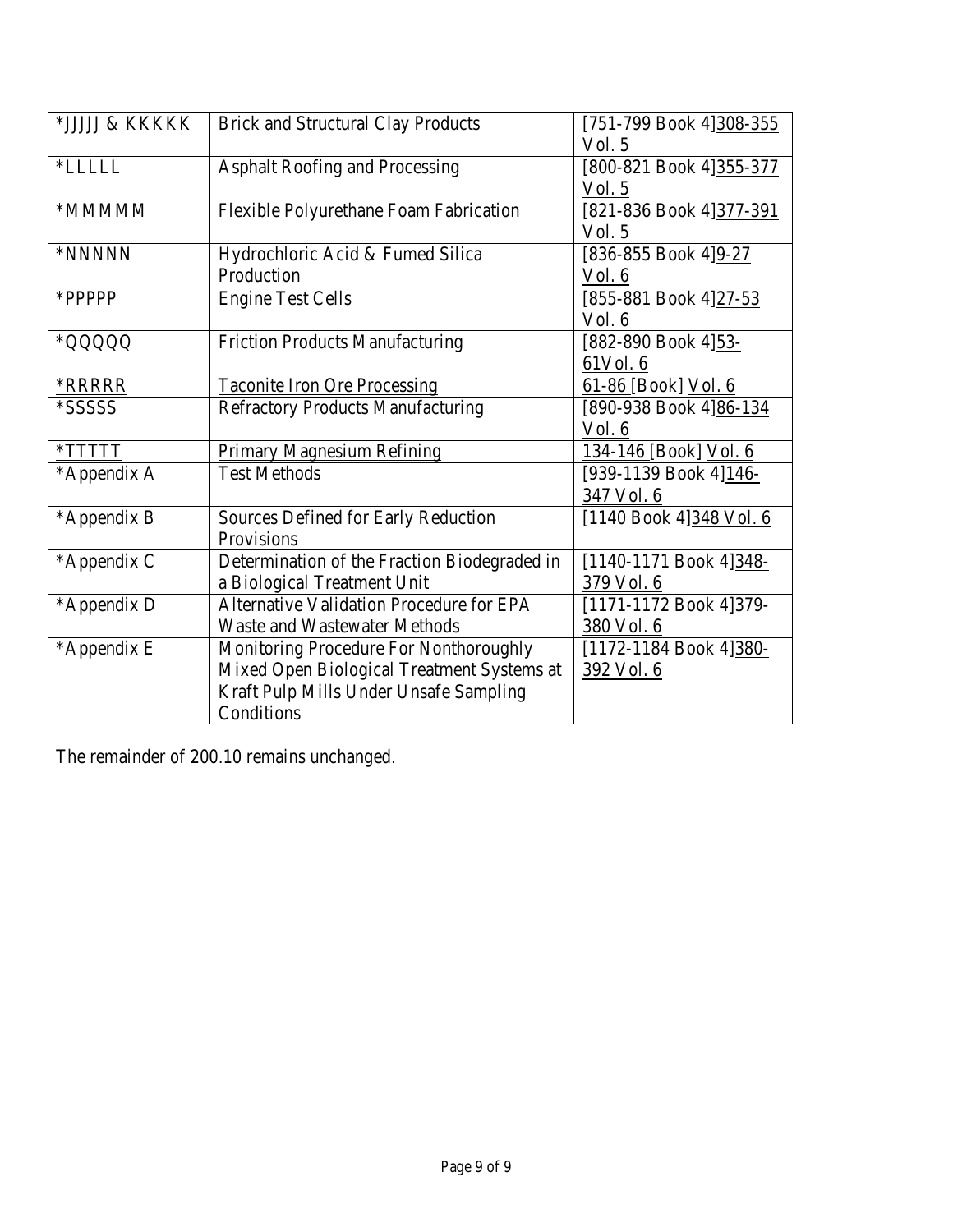| *JJJJJ & KKKKK | Brick and Structural Clay Products | [751-799 Book 4]308-355 Vol. 5 |
|---|---|---|
| *LLLLL | Asphalt Roofing and Processing | [800-821 Book 4]355-377 Vol. 5 |
| *MMMMM | Flexible Polyurethane Foam Fabrication | [821-836 Book 4]377-391 Vol. 5 |
| *NNNNN | Hydrochloric Acid & Fumed Silica Production | [836-855 Book 4]9-27 Vol. 6 |
| *PPPPP | Engine Test Cells | [855-881 Book 4]27-53 Vol. 6 |
| *QQQQQ | Friction Products Manufacturing | [882-890 Book 4]53-61Vol. 6 |
| *RRRRR | Taconite Iron Ore Processing | 61-86 [Book] Vol. 6 |
| *SSSSS | Refractory Products Manufacturing | [890-938 Book 4]86-134 Vol. 6 |
| *TTTTT | Primary Magnesium Refining | 134-146 [Book] Vol. 6 |
| *Appendix A | Test Methods | [939-1139 Book 4]146-347 Vol. 6 |
| *Appendix B | Sources Defined for Early Reduction Provisions | [1140 Book 4]348 Vol. 6 |
| *Appendix C | Determination of the Fraction Biodegraded in a Biological Treatment Unit | [1140-1171 Book 4]348-379 Vol. 6 |
| *Appendix D | Alternative Validation Procedure for EPA Waste and Wastewater Methods | [1171-1172 Book 4]379-380 Vol. 6 |
| *Appendix E | Monitoring Procedure For Nonthoroughly Mixed Open Biological Treatment Systems at Kraft Pulp Mills Under Unsafe Sampling Conditions | [1172-1184 Book 4]380-392 Vol. 6 |

The remainder of 200.10 remains unchanged.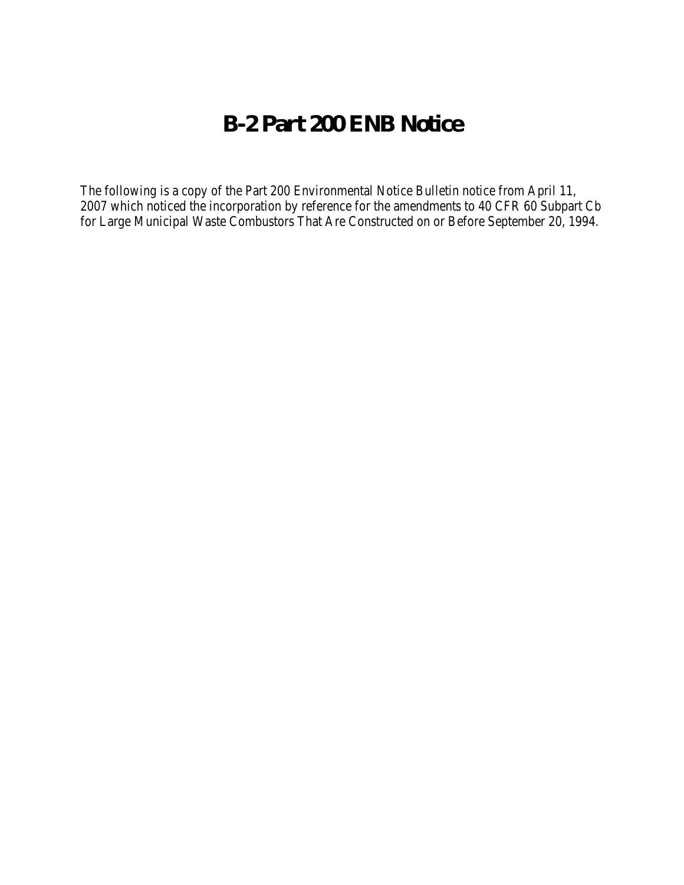# B-2 Part 200 ENB Notice

The following is a copy of the Part 200 Environmental Notice Bulletin notice from April 11, 2007 which noticed the incorporation by reference for the amendments to 40 CFR 60 Subpart Cb for Large Municipal Waste Combustors That Are Constructed on or Before September 20, 1994.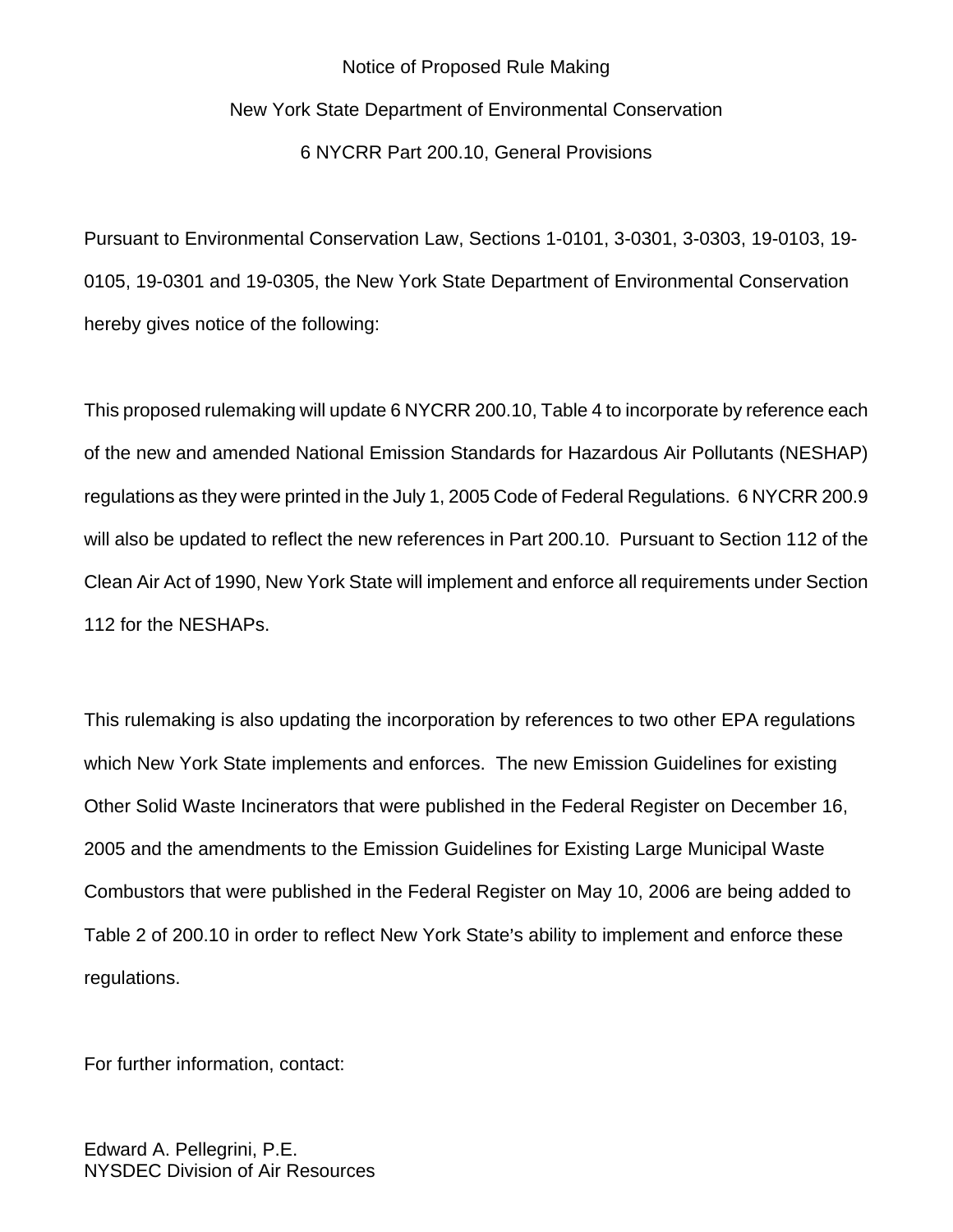Notice of Proposed Rule Making

New York State Department of Environmental Conservation

6 NYCRR Part 200.10, General Provisions

Pursuant to Environmental Conservation Law, Sections 1-0101, 3-0301, 3-0303, 19-0103, 19-0105, 19-0301 and 19-0305, the New York State Department of Environmental Conservation hereby gives notice of the following:

This proposed rulemaking will update 6 NYCRR 200.10, Table 4 to incorporate by reference each of the new and amended National Emission Standards for Hazardous Air Pollutants (NESHAP) regulations as they were printed in the July 1, 2005 Code of Federal Regulations. 6 NYCRR 200.9 will also be updated to reflect the new references in Part 200.10. Pursuant to Section 112 of the Clean Air Act of 1990, New York State will implement and enforce all requirements under Section 112 for the NESHAPs.

This rulemaking is also updating the incorporation by references to two other EPA regulations which New York State implements and enforces. The new Emission Guidelines for existing Other Solid Waste Incinerators that were published in the Federal Register on December 16, 2005 and the amendments to the Emission Guidelines for Existing Large Municipal Waste Combustors that were published in the Federal Register on May 10, 2006 are being added to Table 2 of 200.10 in order to reflect New York State's ability to implement and enforce these regulations.

For further information, contact:

Edward A. Pellegrini, P.E.
NYSDEC Division of Air Resources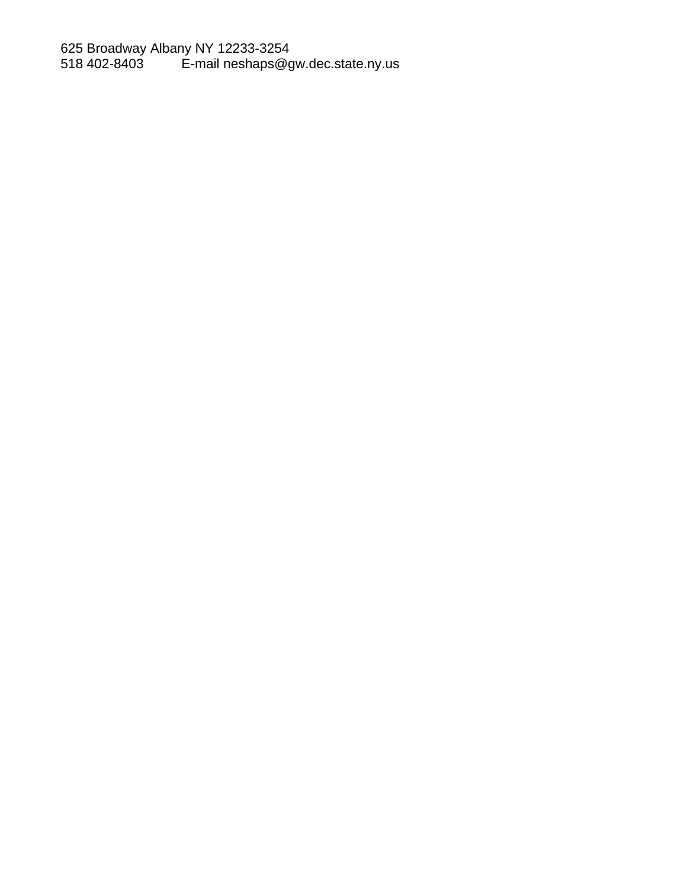625 Broadway Albany NY 12233-3254
518 402-8403 E-mail neshaps@gw.dec.state.ny.us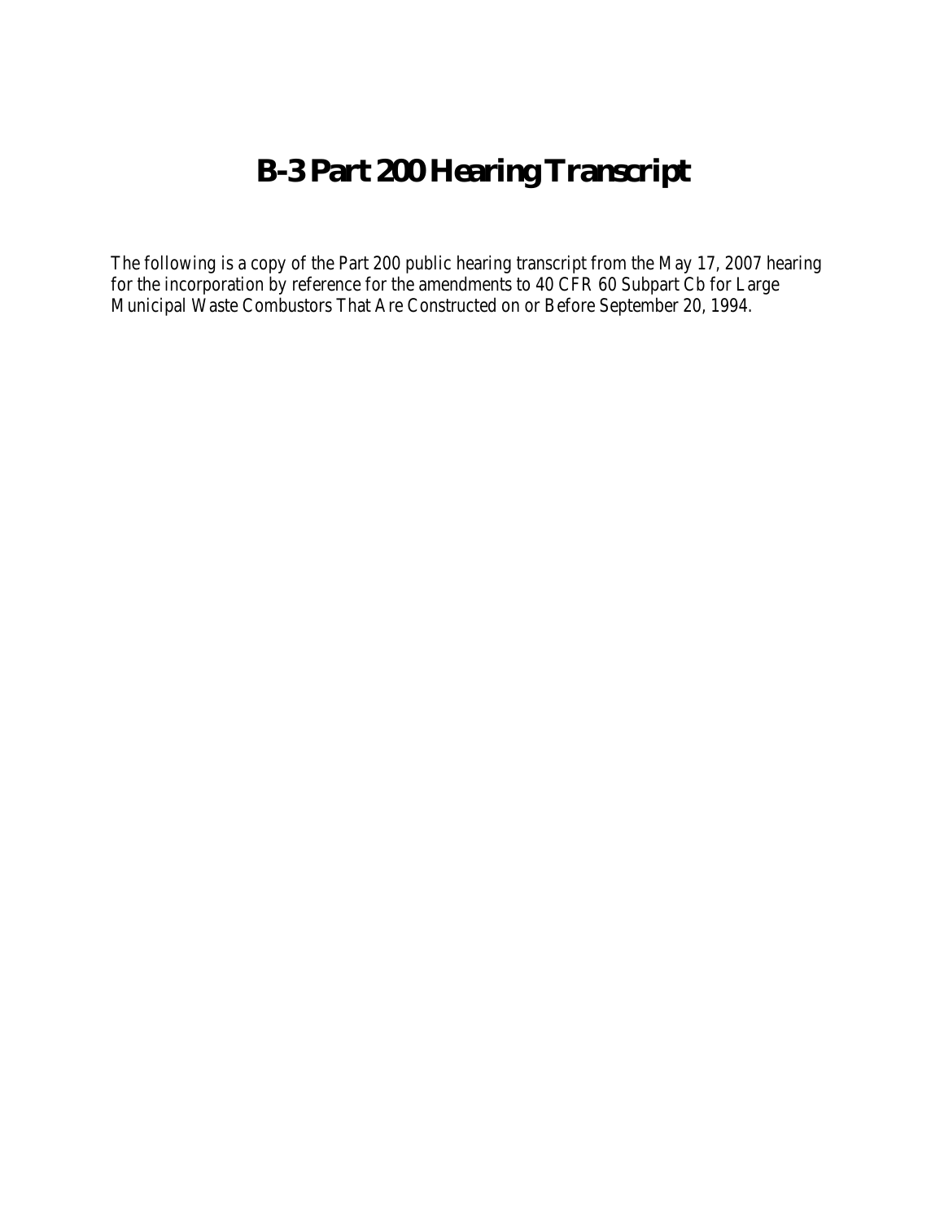# B-3 Part 200 Hearing Transcript

The following is a copy of the Part 200 public hearing transcript from the May 17, 2007 hearing for the incorporation by reference for the amendments to 40 CFR 60 Subpart Cb for Large Municipal Waste Combustors That Are Constructed on or Before September 20, 1994.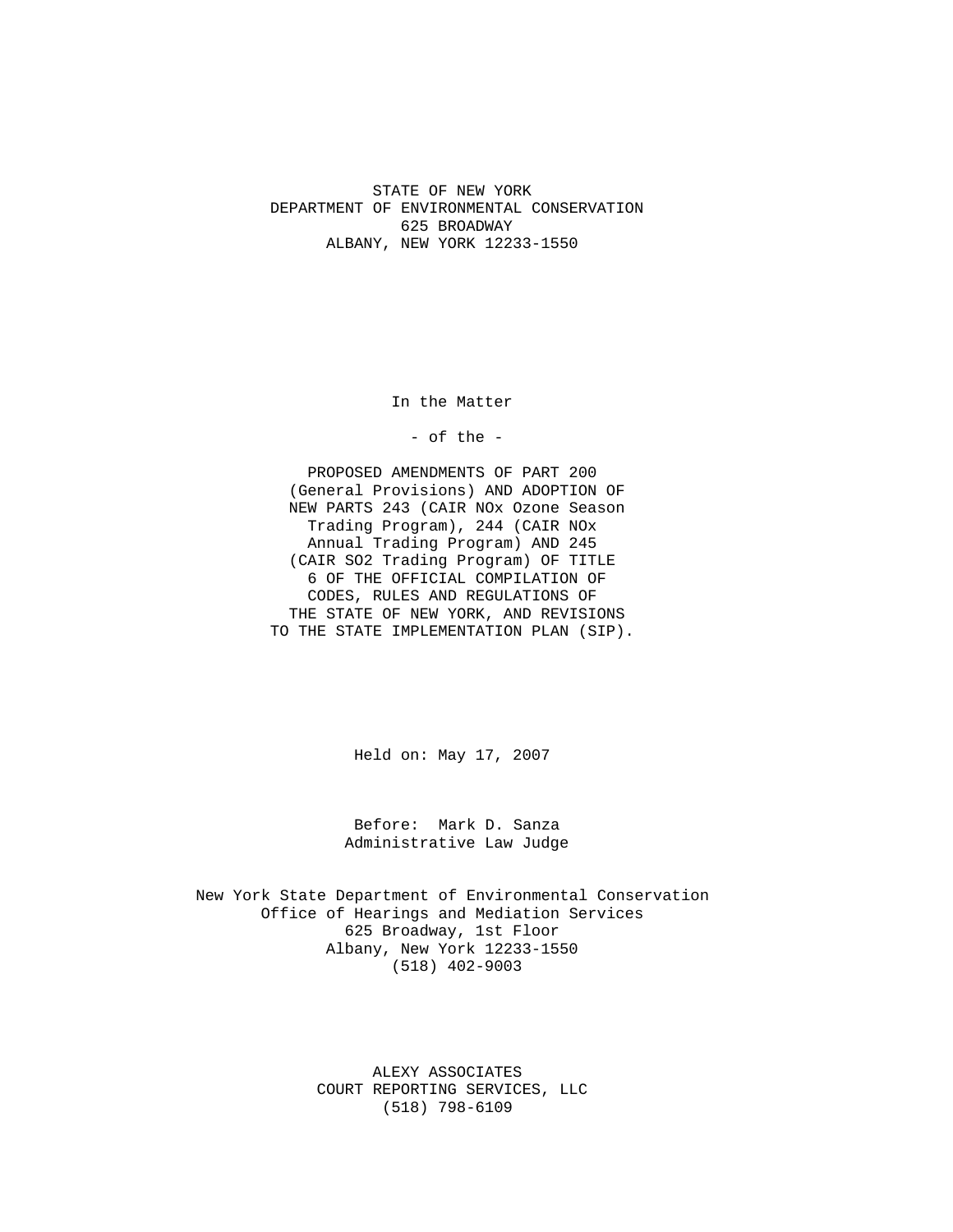STATE OF NEW YORK
DEPARTMENT OF ENVIRONMENTAL CONSERVATION
625 BROADWAY
ALBANY, NEW YORK 12233-1550

In the Matter

- of the -

PROPOSED AMENDMENTS OF PART 200 (General Provisions) AND ADOPTION OF NEW PARTS 243 (CAIR NOx Ozone Season Trading Program), 244 (CAIR NOx Annual Trading Program) AND 245 (CAIR SO2 Trading Program) OF TITLE 6 OF THE OFFICIAL COMPILATION OF CODES, RULES AND REGULATIONS OF THE STATE OF NEW YORK, AND REVISIONS TO THE STATE IMPLEMENTATION PLAN (SIP).

Held on: May 17, 2007

Before: Mark D. Sanza
Administrative Law Judge

New York State Department of Environmental Conservation
Office of Hearings and Mediation Services
625 Broadway, 1st Floor
Albany, New York 12233-1550
(518) 402-9003

ALEXY ASSOCIATES
COURT REPORTING SERVICES, LLC
(518) 798-6109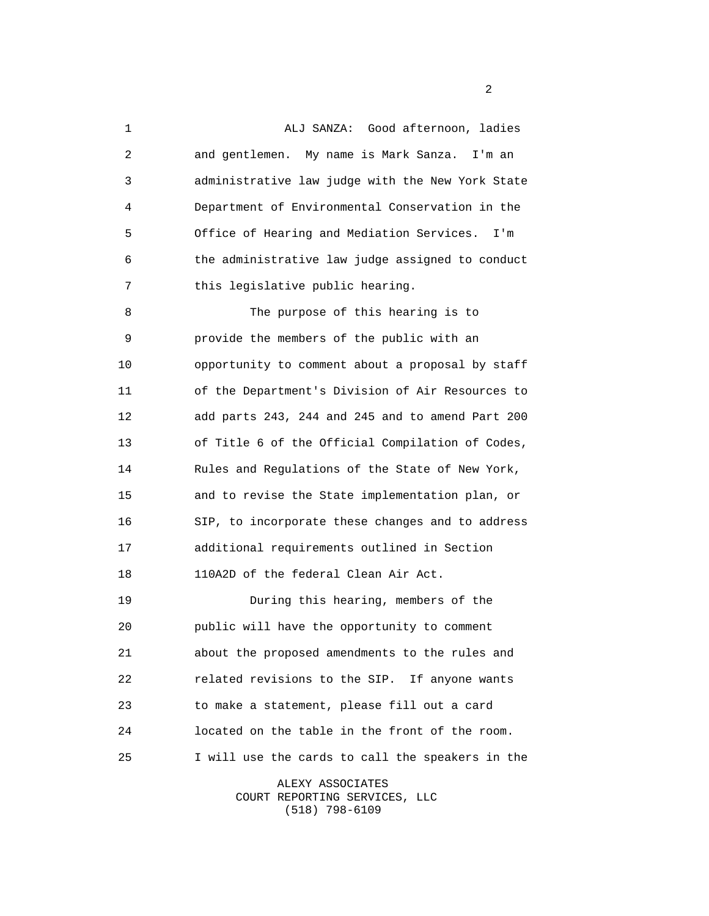ALJ SANZA: Good afternoon, ladies and gentlemen. My name is Mark Sanza. I'm an administrative law judge with the New York State Department of Environmental Conservation in the Office of Hearing and Mediation Services. I'm the administrative law judge assigned to conduct this legislative public hearing.

The purpose of this hearing is to provide the members of the public with an opportunity to comment about a proposal by staff of the Department's Division of Air Resources to add parts 243, 244 and 245 and to amend Part 200 of Title 6 of the Official Compilation of Codes, Rules and Regulations of the State of New York, and to revise the State implementation plan, or SIP, to incorporate these changes and to address additional requirements outlined in Section 110A2D of the federal Clean Air Act.

During this hearing, members of the public will have the opportunity to comment about the proposed amendments to the rules and related revisions to the SIP. If anyone wants to make a statement, please fill out a card located on the table in the front of the room. I will use the cards to call the speakers in the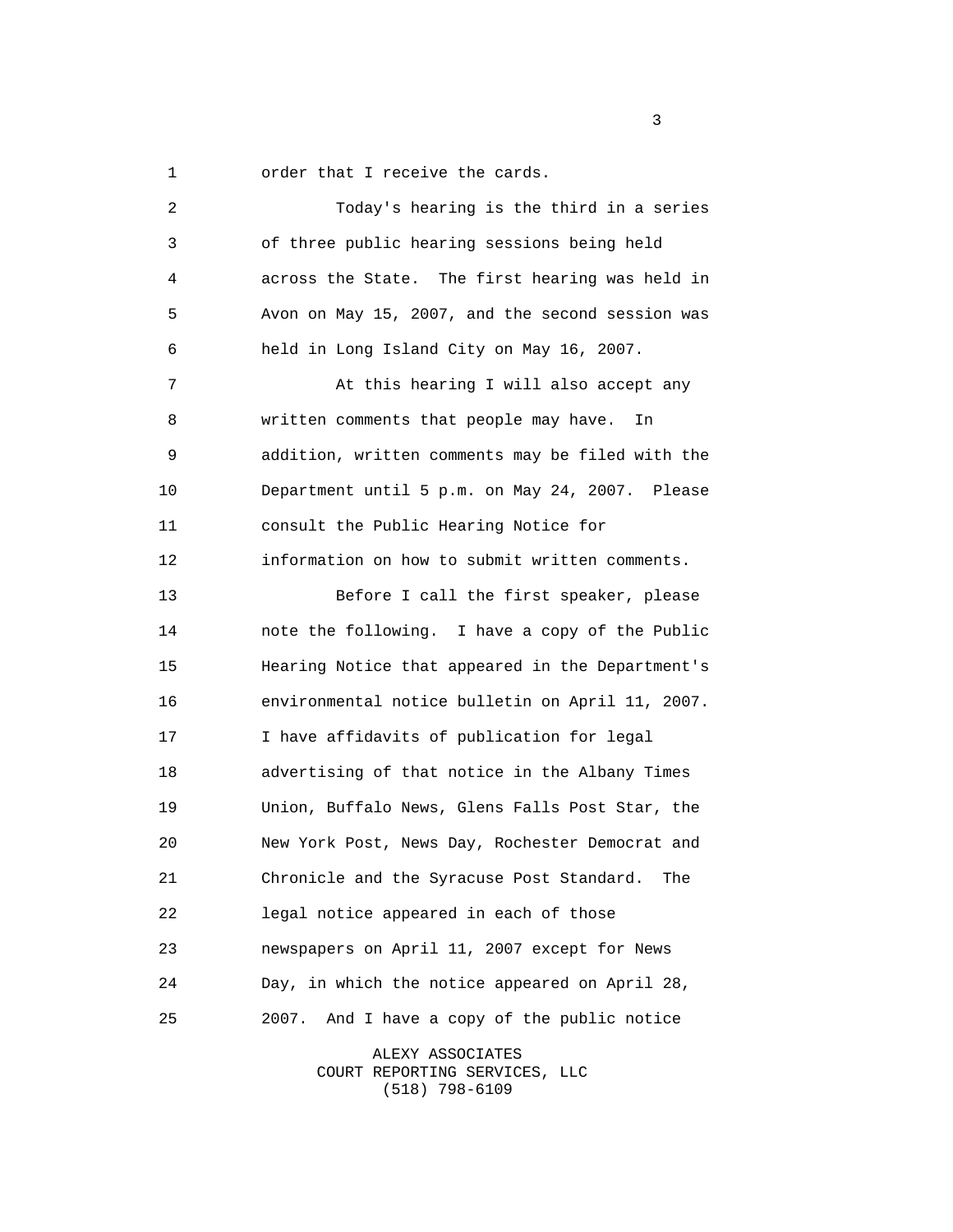1 order that I receive the cards.

2 Today's hearing is the third in a series
3 of three public hearing sessions being held
4 across the State. The first hearing was held in
5 Avon on May 15, 2007, and the second session was
6 held in Long Island City on May 16, 2007.

7 At this hearing I will also accept any
8 written comments that people may have. In
9 addition, written comments may be filed with the
10 Department until 5 p.m. on May 24, 2007. Please
11 consult the Public Hearing Notice for
12 information on how to submit written comments.

13 Before I call the first speaker, please
14 note the following. I have a copy of the Public
15 Hearing Notice that appeared in the Department's
16 environmental notice bulletin on April 11, 2007.
17 I have affidavits of publication for legal
18 advertising of that notice in the Albany Times
19 Union, Buffalo News, Glens Falls Post Star, the
20 New York Post, News Day, Rochester Democrat and
21 Chronicle and the Syracuse Post Standard. The
22 legal notice appeared in each of those
23 newspapers on April 11, 2007 except for News
24 Day, in which the notice appeared on April 28,
25 2007. And I have a copy of the public notice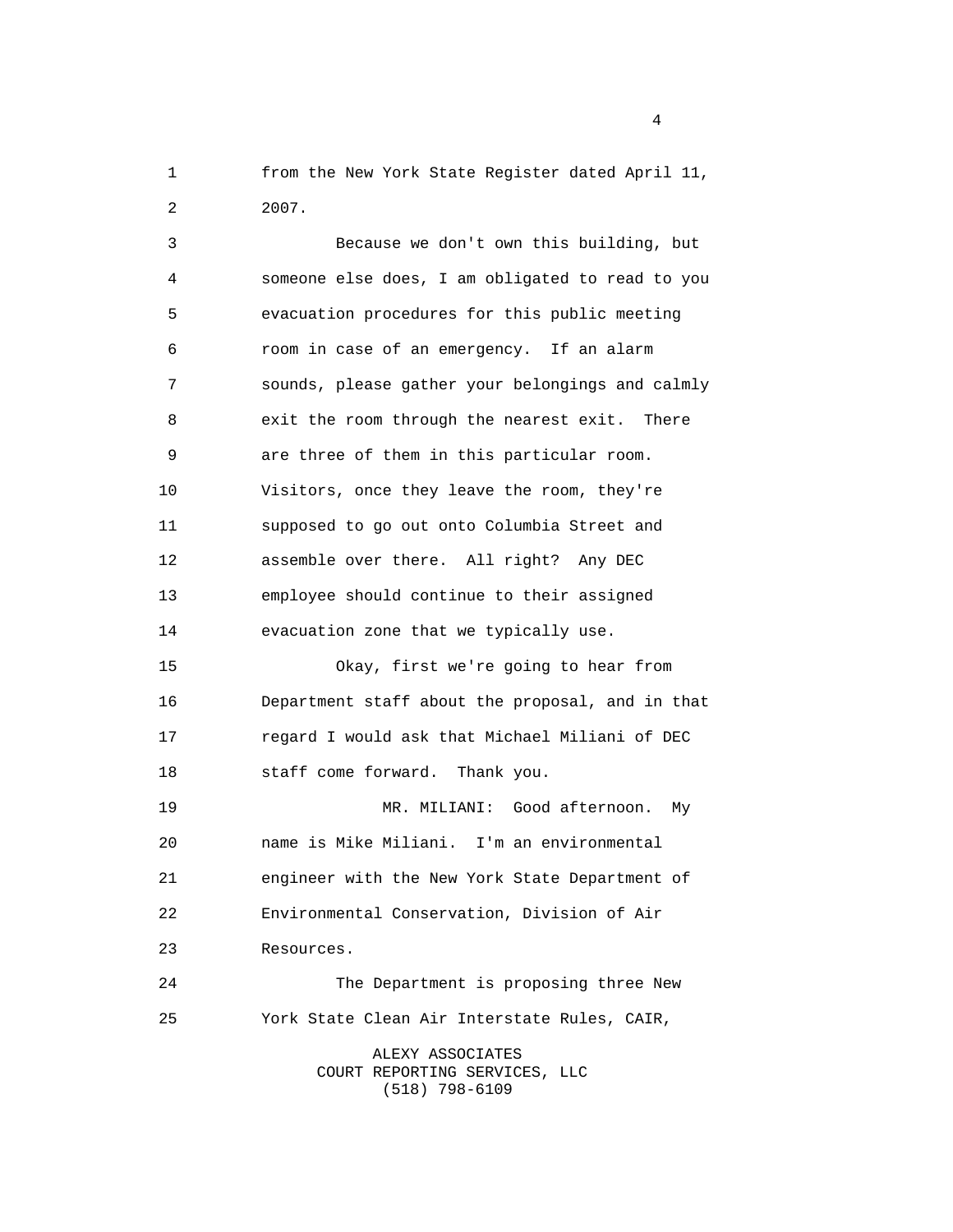from the New York State Register dated April 11, 2007.

Because we don't own this building, but someone else does, I am obligated to read to you evacuation procedures for this public meeting room in case of an emergency. If an alarm sounds, please gather your belongings and calmly exit the room through the nearest exit. There are three of them in this particular room. Visitors, once they leave the room, they're supposed to go out onto Columbia Street and assemble over there. All right? Any DEC employee should continue to their assigned evacuation zone that we typically use.

Okay, first we're going to hear from Department staff about the proposal, and in that regard I would ask that Michael Miliani of DEC staff come forward. Thank you.

MR. MILIANI: Good afternoon. My name is Mike Miliani. I'm an environmental engineer with the New York State Department of Environmental Conservation, Division of Air Resources.

The Department is proposing three New York State Clean Air Interstate Rules, CAIR,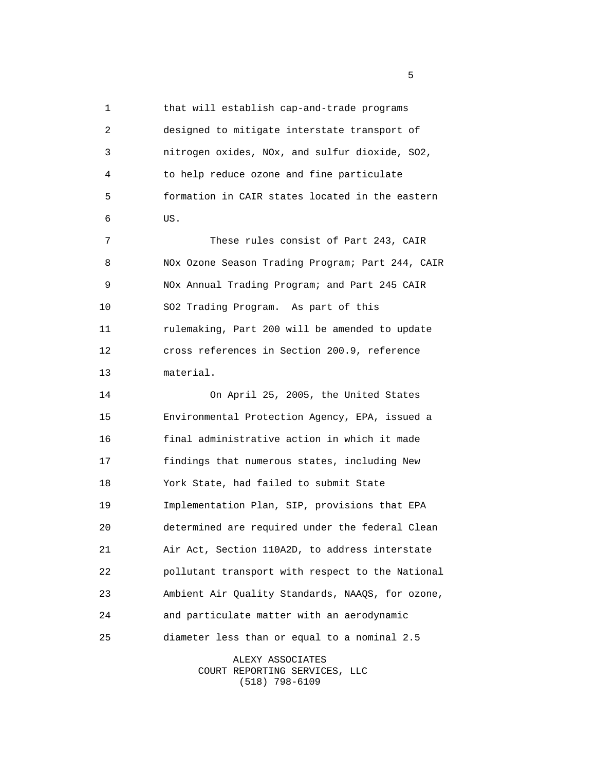that will establish cap-and-trade programs designed to mitigate interstate transport of nitrogen oxides, NOx, and sulfur dioxide, SO2, to help reduce ozone and fine particulate formation in CAIR states located in the eastern US.

These rules consist of Part 243, CAIR NOx Ozone Season Trading Program; Part 244, CAIR NOx Annual Trading Program; and Part 245 CAIR SO2 Trading Program. As part of this rulemaking, Part 200 will be amended to update cross references in Section 200.9, reference material.

On April 25, 2005, the United States Environmental Protection Agency, EPA, issued a final administrative action in which it made findings that numerous states, including New York State, had failed to submit State Implementation Plan, SIP, provisions that EPA determined are required under the federal Clean Air Act, Section 110A2D, to address interstate pollutant transport with respect to the National Ambient Air Quality Standards, NAAQS, for ozone, and particulate matter with an aerodynamic diameter less than or equal to a nominal 2.5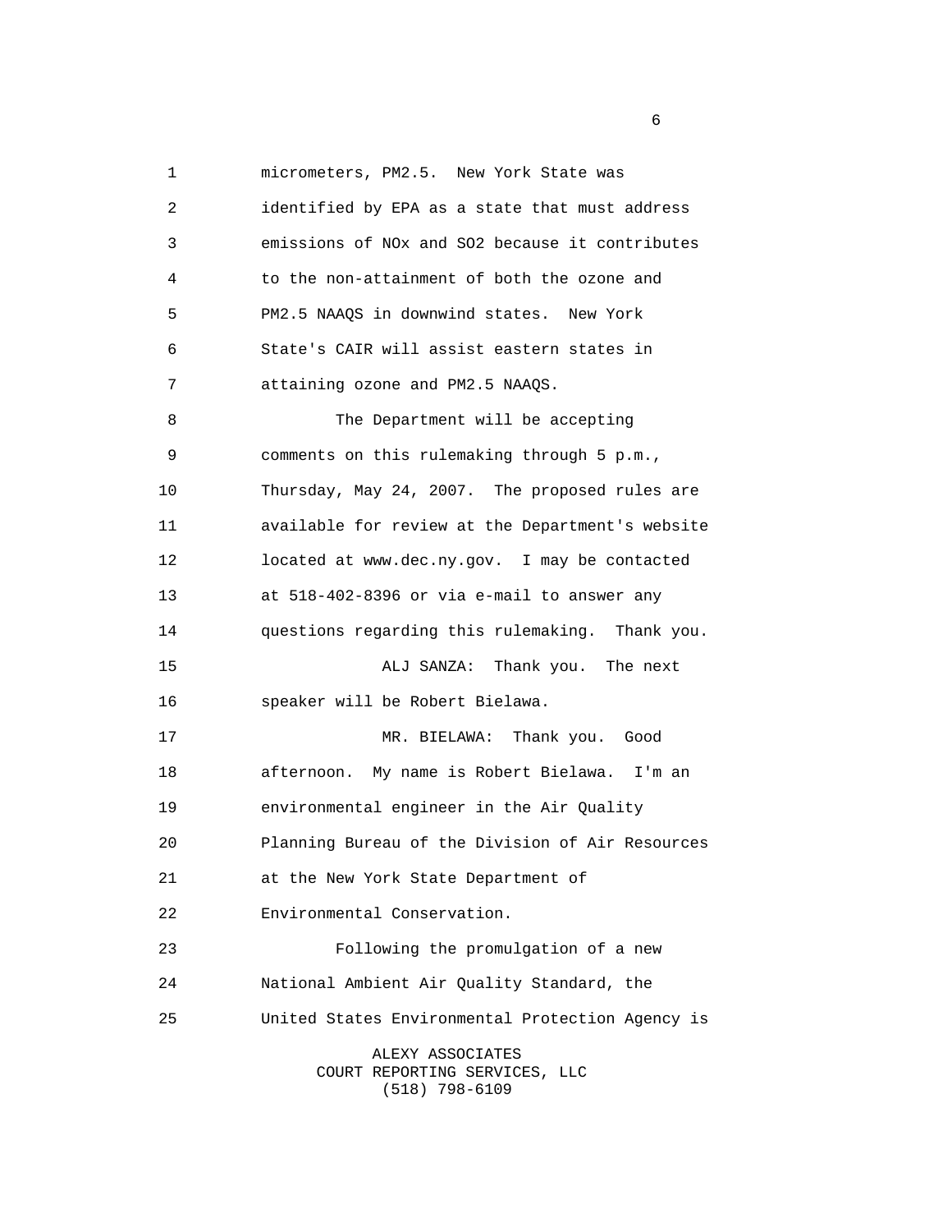micrometers, PM2.5. New York State was identified by EPA as a state that must address emissions of NOx and SO2 because it contributes to the non-attainment of both the ozone and PM2.5 NAAQS in downwind states. New York State's CAIR will assist eastern states in attaining ozone and PM2.5 NAAQS.

The Department will be accepting comments on this rulemaking through 5 p.m., Thursday, May 24, 2007. The proposed rules are available for review at the Department's website located at www.dec.ny.gov. I may be contacted at 518-402-8396 or via e-mail to answer any questions regarding this rulemaking. Thank you.

ALJ SANZA: Thank you. The next speaker will be Robert Bielawa.

MR. BIELAWA: Thank you. Good afternoon. My name is Robert Bielawa. I'm an environmental engineer in the Air Quality Planning Bureau of the Division of Air Resources at the New York State Department of Environmental Conservation.

Following the promulgation of a new National Ambient Air Quality Standard, the United States Environmental Protection Agency is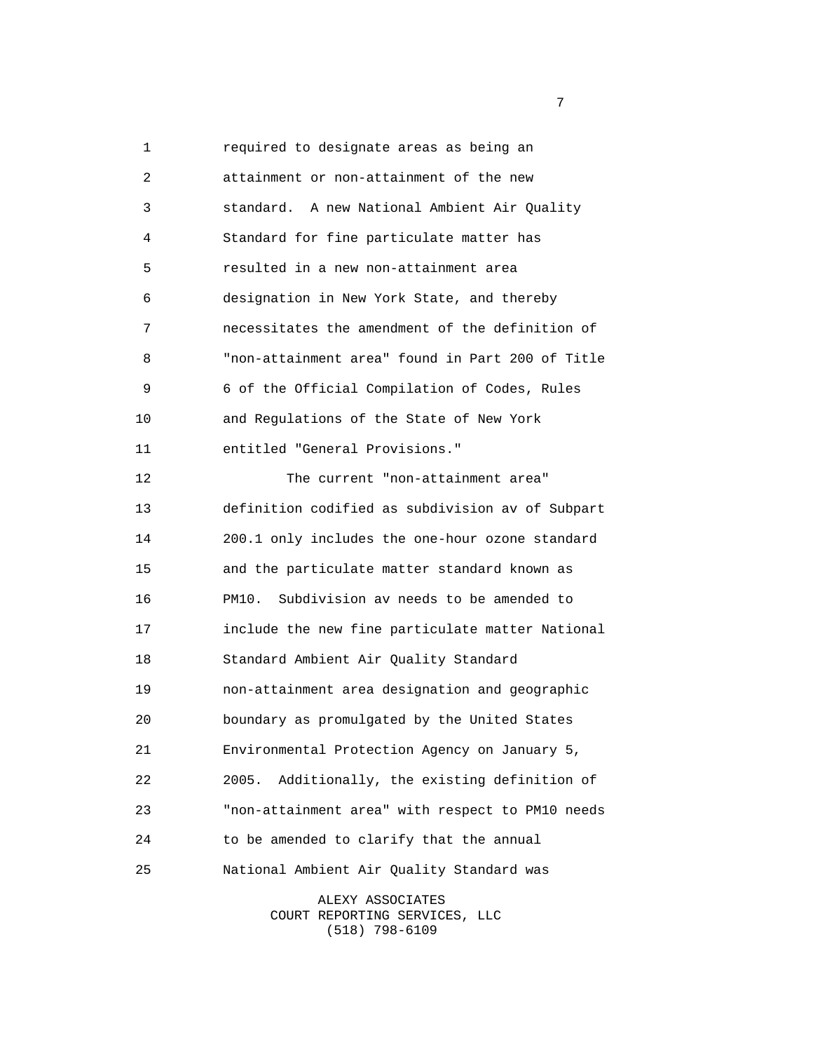required to designate areas as being an attainment or non-attainment of the new standard. A new National Ambient Air Quality Standard for fine particulate matter has resulted in a new non-attainment area designation in New York State, and thereby necessitates the amendment of the definition of "non-attainment area" found in Part 200 of Title 6 of the Official Compilation of Codes, Rules and Regulations of the State of New York entitled "General Provisions."

The current "non-attainment area" definition codified as subdivision av of Subpart 200.1 only includes the one-hour ozone standard and the particulate matter standard known as PM10. Subdivision av needs to be amended to include the new fine particulate matter National Standard Ambient Air Quality Standard non-attainment area designation and geographic boundary as promulgated by the United States Environmental Protection Agency on January 5, 2005. Additionally, the existing definition of "non-attainment area" with respect to PM10 needs to be amended to clarify that the annual National Ambient Air Quality Standard was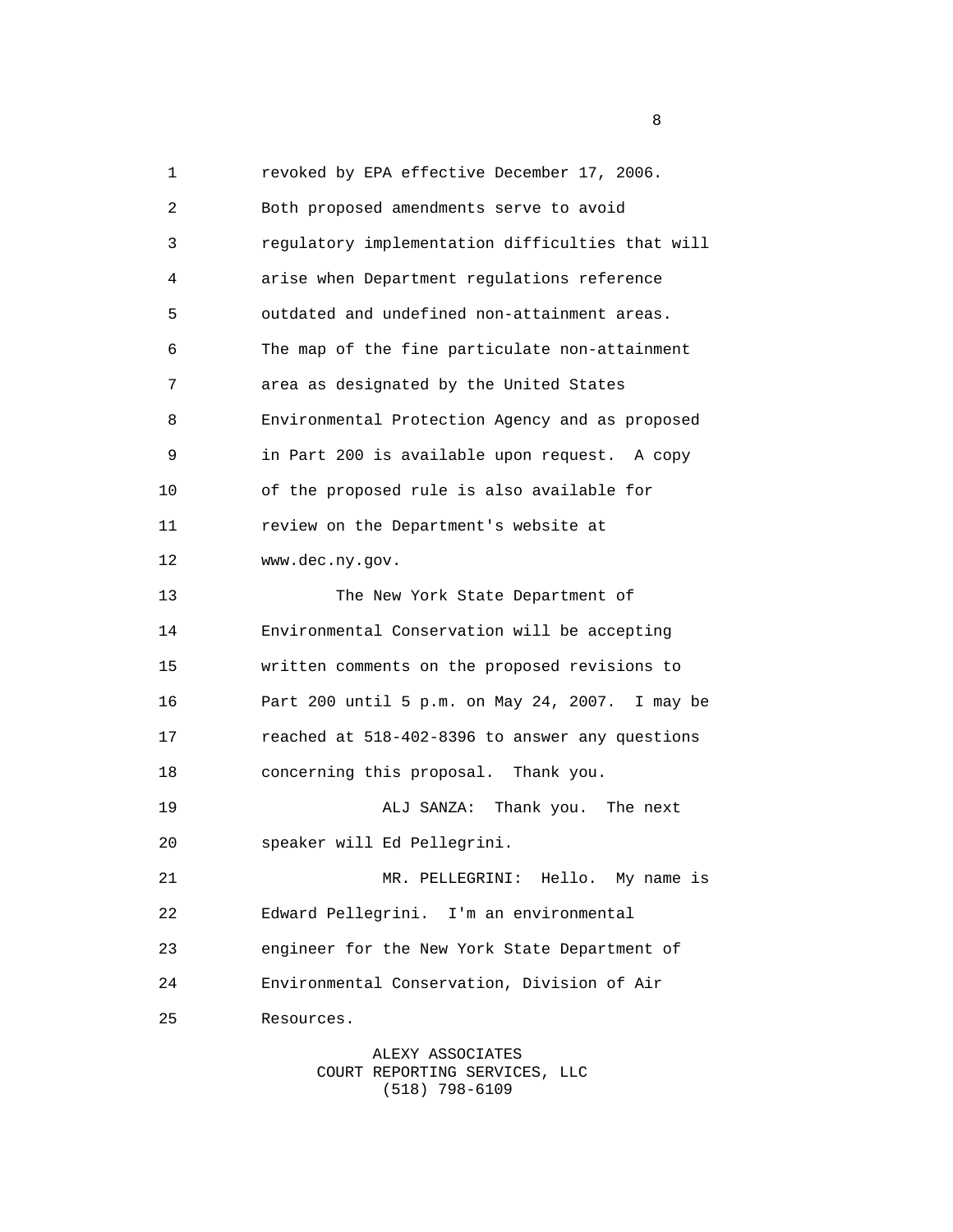revoked by EPA effective December 17, 2006. Both proposed amendments serve to avoid regulatory implementation difficulties that will arise when Department regulations reference outdated and undefined non-attainment areas. The map of the fine particulate non-attainment area as designated by the United States Environmental Protection Agency and as proposed in Part 200 is available upon request. A copy of the proposed rule is also available for review on the Department's website at www.dec.ny.gov.

The New York State Department of Environmental Conservation will be accepting written comments on the proposed revisions to Part 200 until 5 p.m. on May 24, 2007. I may be reached at 518-402-8396 to answer any questions concerning this proposal. Thank you.

ALJ SANZA: Thank you. The next speaker will Ed Pellegrini.

MR. PELLEGRINI: Hello. My name is Edward Pellegrini. I'm an environmental engineer for the New York State Department of Environmental Conservation, Division of Air Resources.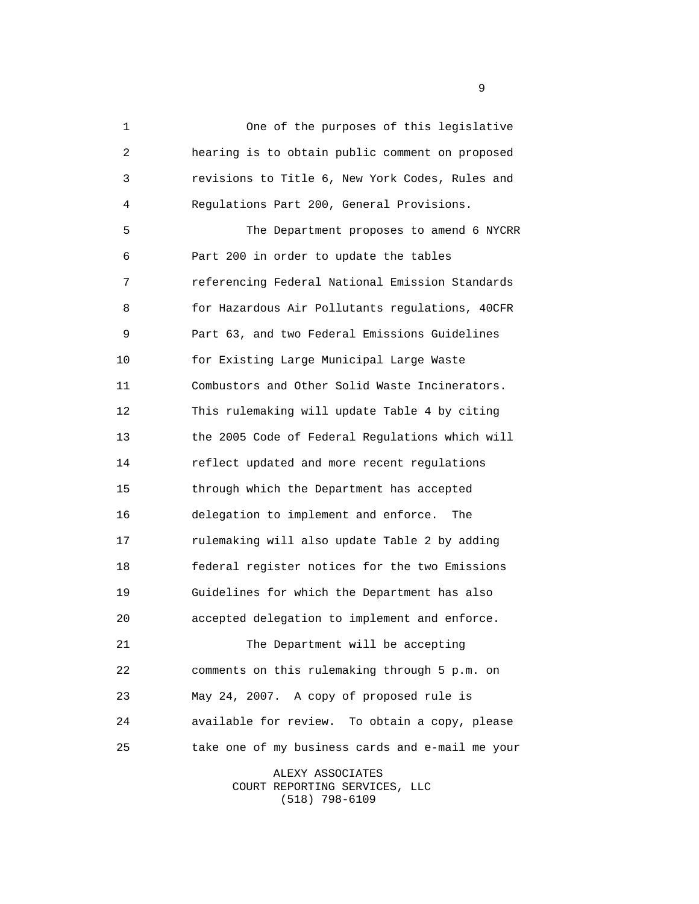One of the purposes of this legislative hearing is to obtain public comment on proposed revisions to Title 6, New York Codes, Rules and Regulations Part 200, General Provisions.

The Department proposes to amend 6 NYCRR Part 200 in order to update the tables referencing Federal National Emission Standards for Hazardous Air Pollutants regulations, 40CFR Part 63, and two Federal Emissions Guidelines for Existing Large Municipal Large Waste Combustors and Other Solid Waste Incinerators. This rulemaking will update Table 4 by citing the 2005 Code of Federal Regulations which will reflect updated and more recent regulations through which the Department has accepted delegation to implement and enforce. The rulemaking will also update Table 2 by adding federal register notices for the two Emissions Guidelines for which the Department has also accepted delegation to implement and enforce.

The Department will be accepting comments on this rulemaking through 5 p.m. on May 24, 2007. A copy of proposed rule is available for review. To obtain a copy, please take one of my business cards and e-mail me your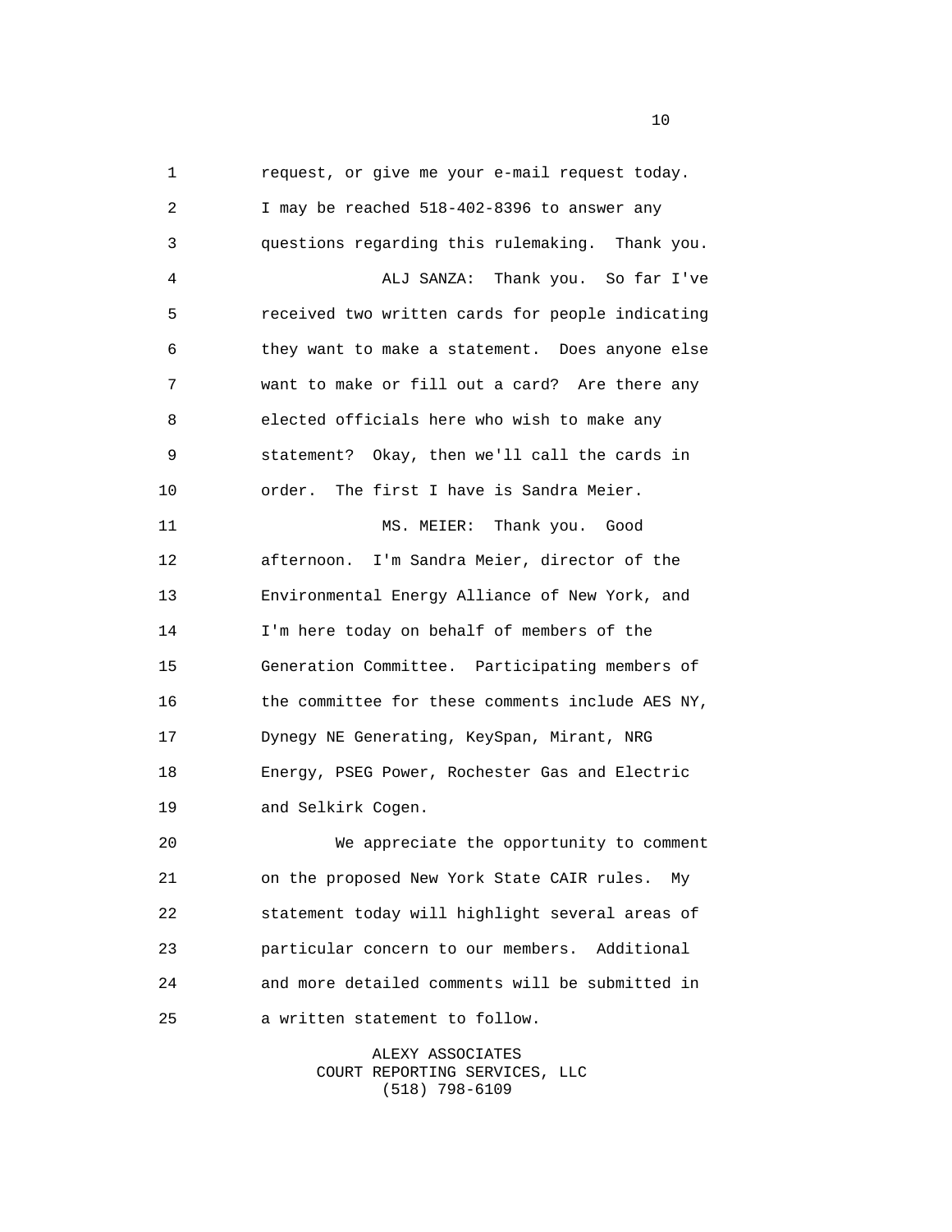request, or give me your e-mail request today. I may be reached 518-402-8396 to answer any questions regarding this rulemaking. Thank you.

ALJ SANZA: Thank you. So far I've received two written cards for people indicating they want to make a statement. Does anyone else want to make or fill out a card? Are there any elected officials here who wish to make any statement? Okay, then we'll call the cards in order. The first I have is Sandra Meier.

MS. MEIER: Thank you. Good afternoon. I'm Sandra Meier, director of the Environmental Energy Alliance of New York, and I'm here today on behalf of members of the Generation Committee. Participating members of the committee for these comments include AES NY, Dynegy NE Generating, KeySpan, Mirant, NRG Energy, PSEG Power, Rochester Gas and Electric and Selkirk Cogen.

We appreciate the opportunity to comment on the proposed New York State CAIR rules. My statement today will highlight several areas of particular concern to our members. Additional and more detailed comments will be submitted in a written statement to follow.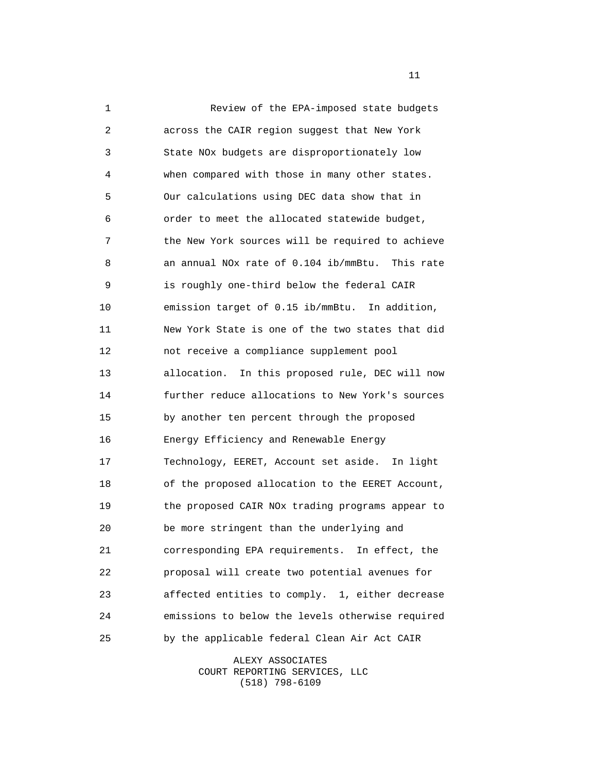Review of the EPA-imposed state budgets across the CAIR region suggest that New York State NOx budgets are disproportionately low when compared with those in many other states. Our calculations using DEC data show that in order to meet the allocated statewide budget, the New York sources will be required to achieve an annual NOx rate of 0.104 ib/mmBtu. This rate is roughly one-third below the federal CAIR emission target of 0.15 ib/mmBtu. In addition, New York State is one of the two states that did not receive a compliance supplement pool allocation. In this proposed rule, DEC will now further reduce allocations to New York's sources by another ten percent through the proposed Energy Efficiency and Renewable Energy Technology, EERET, Account set aside. In light of the proposed allocation to the EERET Account, the proposed CAIR NOx trading programs appear to be more stringent than the underlying and corresponding EPA requirements. In effect, the proposal will create two potential avenues for affected entities to comply. 1, either decrease emissions to below the levels otherwise required by the applicable federal Clean Air Act CAIR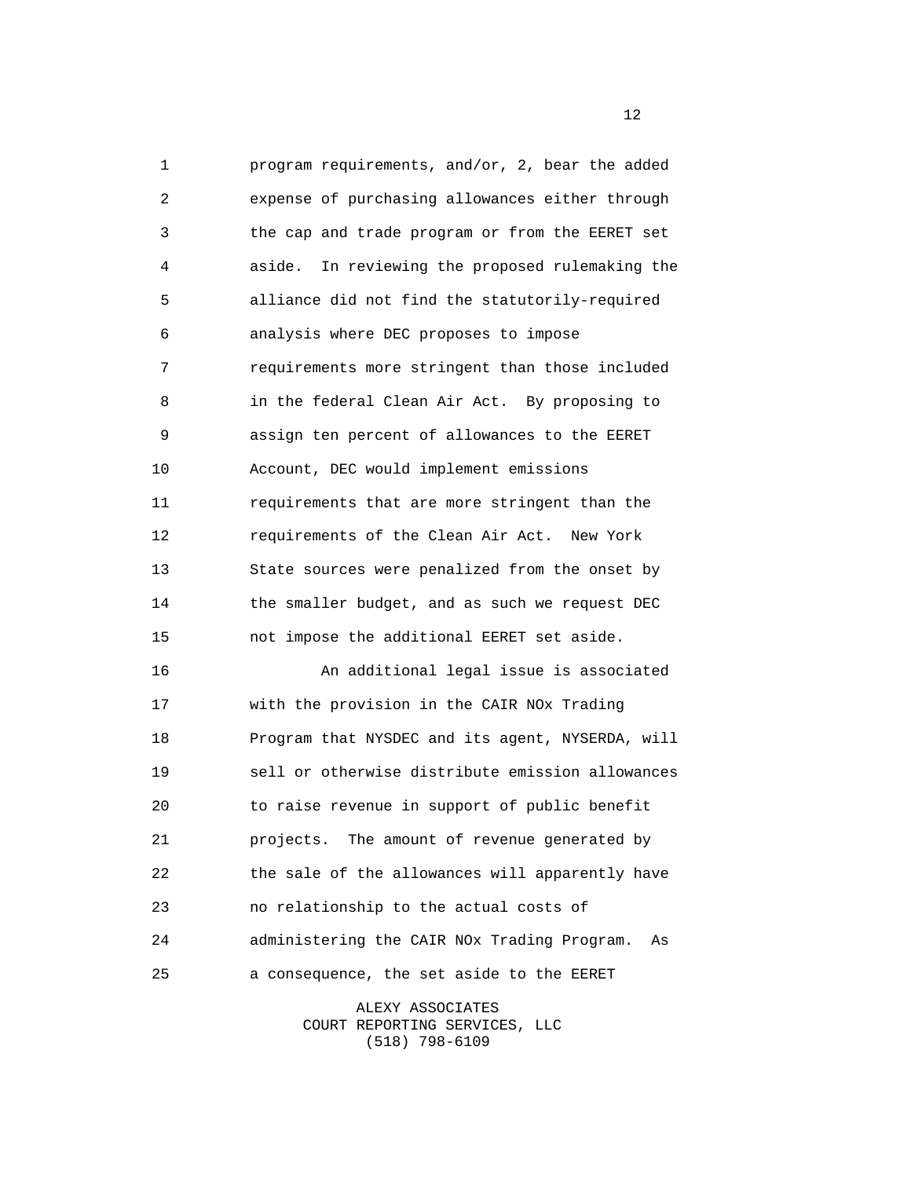program requirements, and/or, 2, bear the added expense of purchasing allowances either through the cap and trade program or from the EERET set aside. In reviewing the proposed rulemaking the alliance did not find the statutorily-required analysis where DEC proposes to impose requirements more stringent than those included in the federal Clean Air Act. By proposing to assign ten percent of allowances to the EERET Account, DEC would implement emissions requirements that are more stringent than the requirements of the Clean Air Act. New York State sources were penalized from the onset by the smaller budget, and as such we request DEC not impose the additional EERET set aside.

An additional legal issue is associated with the provision in the CAIR NOx Trading Program that NYSDEC and its agent, NYSERDA, will sell or otherwise distribute emission allowances to raise revenue in support of public benefit projects. The amount of revenue generated by the sale of the allowances will apparently have no relationship to the actual costs of administering the CAIR NOx Trading Program. As a consequence, the set aside to the EERET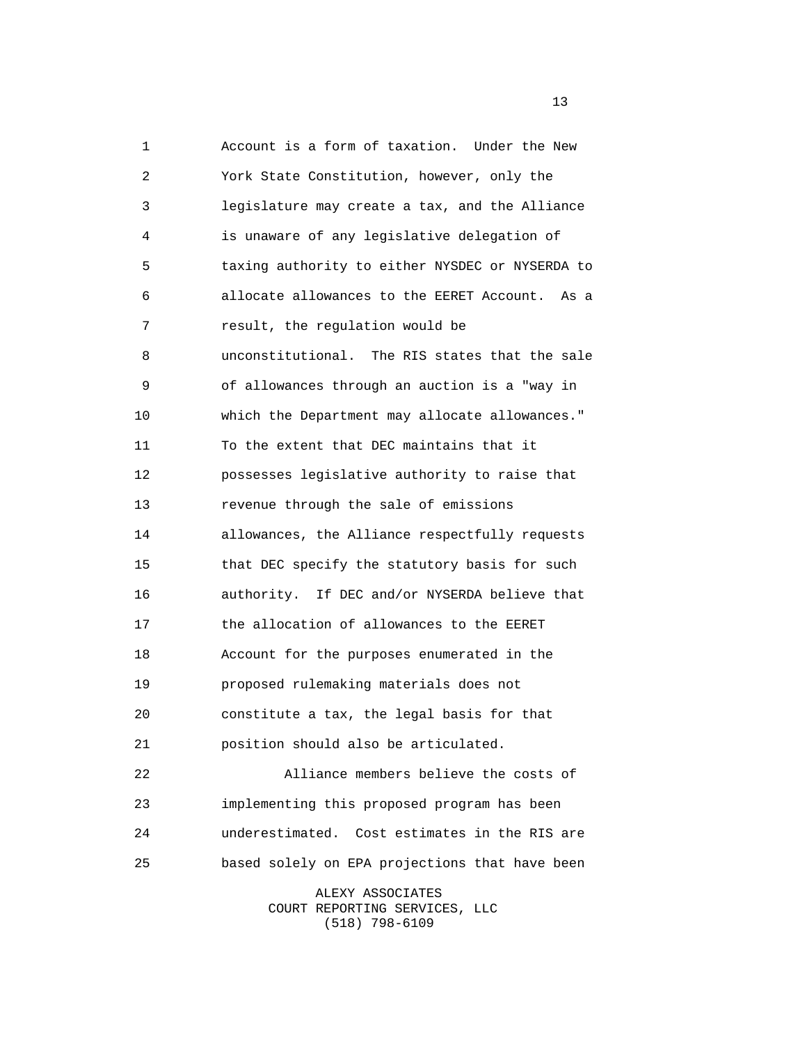Account is a form of taxation. Under the New York State Constitution, however, only the legislature may create a tax, and the Alliance is unaware of any legislative delegation of taxing authority to either NYSDEC or NYSERDA to allocate allowances to the EERET Account. As a result, the regulation would be unconstitutional. The RIS states that the sale of allowances through an auction is a "way in which the Department may allocate allowances." To the extent that DEC maintains that it possesses legislative authority to raise that revenue through the sale of emissions allowances, the Alliance respectfully requests that DEC specify the statutory basis for such authority. If DEC and/or NYSERDA believe that the allocation of allowances to the EERET Account for the purposes enumerated in the proposed rulemaking materials does not constitute a tax, the legal basis for that position should also be articulated.

Alliance members believe the costs of implementing this proposed program has been underestimated. Cost estimates in the RIS are based solely on EPA projections that have been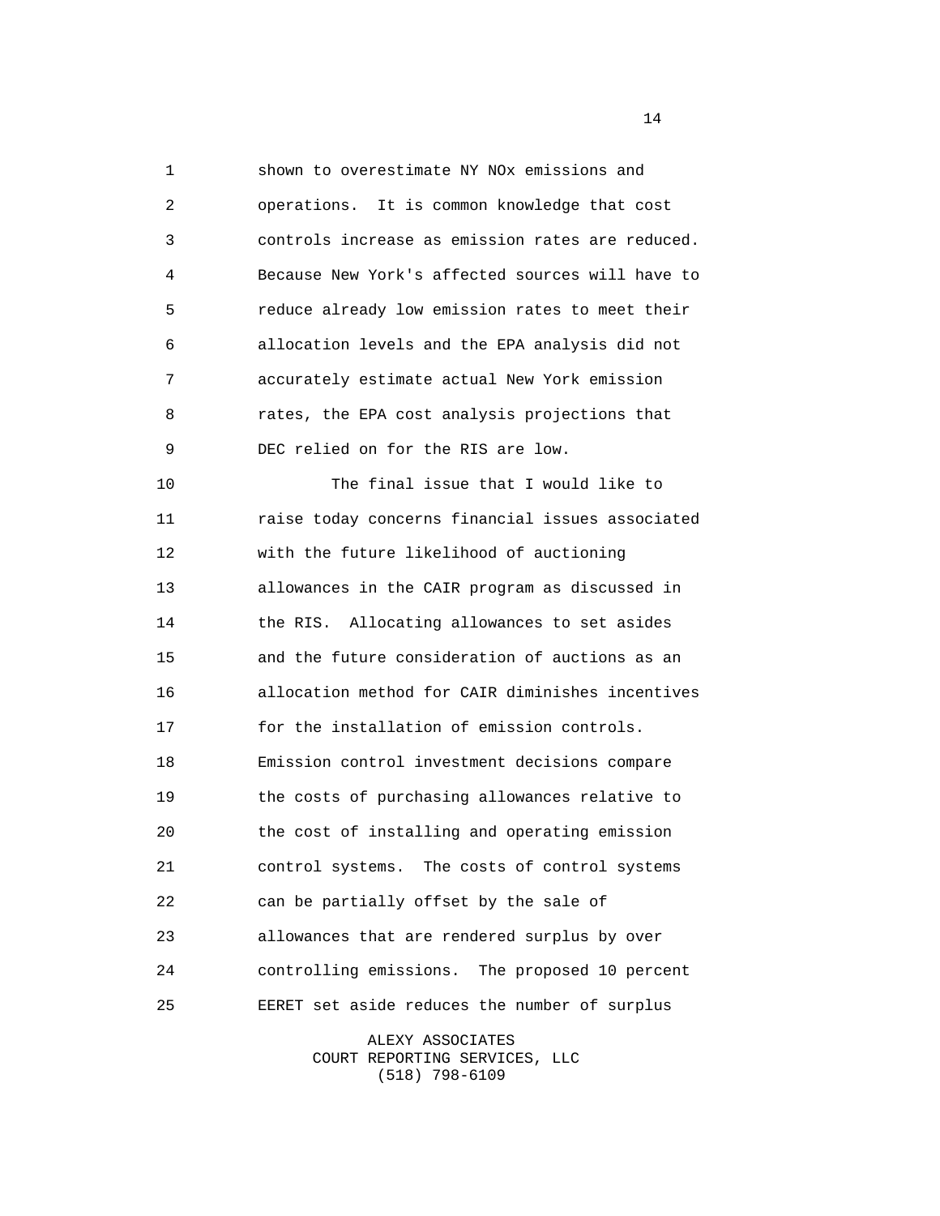shown to overestimate NY NOx emissions and operations. It is common knowledge that cost controls increase as emission rates are reduced. Because New York's affected sources will have to reduce already low emission rates to meet their allocation levels and the EPA analysis did not accurately estimate actual New York emission rates, the EPA cost analysis projections that DEC relied on for the RIS are low.

The final issue that I would like to raise today concerns financial issues associated with the future likelihood of auctioning allowances in the CAIR program as discussed in the RIS. Allocating allowances to set asides and the future consideration of auctions as an allocation method for CAIR diminishes incentives for the installation of emission controls. Emission control investment decisions compare the costs of purchasing allowances relative to the cost of installing and operating emission control systems. The costs of control systems can be partially offset by the sale of allowances that are rendered surplus by over controlling emissions. The proposed 10 percent EERET set aside reduces the number of surplus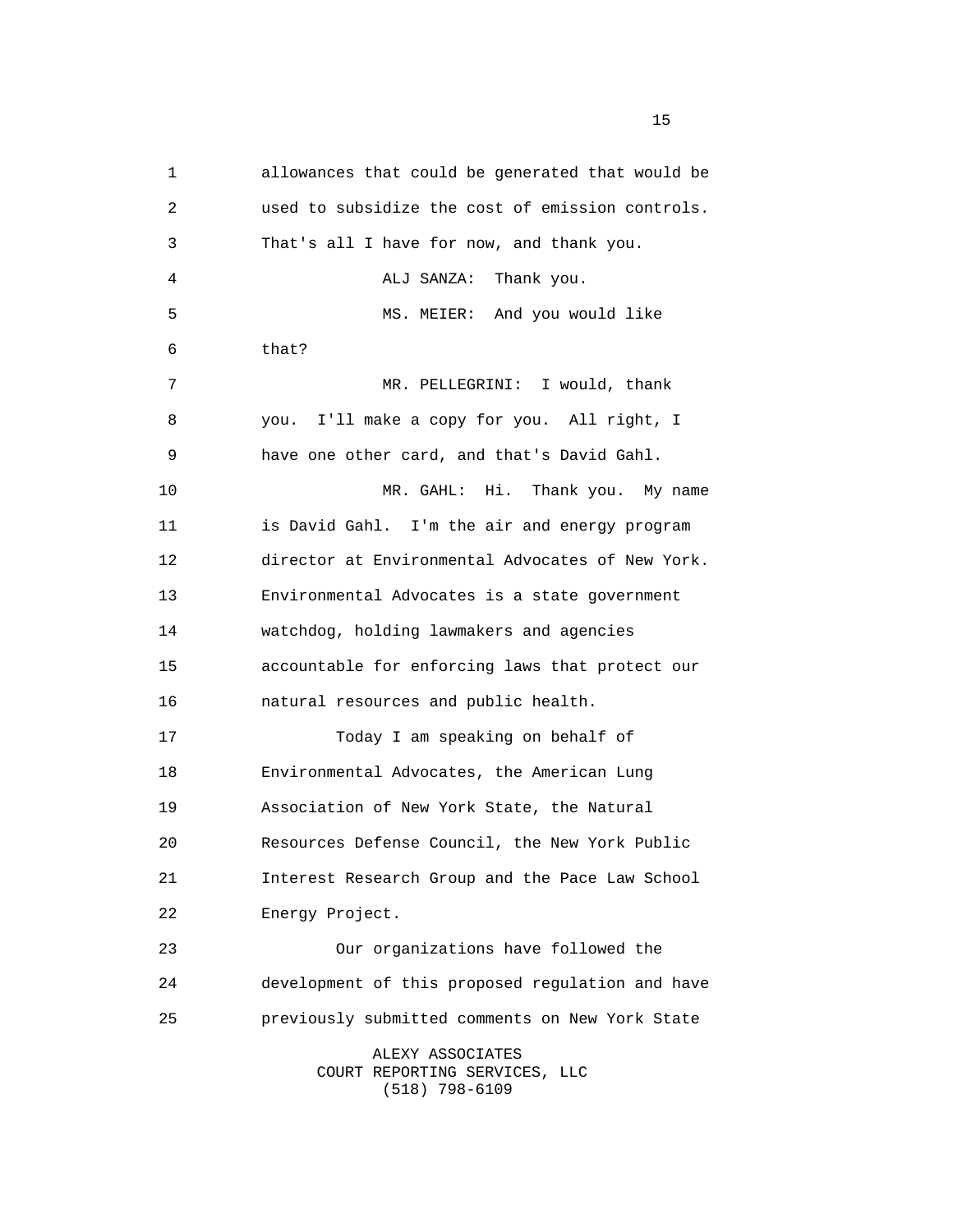allowances that could be generated that would be used to subsidize the cost of emission controls. That's all I have for now, and thank you.

ALJ SANZA: Thank you.

MS. MEIER: And you would like that?

MR. PELLEGRINI: I would, thank you. I'll make a copy for you. All right, I have one other card, and that's David Gahl.

MR. GAHL: Hi. Thank you. My name is David Gahl. I'm the air and energy program director at Environmental Advocates of New York. Environmental Advocates is a state government watchdog, holding lawmakers and agencies accountable for enforcing laws that protect our natural resources and public health.

Today I am speaking on behalf of Environmental Advocates, the American Lung Association of New York State, the Natural Resources Defense Council, the New York Public Interest Research Group and the Pace Law School Energy Project.

Our organizations have followed the development of this proposed regulation and have previously submitted comments on New York State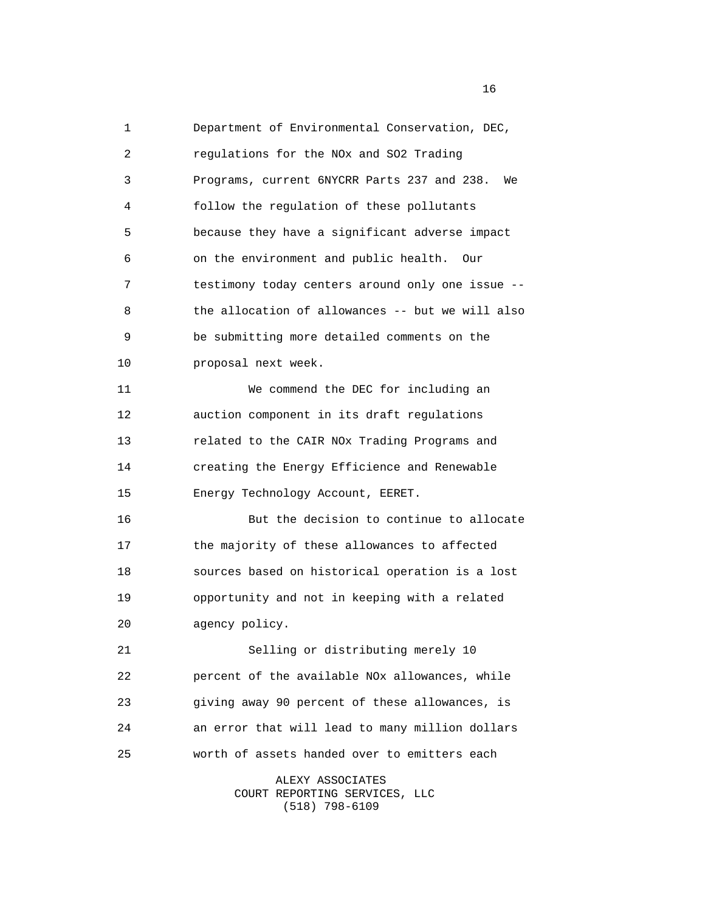Department of Environmental Conservation, DEC, regulations for the NOx and SO2 Trading Programs, current 6NYCRR Parts 237 and 238. We follow the regulation of these pollutants because they have a significant adverse impact on the environment and public health. Our testimony today centers around only one issue -- the allocation of allowances -- but we will also be submitting more detailed comments on the proposal next week.

We commend the DEC for including an auction component in its draft regulations related to the CAIR NOx Trading Programs and creating the Energy Efficience and Renewable Energy Technology Account, EERET.

But the decision to continue to allocate the majority of these allowances to affected sources based on historical operation is a lost opportunity and not in keeping with a related agency policy.

Selling or distributing merely 10 percent of the available NOx allowances, while giving away 90 percent of these allowances, is an error that will lead to many million dollars worth of assets handed over to emitters each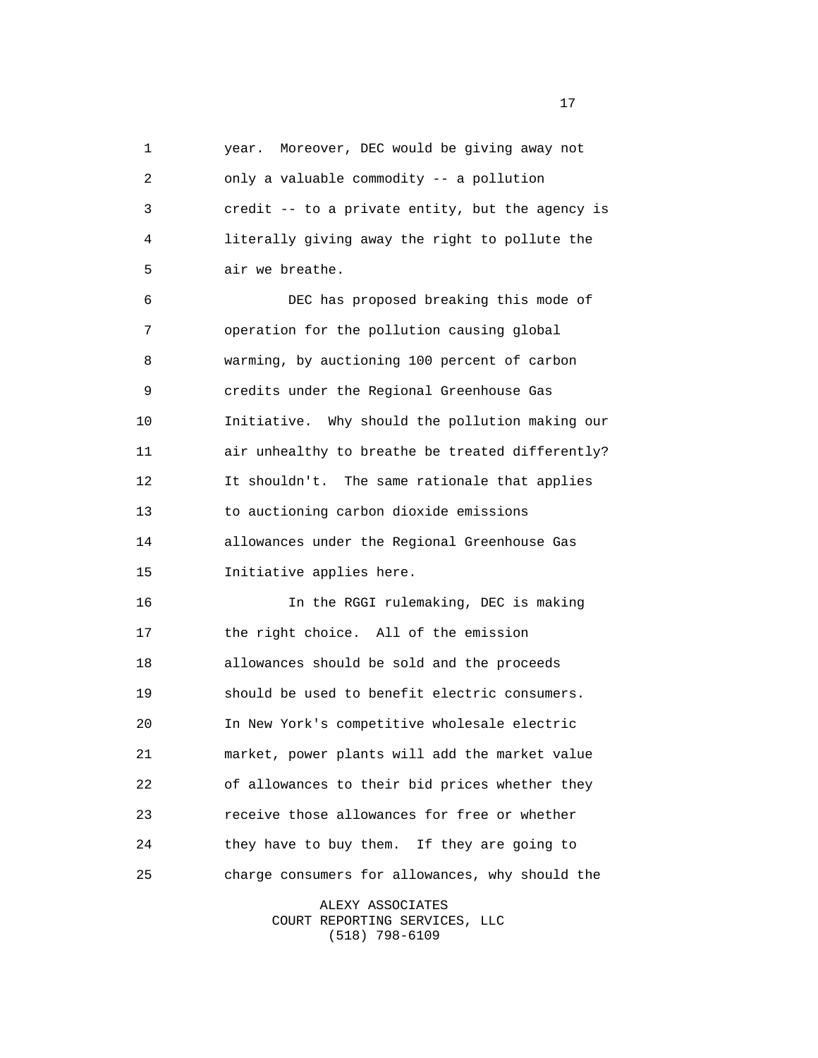year. Moreover, DEC would be giving away not only a valuable commodity -- a pollution credit -- to a private entity, but the agency is literally giving away the right to pollute the air we breathe.

DEC has proposed breaking this mode of operation for the pollution causing global warming, by auctioning 100 percent of carbon credits under the Regional Greenhouse Gas Initiative. Why should the pollution making our air unhealthy to breathe be treated differently? It shouldn't. The same rationale that applies to auctioning carbon dioxide emissions allowances under the Regional Greenhouse Gas Initiative applies here.

In the RGGI rulemaking, DEC is making the right choice. All of the emission allowances should be sold and the proceeds should be used to benefit electric consumers. In New York's competitive wholesale electric market, power plants will add the market value of allowances to their bid prices whether they receive those allowances for free or whether they have to buy them. If they are going to charge consumers for allowances, why should the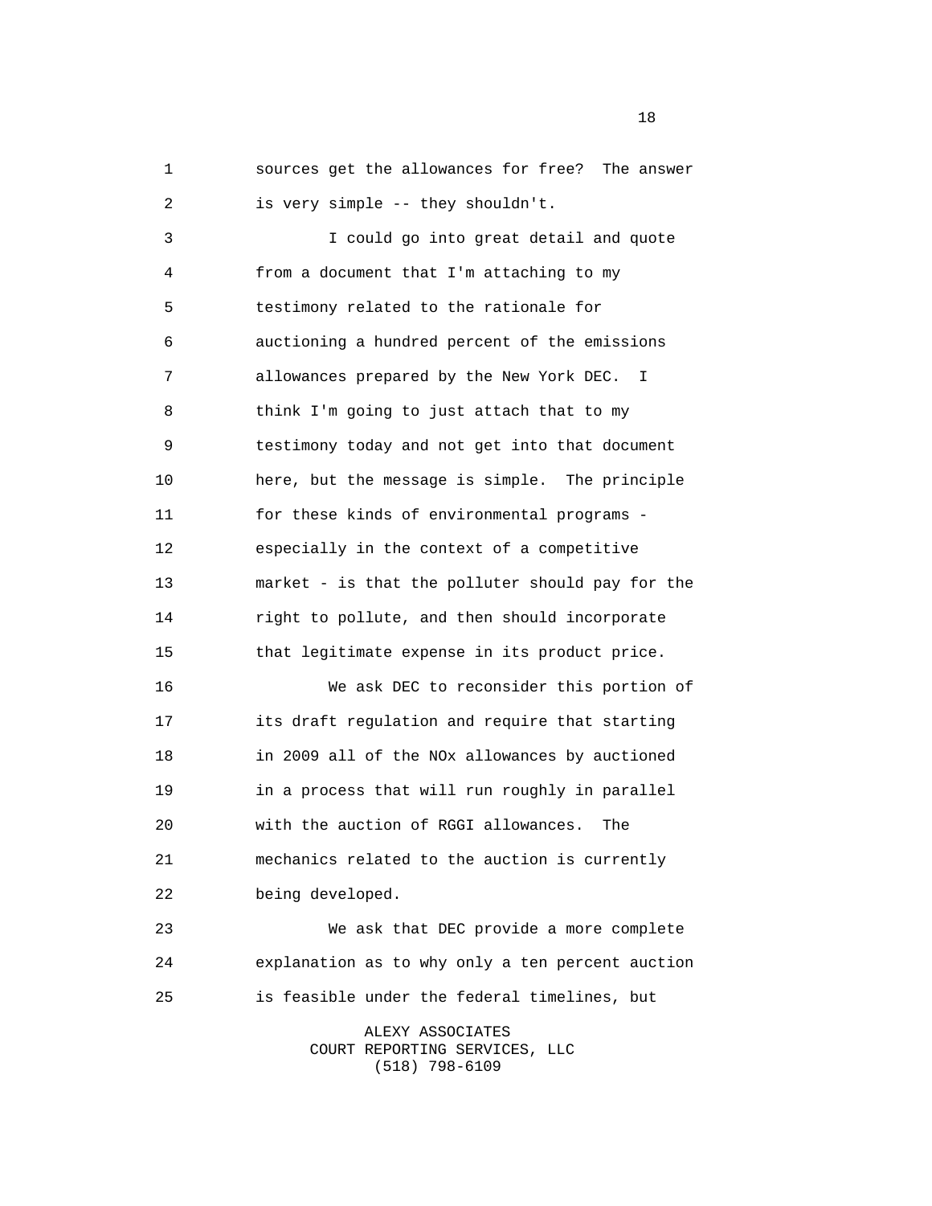sources get the allowances for free? The answer is very simple -- they shouldn't.

I could go into great detail and quote from a document that I'm attaching to my testimony related to the rationale for auctioning a hundred percent of the emissions allowances prepared by the New York DEC. I think I'm going to just attach that to my testimony today and not get into that document here, but the message is simple. The principle for these kinds of environmental programs - especially in the context of a competitive market - is that the polluter should pay for the right to pollute, and then should incorporate that legitimate expense in its product price.

We ask DEC to reconsider this portion of its draft regulation and require that starting in 2009 all of the NOx allowances by auctioned in a process that will run roughly in parallel with the auction of RGGI allowances. The mechanics related to the auction is currently being developed.

We ask that DEC provide a more complete explanation as to why only a ten percent auction is feasible under the federal timelines, but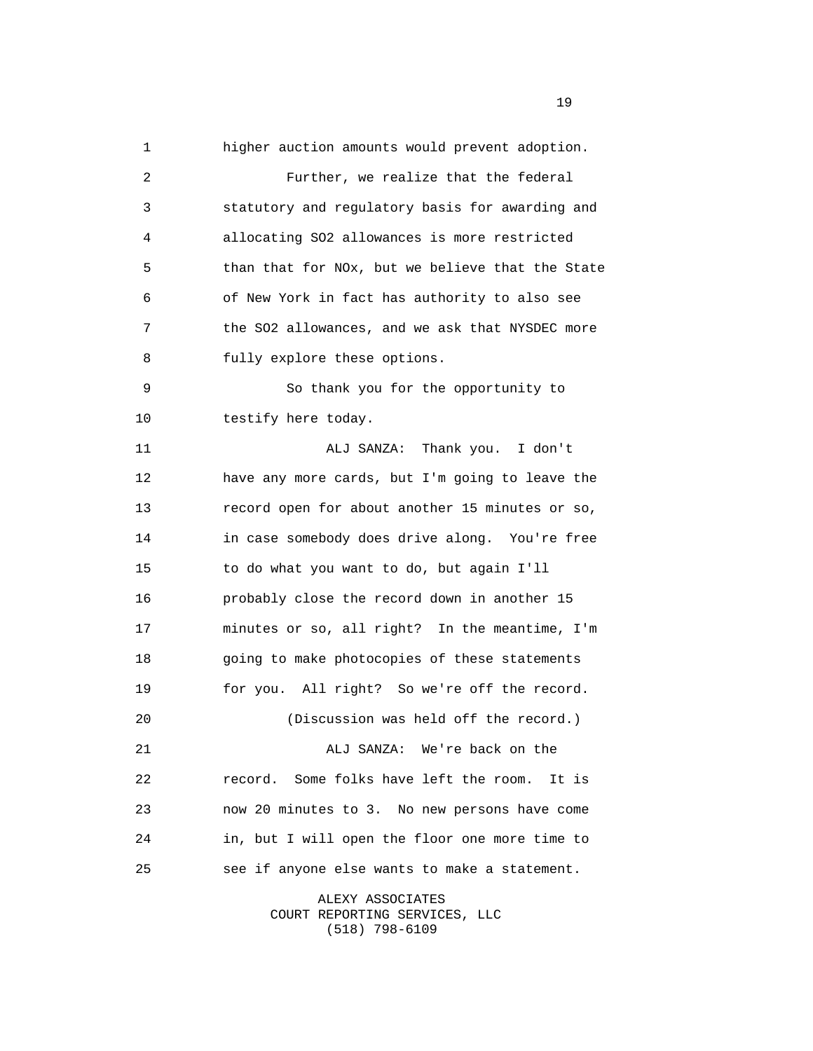higher auction amounts would prevent adoption.

Further, we realize that the federal statutory and regulatory basis for awarding and allocating SO2 allowances is more restricted than that for NOx, but we believe that the State of New York in fact has authority to also see the SO2 allowances, and we ask that NYSDEC more fully explore these options.

So thank you for the opportunity to testify here today.

ALJ SANZA: Thank you. I don't have any more cards, but I'm going to leave the record open for about another 15 minutes or so, in case somebody does drive along. You're free to do what you want to do, but again I'll probably close the record down in another 15 minutes or so, all right? In the meantime, I'm going to make photocopies of these statements for you. All right? So we're off the record.

(Discussion was held off the record.)

ALJ SANZA: We're back on the record. Some folks have left the room. It is now 20 minutes to 3. No new persons have come in, but I will open the floor one more time to see if anyone else wants to make a statement.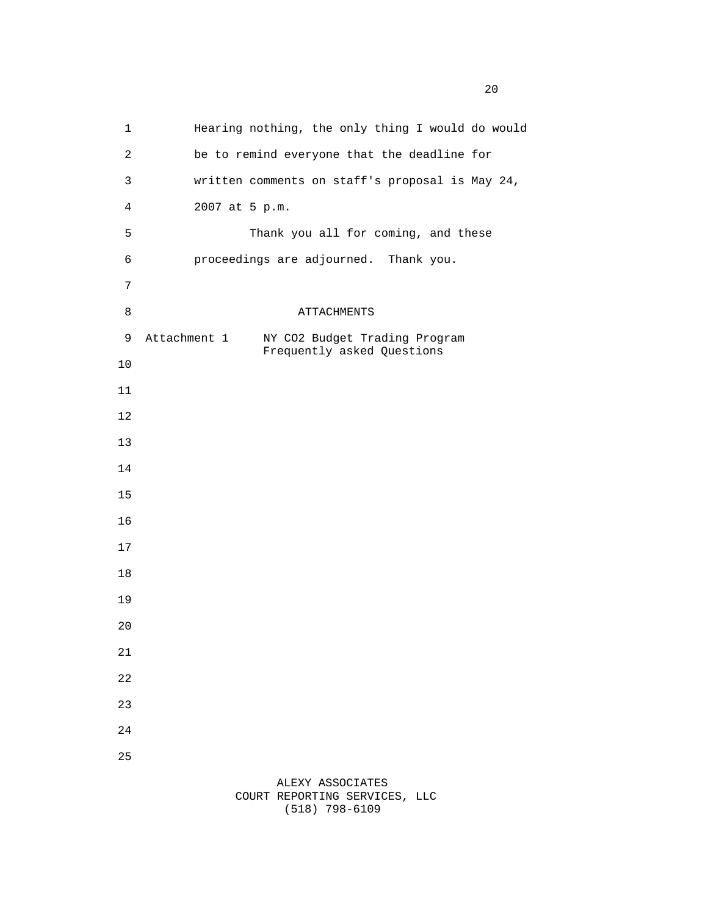Hearing nothing, the only thing I would do would be to remind everyone that the deadline for written comments on staff's proposal is May 24, 2007 at 5 p.m.

Thank you all for coming, and these proceedings are adjourned. Thank you.

ATTACHMENTS

Attachment 1 NY CO2 Budget Trading Program Frequently asked Questions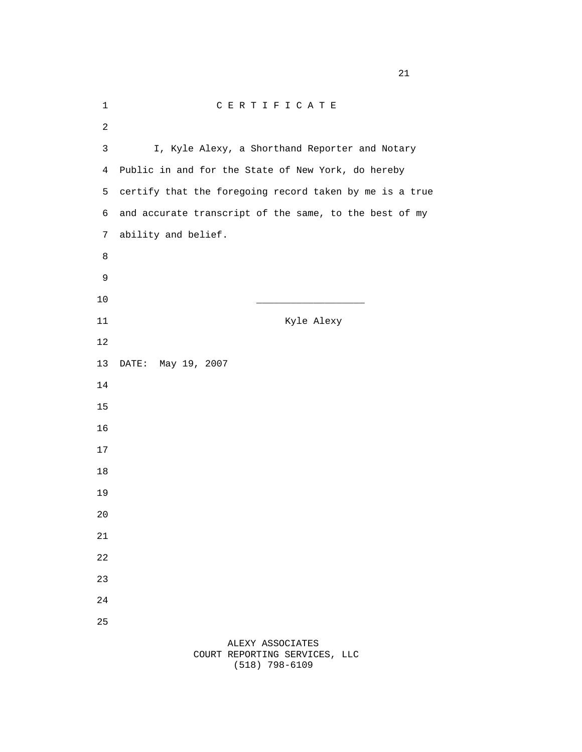# C E R T I F I C A T E

I, Kyle Alexy, a Shorthand Reporter and Notary Public in and for the State of New York, do hereby certify that the foregoing record taken by me is a true and accurate transcript of the same, to the best of my ability and belief.

___________________

Kyle Alexy

DATE: May 19, 2007

ALEXY ASSOCIATES
COURT REPORTING SERVICES, LLC
(518) 798-6109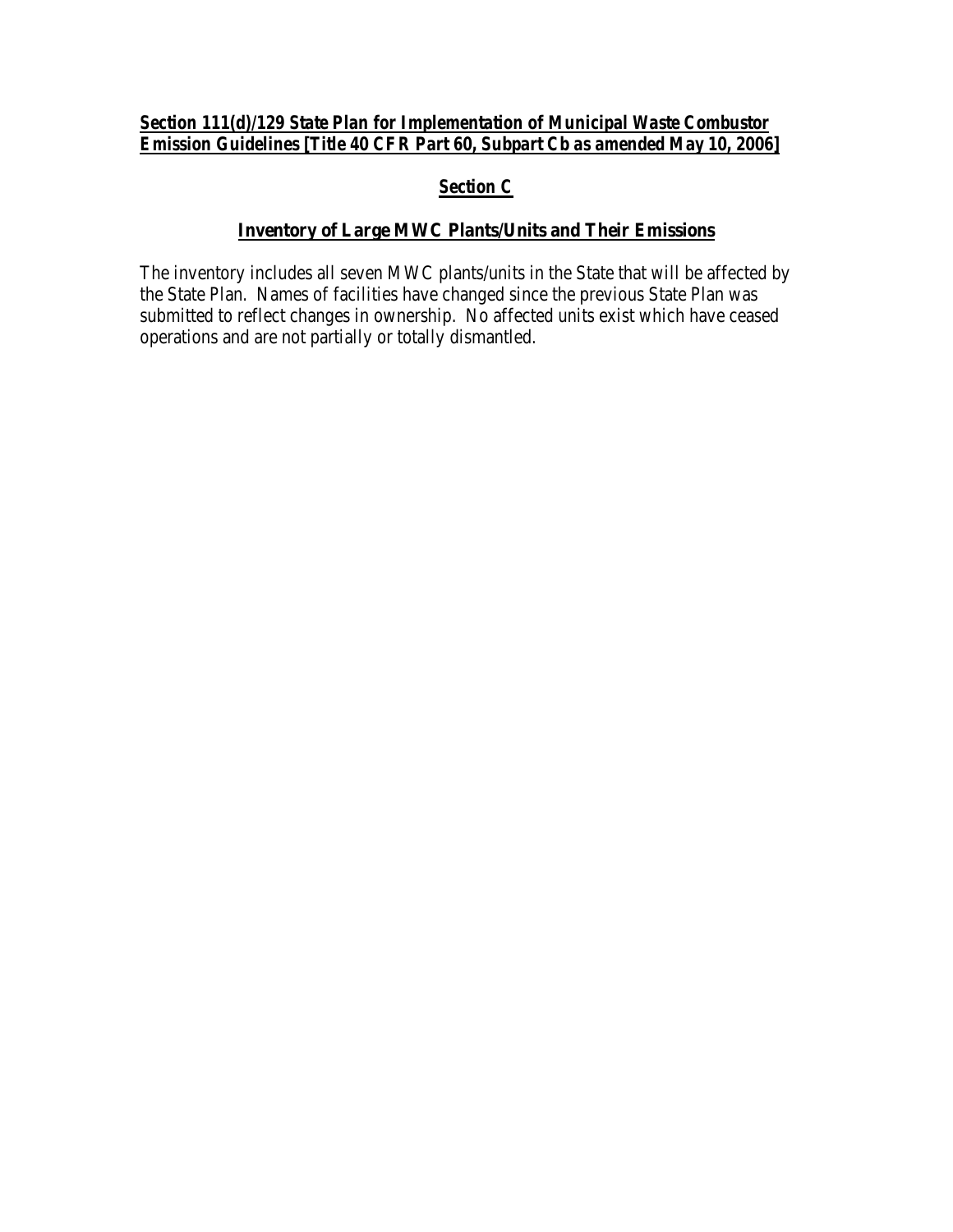**Section 111(d)/129 State Plan for Implementation of Municipal Waste Combustor Emission Guidelines [Title 40 CFR Part 60, Subpart Cb as amended May 10, 2006]**

## Section C

## Inventory of Large MWC Plants/Units and Their Emissions

The inventory includes all seven MWC plants/units in the State that will be affected by the State Plan. Names of facilities have changed since the previous State Plan was submitted to reflect changes in ownership. No affected units exist which have ceased operations and are not partially or totally dismantled.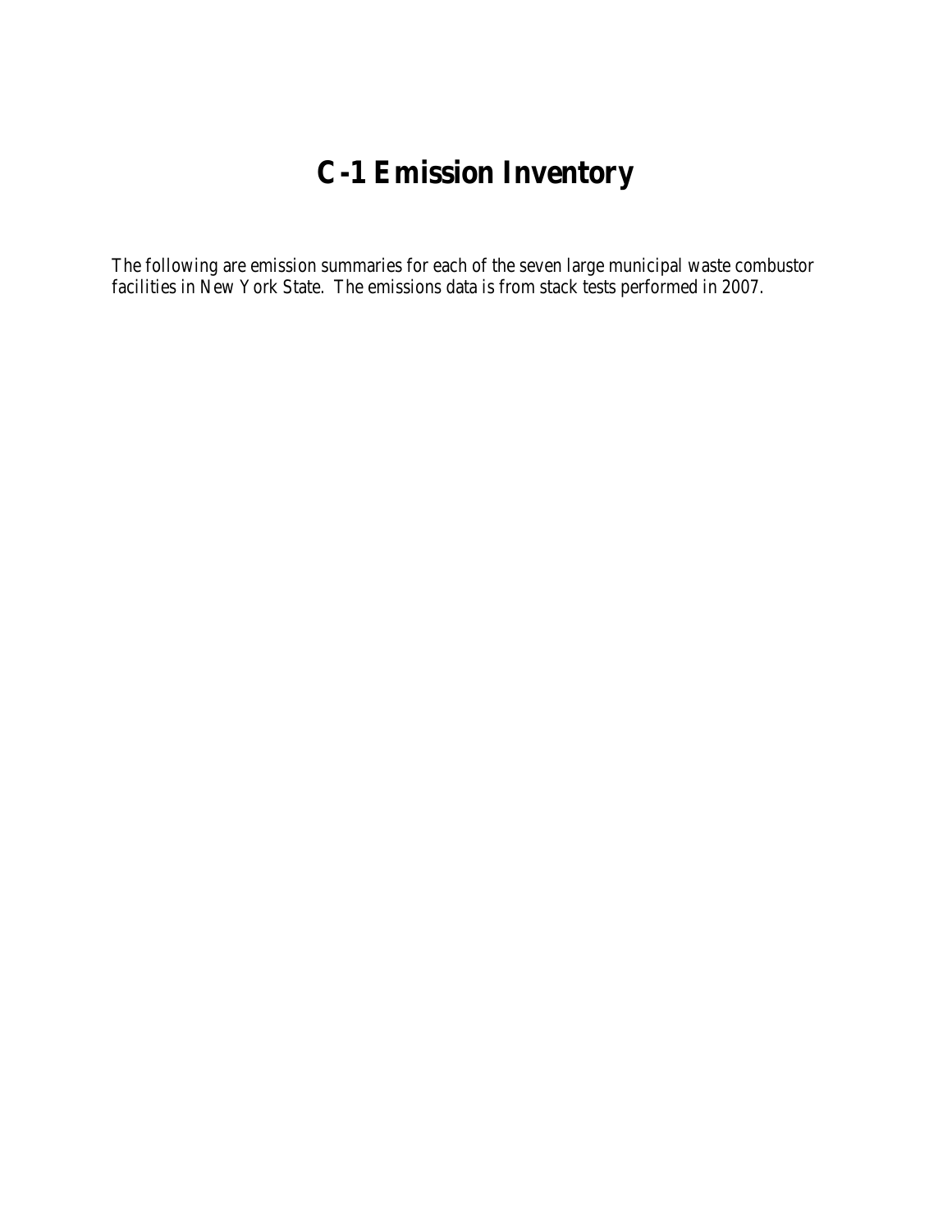# C-1 Emission Inventory

The following are emission summaries for each of the seven large municipal waste combustor facilities in New York State. The emissions data is from stack tests performed in 2007.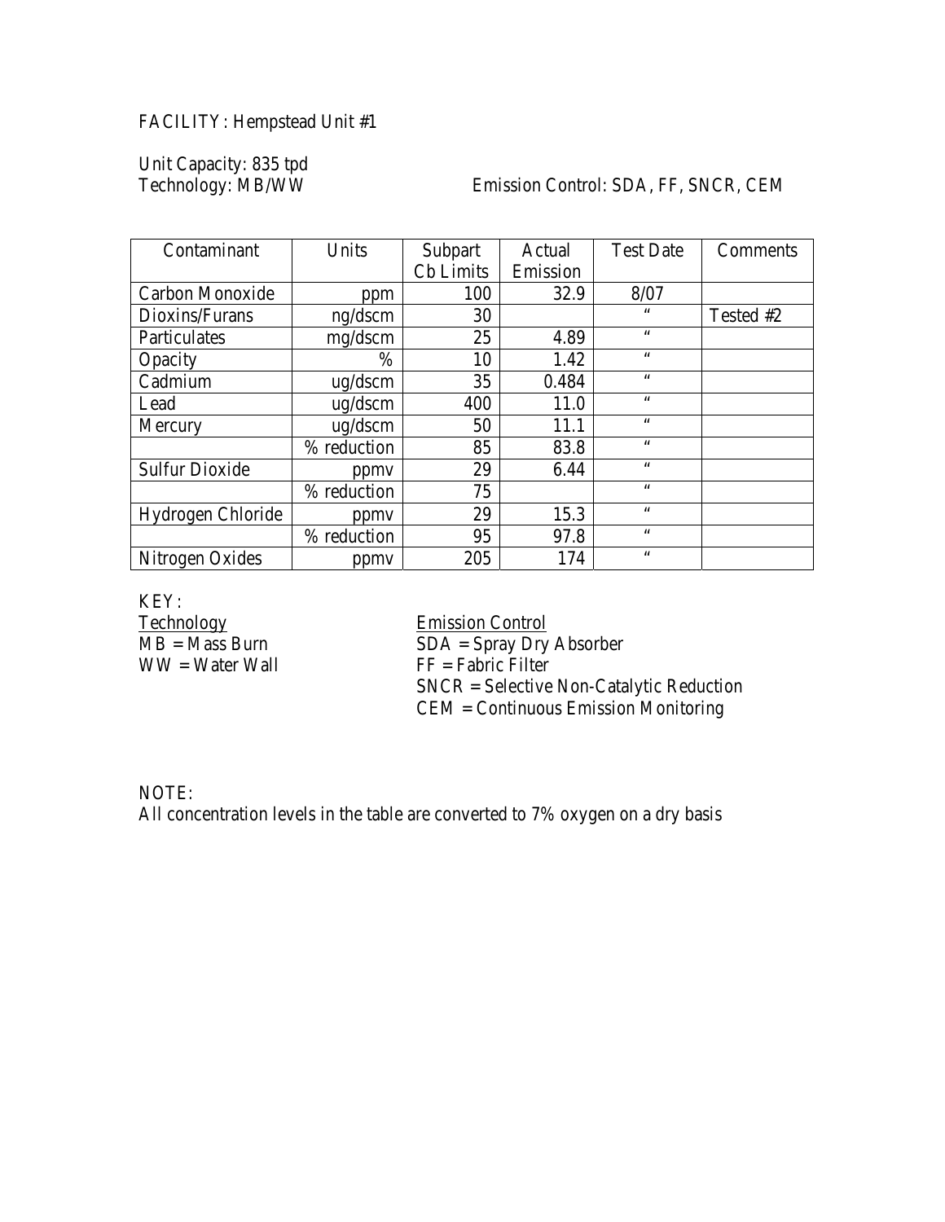FACILITY: Hempstead Unit #1

Unit Capacity: 835 tpd
Technology: MB/WW

Emission Control: SDA, FF, SNCR, CEM

| Contaminant | Units | Subpart Cb Limits | Actual Emission | Test Date | Comments |
|---|---|---|---|---|---|
| Carbon Monoxide | ppm | 100 | 32.9 | 8/07 | |
| Dioxins/Furans | ng/dscm | 30 | | " | Tested #2 |
| Particulates | mg/dscm | 25 | 4.89 | " | |
| Opacity | % | 10 | 1.42 | " | |
| Cadmium | ug/dscm | 35 | 0.484 | " | |
| Lead | ug/dscm | 400 | 11.0 | " | |
| Mercury | ug/dscm | 50 | 11.1 | " | |
| | % reduction | 85 | 83.8 | " | |
| Sulfur Dioxide | ppmv | 29 | 6.44 | " | |
| | % reduction | 75 | | " | |
| Hydrogen Chloride | ppmv | 29 | 15.3 | " | |
| | % reduction | 95 | 97.8 | " | |
| Nitrogen Oxides | ppmv | 205 | 174 | " | |

KEY:

Technology
MB = Mass Burn
WW = Water Wall

Emission Control
SDA = Spray Dry Absorber
FF = Fabric Filter
SNCR = Selective Non-Catalytic Reduction
CEM = Continuous Emission Monitoring

NOTE:
All concentration levels in the table are converted to 7% oxygen on a dry basis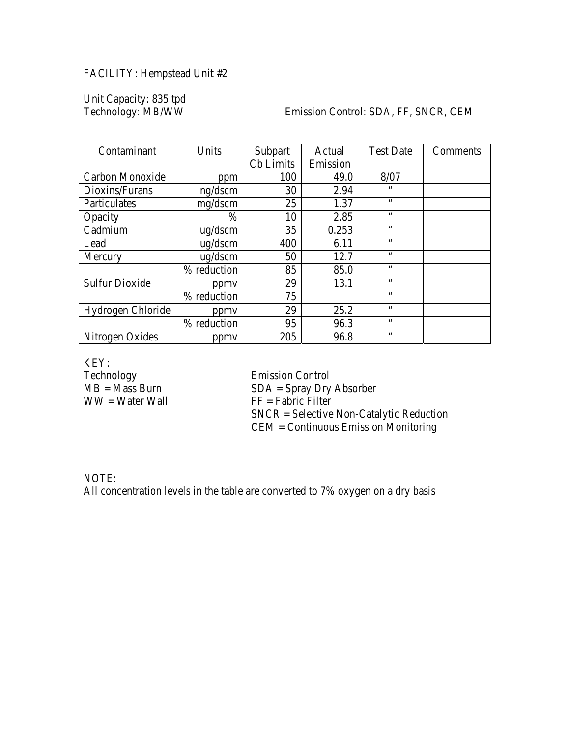FACILITY: Hempstead Unit #2

Unit Capacity: 835 tpd
Technology: MB/WW Emission Control: SDA, FF, SNCR, CEM

| Contaminant | Units | Subpart Cb Limits | Actual Emission | Test Date | Comments |
|---|---|---|---|---|---|
| Carbon Monoxide | ppm | 100 | 49.0 | 8/07 | |
| Dioxins/Furans | ng/dscm | 30 | 2.94 | " | |
| Particulates | mg/dscm | 25 | 1.37 | " | |
| Opacity | % | 10 | 2.85 | " | |
| Cadmium | ug/dscm | 35 | 0.253 | " | |
| Lead | ug/dscm | 400 | 6.11 | " | |
| Mercury | ug/dscm | 50 | 12.7 | " | |
| | % reduction | 85 | 85.0 | " | |
| Sulfur Dioxide | ppmv | 29 | 13.1 | " | |
| | % reduction | 75 | | " | |
| Hydrogen Chloride | ppmv | 29 | 25.2 | " | |
| | % reduction | 95 | 96.3 | " | |
| Nitrogen Oxides | ppmv | 205 | 96.8 | " | |

KEY:

Technology
MB = Mass Burn
WW = Water Wall

Emission Control
SDA = Spray Dry Absorber
FF = Fabric Filter
SNCR = Selective Non-Catalytic Reduction
CEM = Continuous Emission Monitoring

NOTE:
All concentration levels in the table are converted to 7% oxygen on a dry basis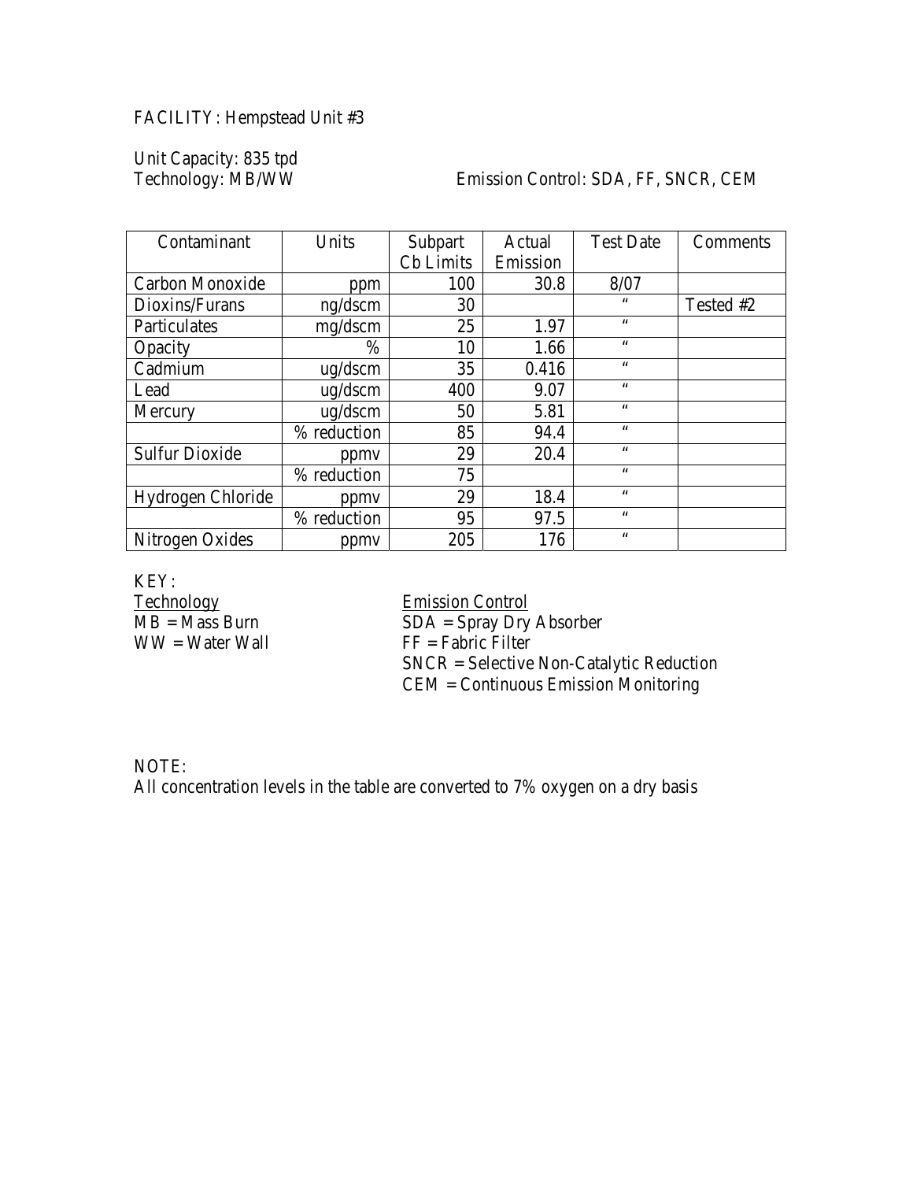FACILITY: Hempstead Unit #3

Unit Capacity: 835 tpd
Technology: MB/WW

Emission Control: SDA, FF, SNCR, CEM

| Contaminant | Units | Subpart Cb Limits | Actual Emission | Test Date | Comments |
|---|---|---|---|---|---|
| Carbon Monoxide | ppm | 100 | 30.8 | 8/07 | |
| Dioxins/Furans | ng/dscm | 30 | | " | Tested #2 |
| Particulates | mg/dscm | 25 | 1.97 | " | |
| Opacity | % | 10 | 1.66 | " | |
| Cadmium | ug/dscm | 35 | 0.416 | " | |
| Lead | ug/dscm | 400 | 9.07 | " | |
| Mercury | ug/dscm | 50 | 5.81 | " | |
| | % reduction | 85 | 94.4 | " | |
| Sulfur Dioxide | ppmv | 29 | 20.4 | " | |
| | % reduction | 75 | | " | |
| Hydrogen Chloride | ppmv | 29 | 18.4 | " | |
| | % reduction | 95 | 97.5 | " | |
| Nitrogen Oxides | ppmv | 205 | 176 | " | |

KEY:

Technology
MB = Mass Burn
WW = Water Wall

Emission Control
SDA = Spray Dry Absorber
FF = Fabric Filter
SNCR = Selective Non-Catalytic Reduction
CEM = Continuous Emission Monitoring

NOTE:
All concentration levels in the table are converted to 7% oxygen on a dry basis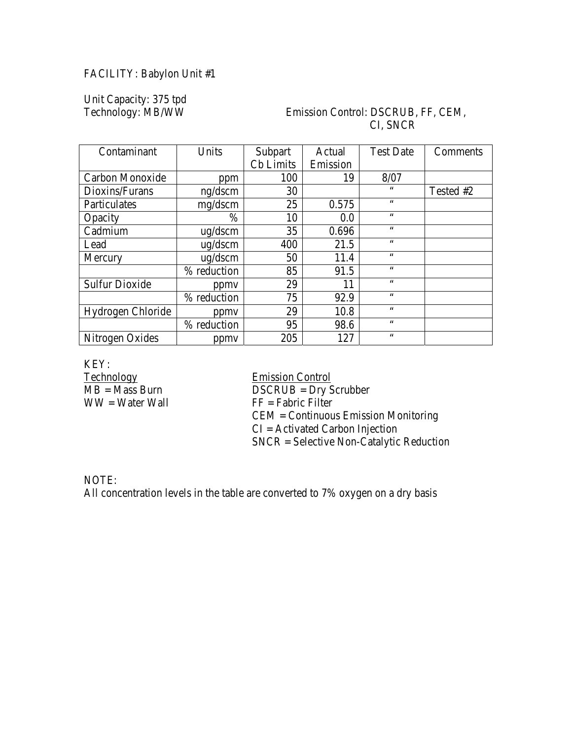FACILITY: Babylon Unit #1

Unit Capacity: 375 tpd
Technology: MB/WW

Emission Control: DSCRUB, FF, CEM, CI, SNCR

| Contaminant | Units | Subpart Cb Limits | Actual Emission | Test Date | Comments |
|---|---|---|---|---|---|
| Carbon Monoxide | ppm | 100 | 19 | 8/07 | |
| Dioxins/Furans | ng/dscm | 30 | | " | Tested #2 |
| Particulates | mg/dscm | 25 | 0.575 | " | |
| Opacity | % | 10 | 0.0 | " | |
| Cadmium | ug/dscm | 35 | 0.696 | " | |
| Lead | ug/dscm | 400 | 21.5 | " | |
| Mercury | ug/dscm | 50 | 11.4 | " | |
| | % reduction | 85 | 91.5 | " | |
| Sulfur Dioxide | ppmv | 29 | 11 | " | |
| | % reduction | 75 | 92.9 | " | |
| Hydrogen Chloride | ppmv | 29 | 10.8 | " | |
| | % reduction | 95 | 98.6 | " | |
| Nitrogen Oxides | ppmv | 205 | 127 | " | |

KEY:

Technology
MB = Mass Burn
WW = Water Wall

Emission Control
DSCRUB = Dry Scrubber
FF = Fabric Filter
CEM = Continuous Emission Monitoring
CI = Activated Carbon Injection
SNCR = Selective Non-Catalytic Reduction

NOTE:
All concentration levels in the table are converted to 7% oxygen on a dry basis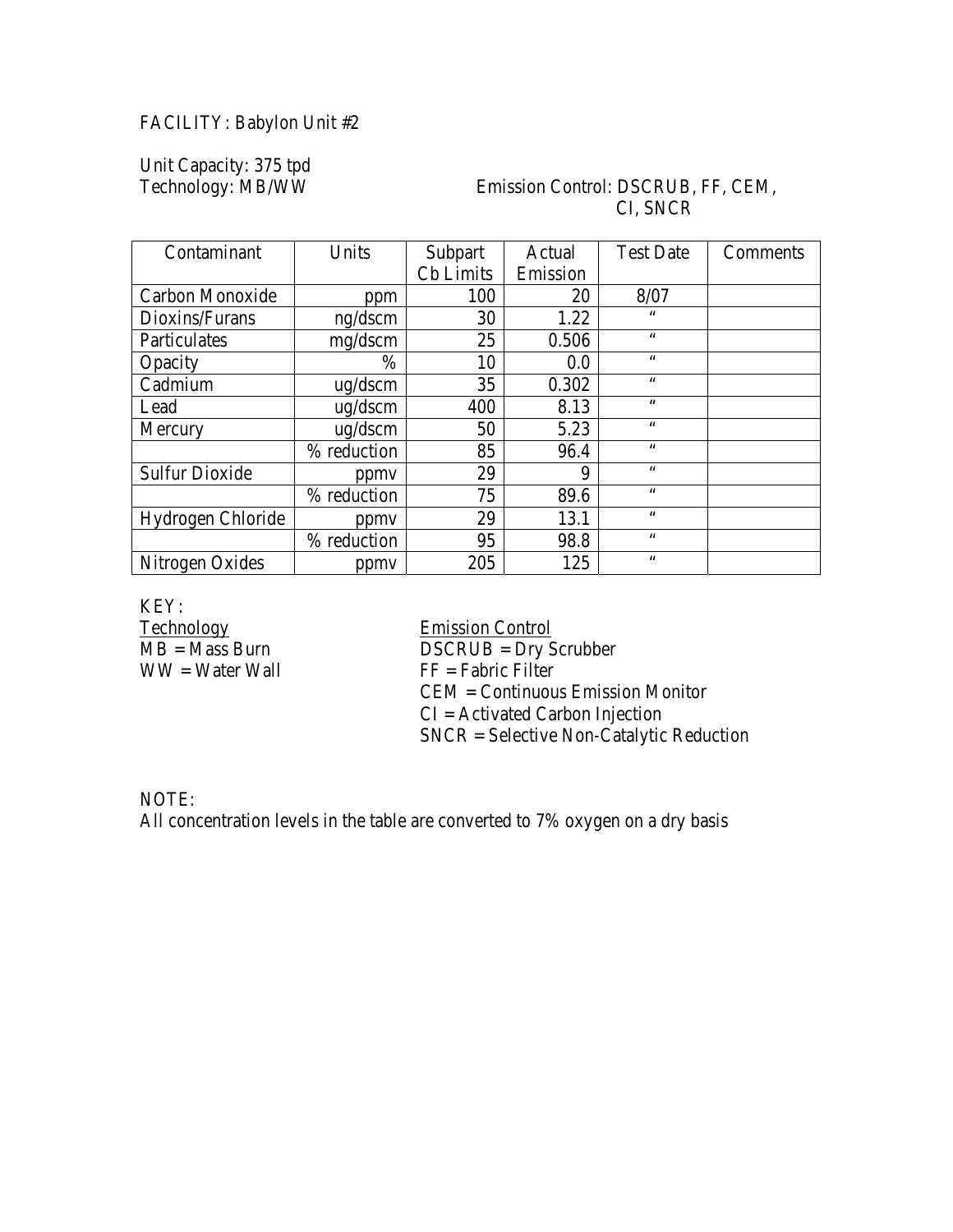FACILITY: Babylon Unit #2

Unit Capacity: 375 tpd
Technology: MB/WW

Emission Control: DSCRUB, FF, CEM, CI, SNCR

| Contaminant | Units | Subpart Cb Limits | Actual Emission | Test Date | Comments |
|---|---|---|---|---|---|
| Carbon Monoxide | ppm | 100 | 20 | 8/07 | |
| Dioxins/Furans | ng/dscm | 30 | 1.22 | " | |
| Particulates | mg/dscm | 25 | 0.506 | " | |
| Opacity | % | 10 | 0.0 | " | |
| Cadmium | ug/dscm | 35 | 0.302 | " | |
| Lead | ug/dscm | 400 | 8.13 | " | |
| Mercury | ug/dscm | 50 | 5.23 | " | |
| | % reduction | 85 | 96.4 | " | |
| Sulfur Dioxide | ppmv | 29 | 9 | " | |
| | % reduction | 75 | 89.6 | " | |
| Hydrogen Chloride | ppmv | 29 | 13.1 | " | |
| | % reduction | 95 | 98.8 | " | |
| Nitrogen Oxides | ppmv | 205 | 125 | " | |

KEY:

Technology
MB = Mass Burn
WW = Water Wall

Emission Control
DSCRUB = Dry Scrubber
FF = Fabric Filter
CEM = Continuous Emission Monitor
CI = Activated Carbon Injection
SNCR = Selective Non-Catalytic Reduction

NOTE:
All concentration levels in the table are converted to 7% oxygen on a dry basis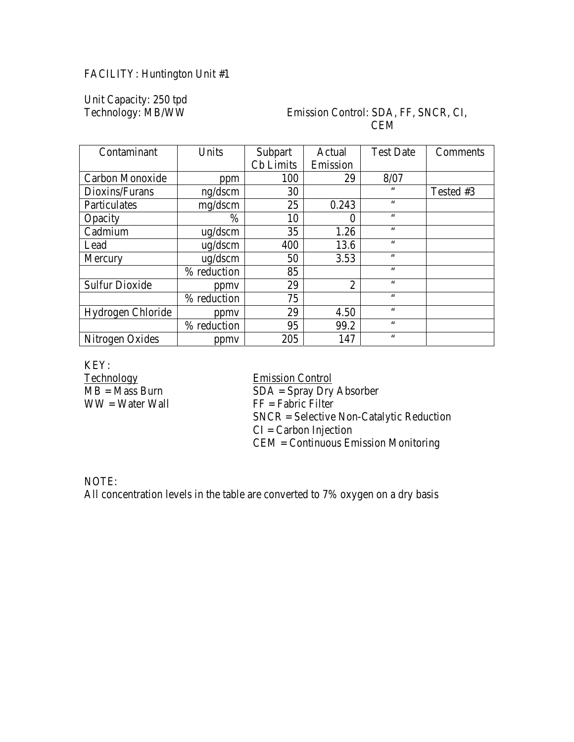FACILITY: Huntington Unit #1

Unit Capacity: 250 tpd
Technology: MB/WW

Emission Control: SDA, FF, SNCR, CI, CEM

| Contaminant | Units | Subpart Cb Limits | Actual Emission | Test Date | Comments |
|---|---|---|---|---|---|
| Carbon Monoxide | ppm | 100 | 29 | 8/07 | |
| Dioxins/Furans | ng/dscm | 30 | | " | Tested #3 |
| Particulates | mg/dscm | 25 | 0.243 | " | |
| Opacity | % | 10 | 0 | " | |
| Cadmium | ug/dscm | 35 | 1.26 | " | |
| Lead | ug/dscm | 400 | 13.6 | " | |
| Mercury | ug/dscm | 50 | 3.53 | " | |
| | % reduction | 85 | | " | |
| Sulfur Dioxide | ppmv | 29 | 2 | " | |
| | % reduction | 75 | | " | |
| Hydrogen Chloride | ppmv | 29 | 4.50 | " | |
| | % reduction | 95 | 99.2 | " | |
| Nitrogen Oxides | ppmv | 205 | 147 | " | |

KEY:

Technology
MB = Mass Burn
WW = Water Wall

Emission Control
SDA = Spray Dry Absorber
FF = Fabric Filter
SNCR = Selective Non-Catalytic Reduction
CI = Carbon Injection
CEM = Continuous Emission Monitoring

NOTE:
All concentration levels in the table are converted to 7% oxygen on a dry basis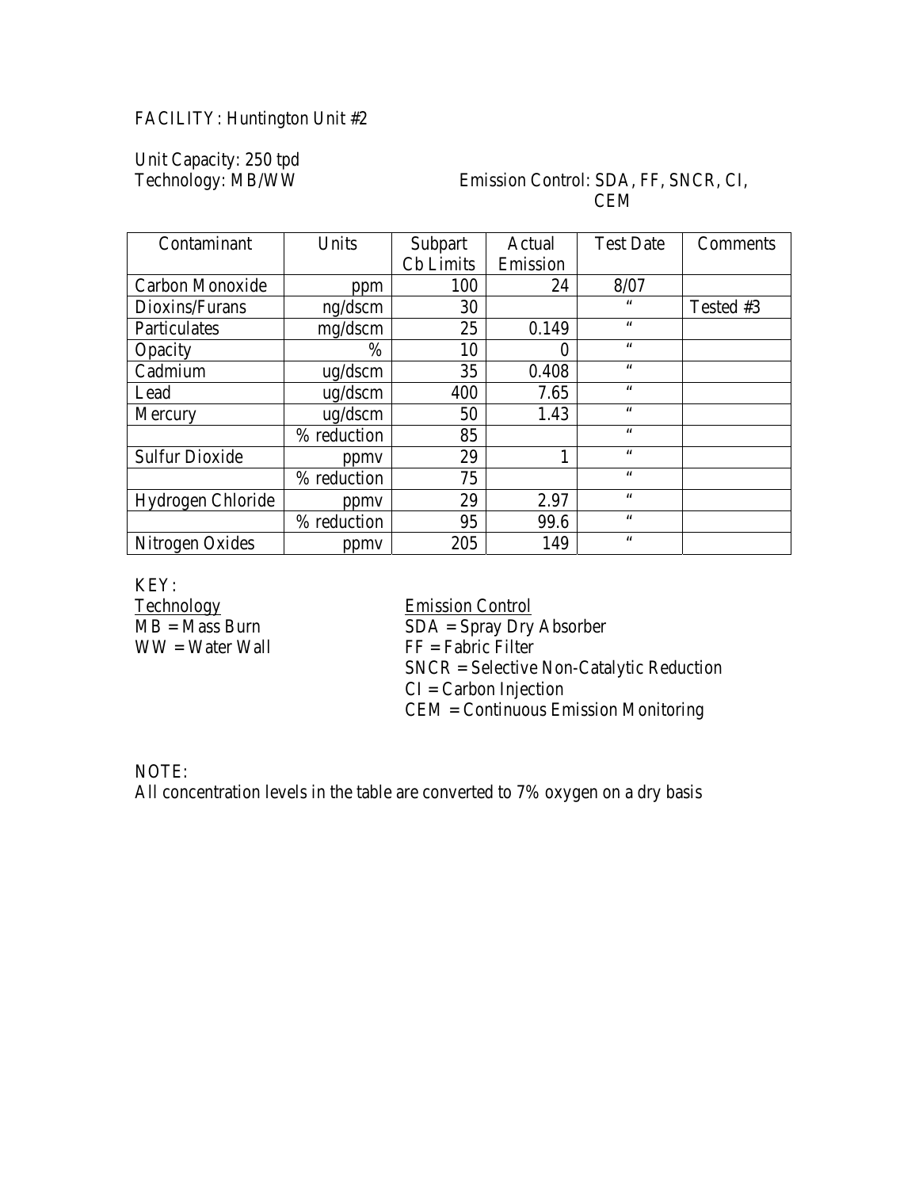FACILITY: Huntington Unit #2

Unit Capacity: 250 tpd

Technology: MB/WW

Emission Control: SDA, FF, SNCR, CI, CEM

| Contaminant | Units | Subpart Cb Limits | Actual Emission | Test Date | Comments |
|---|---|---|---|---|---|
| Carbon Monoxide | ppm | 100 | 24 | 8/07 | |
| Dioxins/Furans | ng/dscm | 30 | | " | Tested #3 |
| Particulates | mg/dscm | 25 | 0.149 | " | |
| Opacity | % | 10 | 0 | " | |
| Cadmium | ug/dscm | 35 | 0.408 | " | |
| Lead | ug/dscm | 400 | 7.65 | " | |
| Mercury | ug/dscm | 50 | 1.43 | " | |
| | % reduction | 85 | | " | |
| Sulfur Dioxide | ppmv | 29 | 1 | " | |
| | % reduction | 75 | | " | |
| Hydrogen Chloride | ppmv | 29 | 2.97 | " | |
| | % reduction | 95 | 99.6 | " | |
| Nitrogen Oxides | ppmv | 205 | 149 | " | |

KEY:

Technology
- MB = Mass Burn
- WW = Water Wall

Emission Control
- SDA = Spray Dry Absorber
- FF = Fabric Filter
- SNCR = Selective Non-Catalytic Reduction
- CI = Carbon Injection
- CEM = Continuous Emission Monitoring

NOTE:
All concentration levels in the table are converted to 7% oxygen on a dry basis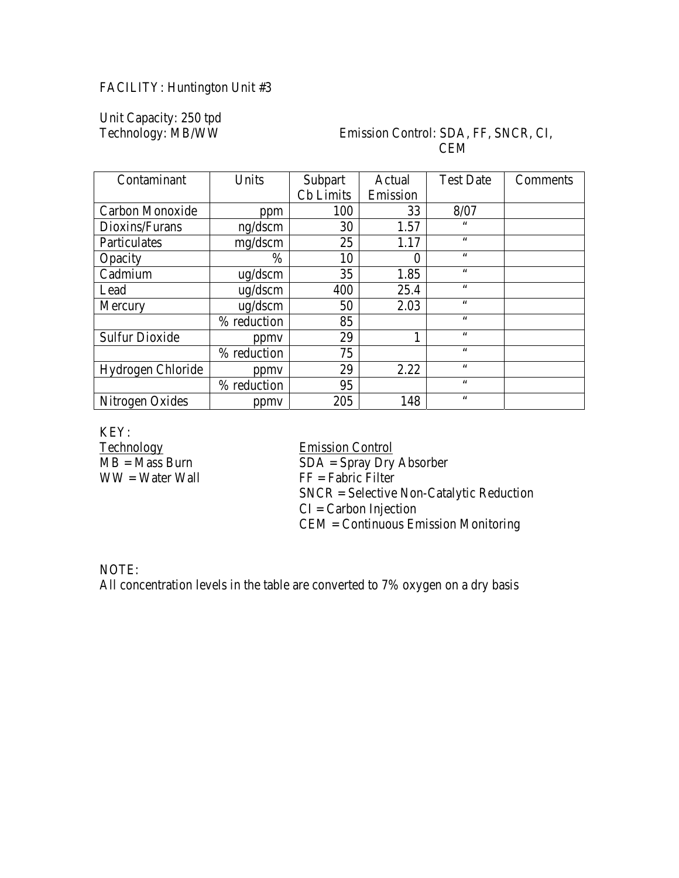FACILITY: Huntington Unit #3

Unit Capacity: 250 tpd
Technology: MB/WW

Emission Control: SDA, FF, SNCR, CI, CEM

| Contaminant | Units | Subpart Cb Limits | Actual Emission | Test Date | Comments |
|---|---|---|---|---|---|
| Carbon Monoxide | ppm | 100 | 33 | 8/07 | |
| Dioxins/Furans | ng/dscm | 30 | 1.57 | " | |
| Particulates | mg/dscm | 25 | 1.17 | " | |
| Opacity | % | 10 | 0 | " | |
| Cadmium | ug/dscm | 35 | 1.85 | " | |
| Lead | ug/dscm | 400 | 25.4 | " | |
| Mercury | ug/dscm | 50 | 2.03 | " | |
| | % reduction | 85 | | " | |
| Sulfur Dioxide | ppmv | 29 | 1 | " | |
| | % reduction | 75 | | " | |
| Hydrogen Chloride | ppmv | 29 | 2.22 | " | |
| | % reduction | 95 | | " | |
| Nitrogen Oxides | ppmv | 205 | 148 | " | |

KEY:

Technology
MB = Mass Burn
WW = Water Wall

Emission Control
SDA = Spray Dry Absorber
FF = Fabric Filter
SNCR = Selective Non-Catalytic Reduction
CI = Carbon Injection
CEM = Continuous Emission Monitoring

NOTE:
All concentration levels in the table are converted to 7% oxygen on a dry basis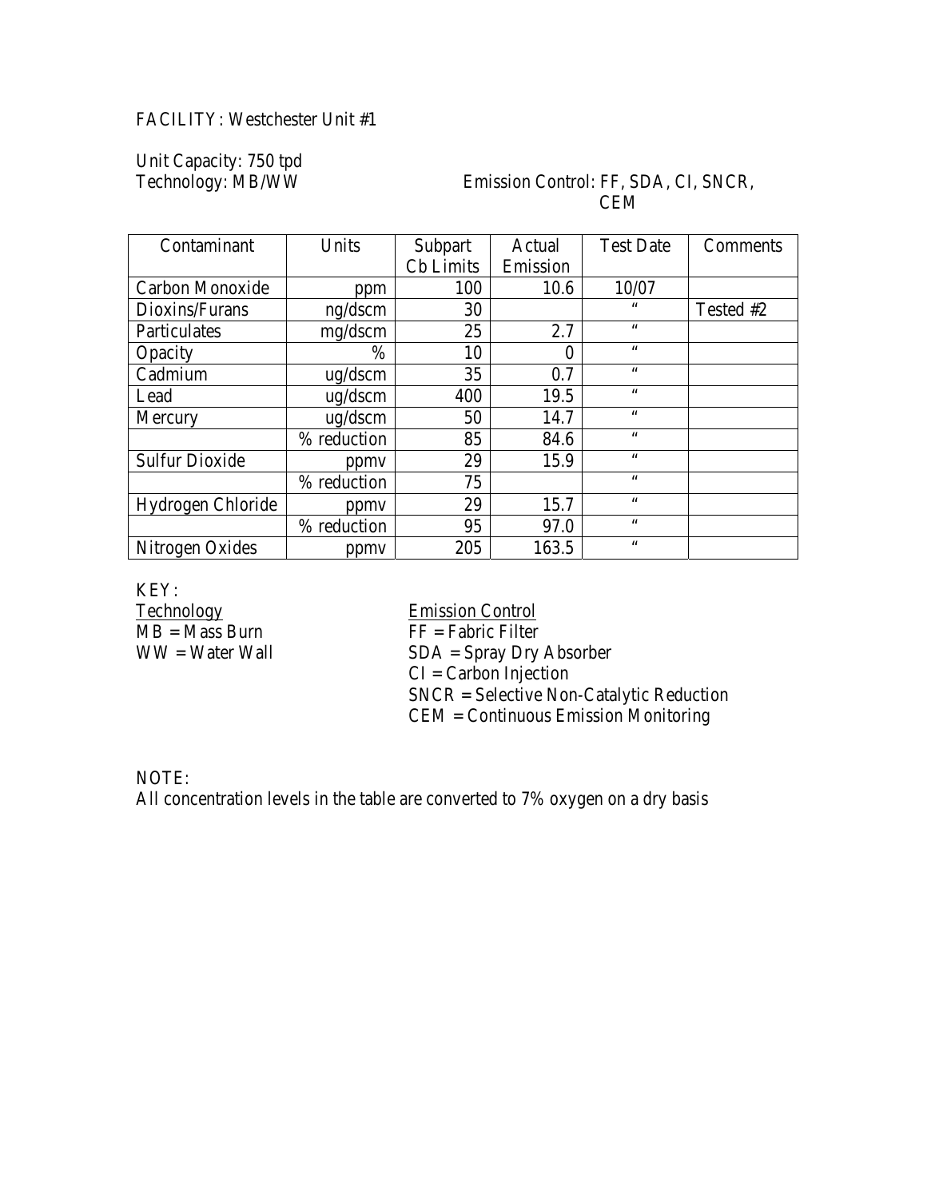FACILITY: Westchester Unit #1

Unit Capacity: 750 tpd
Technology: MB/WW

Emission Control: FF, SDA, CI, SNCR, CEM

| Contaminant | Units | Subpart Cb Limits | Actual Emission | Test Date | Comments |
|---|---|---|---|---|---|
| Carbon Monoxide | ppm | 100 | 10.6 | 10/07 | |
| Dioxins/Furans | ng/dscm | 30 | | " | Tested #2 |
| Particulates | mg/dscm | 25 | 2.7 | " | |
| Opacity | % | 10 | 0 | " | |
| Cadmium | ug/dscm | 35 | 0.7 | " | |
| Lead | ug/dscm | 400 | 19.5 | " | |
| Mercury | ug/dscm | 50 | 14.7 | " | |
| | % reduction | 85 | 84.6 | " | |
| Sulfur Dioxide | ppmv | 29 | 15.9 | " | |
| | % reduction | 75 | | " | |
| Hydrogen Chloride | ppmv | 29 | 15.7 | " | |
| | % reduction | 95 | 97.0 | " | |
| Nitrogen Oxides | ppmv | 205 | 163.5 | " | |

KEY:

<u>Technology</u>
MB = Mass Burn
WW = Water Wall

<u>Emission Control</u>
FF = Fabric Filter
SDA = Spray Dry Absorber
CI = Carbon Injection
SNCR = Selective Non-Catalytic Reduction
CEM = Continuous Emission Monitoring

NOTE:
All concentration levels in the table are converted to 7% oxygen on a dry basis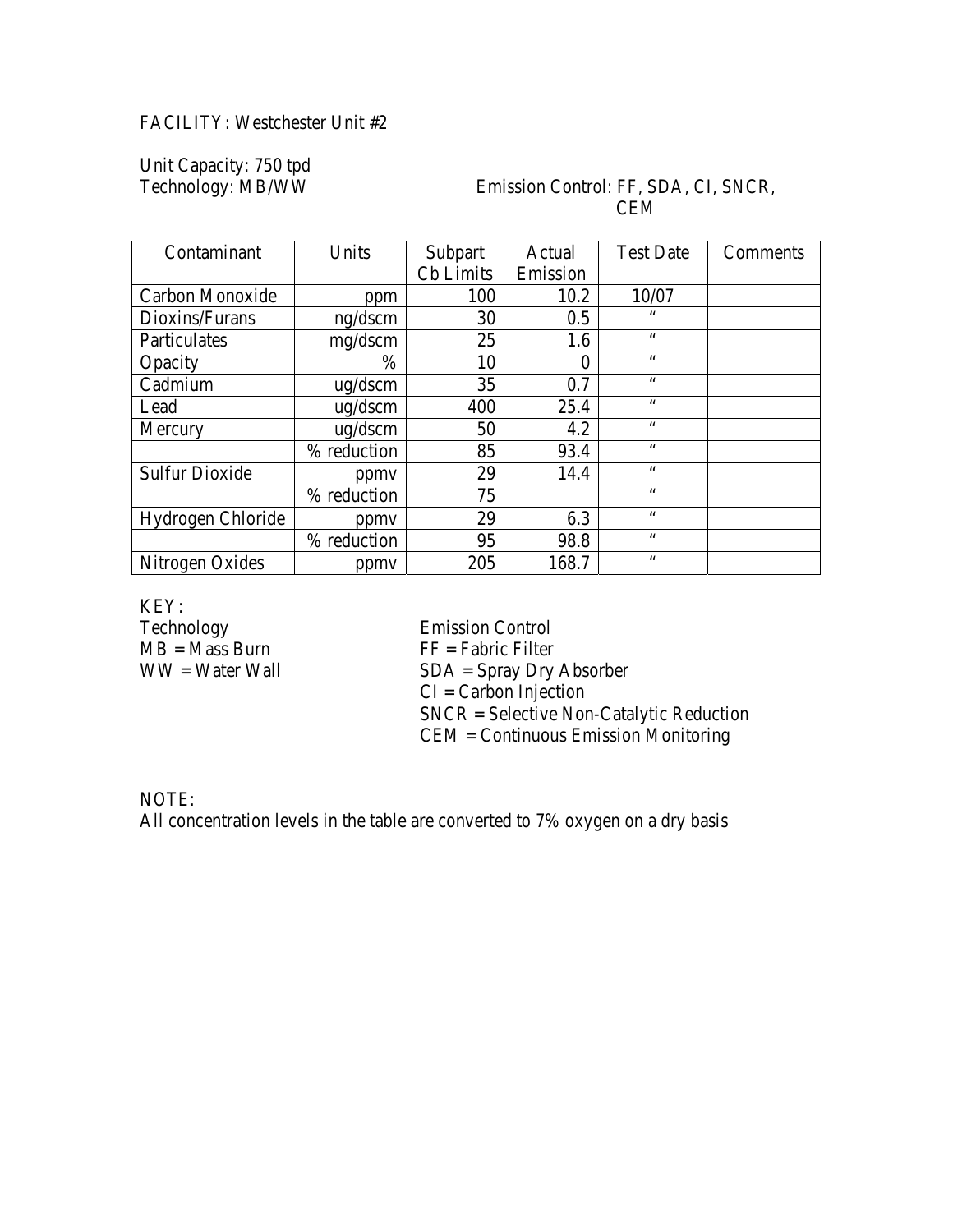FACILITY: Westchester Unit #2

Unit Capacity: 750 tpd
Technology: MB/WW

Emission Control: FF, SDA, CI, SNCR, CEM

| Contaminant | Units | Subpart Cb Limits | Actual Emission | Test Date | Comments |
|---|---|---|---|---|---|
| Carbon Monoxide | ppm | 100 | 10.2 | 10/07 | |
| Dioxins/Furans | ng/dscm | 30 | 0.5 | " | |
| Particulates | mg/dscm | 25 | 1.6 | " | |
| Opacity | % | 10 | 0 | " | |
| Cadmium | ug/dscm | 35 | 0.7 | " | |
| Lead | ug/dscm | 400 | 25.4 | " | |
| Mercury | ug/dscm | 50 | 4.2 | " | |
| | % reduction | 85 | 93.4 | " | |
| Sulfur Dioxide | ppmv | 29 | 14.4 | " | |
| | % reduction | 75 | | " | |
| Hydrogen Chloride | ppmv | 29 | 6.3 | " | |
| | % reduction | 95 | 98.8 | " | |
| Nitrogen Oxides | ppmv | 205 | 168.7 | " | |

KEY:

Technology
MB = Mass Burn
WW = Water Wall

Emission Control
FF = Fabric Filter
SDA = Spray Dry Absorber
CI = Carbon Injection
SNCR = Selective Non-Catalytic Reduction
CEM = Continuous Emission Monitoring

NOTE:
All concentration levels in the table are converted to 7% oxygen on a dry basis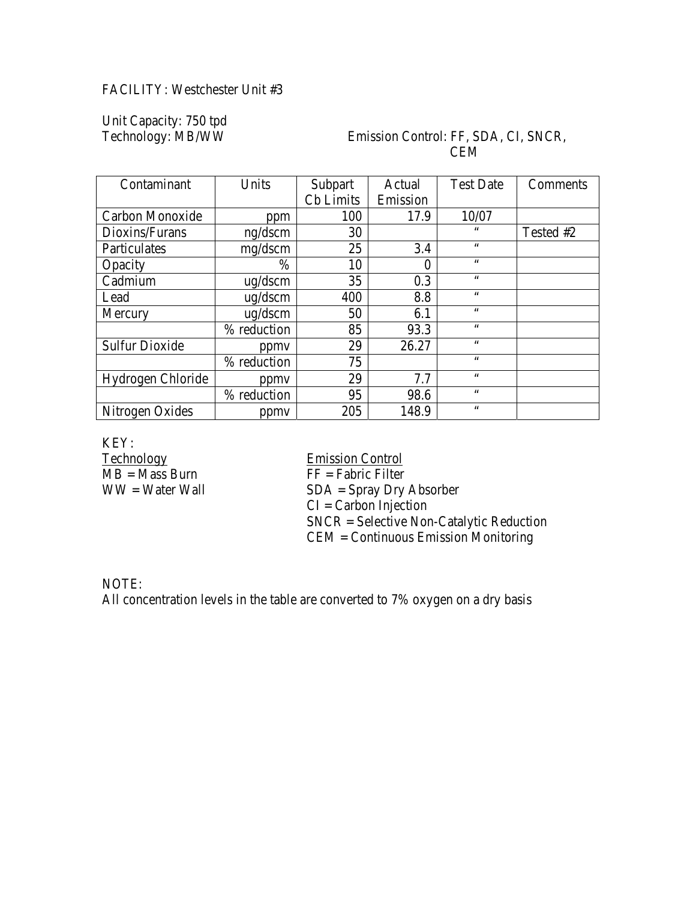FACILITY: Westchester Unit #3

Unit Capacity: 750 tpd
Technology: MB/WW

Emission Control: FF, SDA, CI, SNCR, CEM

| Contaminant | Units | Subpart Cb Limits | Actual Emission | Test Date | Comments |
|---|---|---|---|---|---|
| Carbon Monoxide | ppm | 100 | 17.9 | 10/07 | |
| Dioxins/Furans | ng/dscm | 30 | | " | Tested #2 |
| Particulates | mg/dscm | 25 | 3.4 | " | |
| Opacity | % | 10 | 0 | " | |
| Cadmium | ug/dscm | 35 | 0.3 | " | |
| Lead | ug/dscm | 400 | 8.8 | " | |
| Mercury | ug/dscm | 50 | 6.1 | " | |
| | % reduction | 85 | 93.3 | " | |
| Sulfur Dioxide | ppmv | 29 | 26.27 | " | |
| | % reduction | 75 | | " | |
| Hydrogen Chloride | ppmv | 29 | 7.7 | " | |
| | % reduction | 95 | 98.6 | " | |
| Nitrogen Oxides | ppmv | 205 | 148.9 | " | |

KEY:

Technology
MB = Mass Burn
WW = Water Wall

Emission Control
FF = Fabric Filter
SDA = Spray Dry Absorber
CI = Carbon Injection
SNCR = Selective Non-Catalytic Reduction
CEM = Continuous Emission Monitoring

NOTE:
All concentration levels in the table are converted to 7% oxygen on a dry basis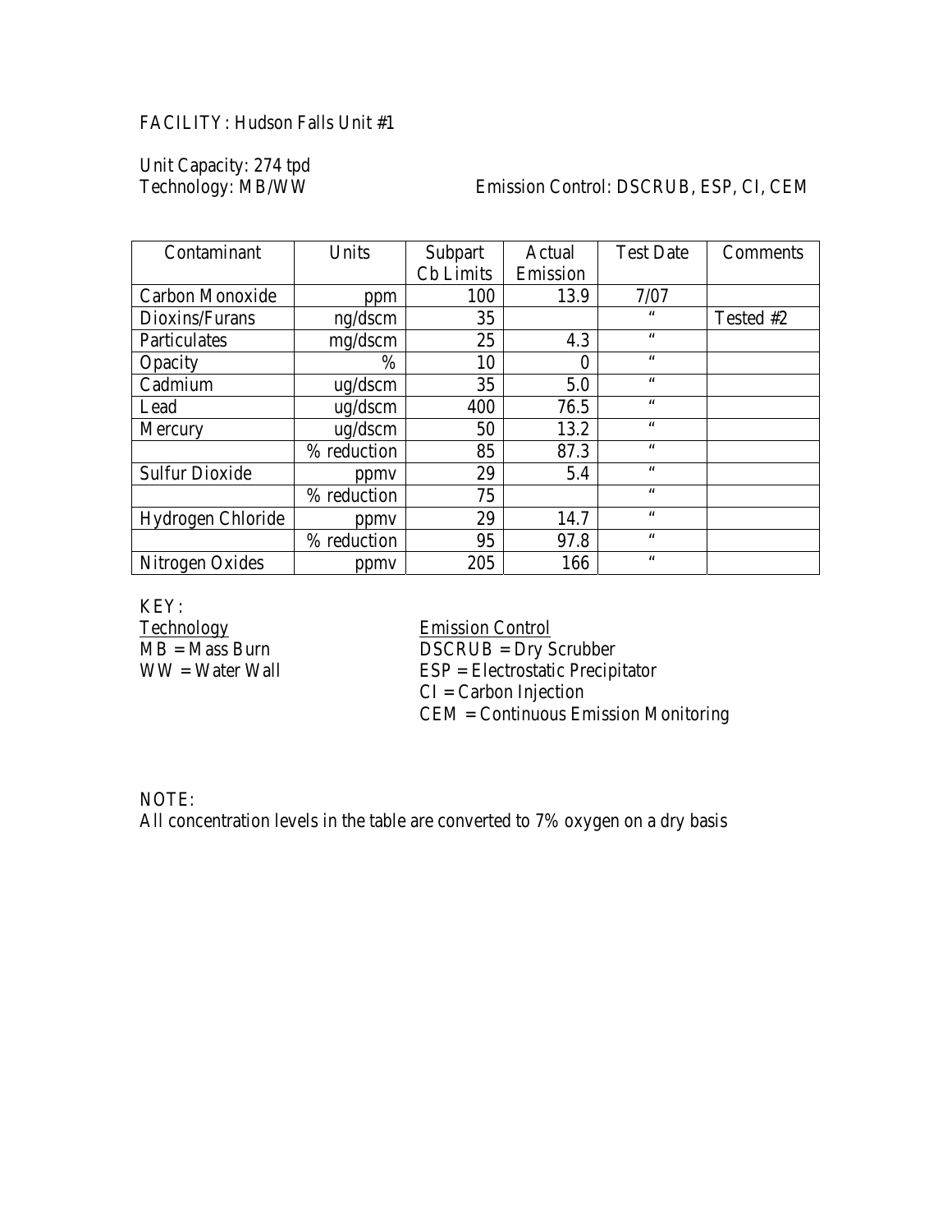FACILITY: Hudson Falls Unit #1

Unit Capacity: 274 tpd
Technology: MB/WW

Emission Control: DSCRUB, ESP, CI, CEM

| Contaminant | Units | Subpart Cb Limits | Actual Emission | Test Date | Comments |
|---|---|---|---|---|---|
| Carbon Monoxide | ppm | 100 | 13.9 | 7/07 | |
| Dioxins/Furans | ng/dscm | 35 | | " | Tested #2 |
| Particulates | mg/dscm | 25 | 4.3 | " | |
| Opacity | % | 10 | 0 | " | |
| Cadmium | ug/dscm | 35 | 5.0 | " | |
| Lead | ug/dscm | 400 | 76.5 | " | |
| Mercury | ug/dscm | 50 | 13.2 | " | |
| | % reduction | 85 | 87.3 | " | |
| Sulfur Dioxide | ppmv | 29 | 5.4 | " | |
| | % reduction | 75 | | " | |
| Hydrogen Chloride | ppmv | 29 | 14.7 | " | |
| | % reduction | 95 | 97.8 | " | |
| Nitrogen Oxides | ppmv | 205 | 166 | " | |

KEY:

Technology
MB = Mass Burn
WW = Water Wall

Emission Control
DSCRUB = Dry Scrubber
ESP = Electrostatic Precipitator
CI = Carbon Injection
CEM = Continuous Emission Monitoring

NOTE:
All concentration levels in the table are converted to 7% oxygen on a dry basis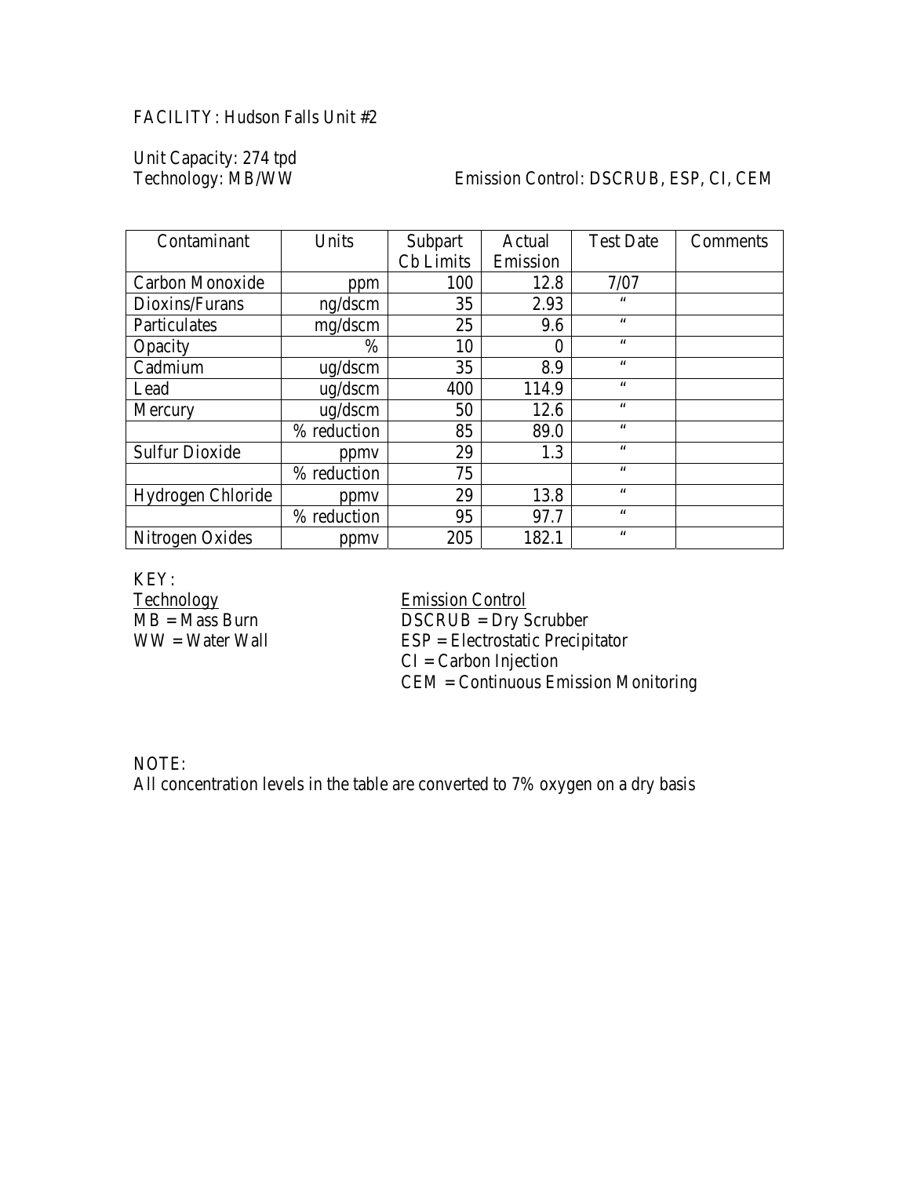FACILITY: Hudson Falls Unit #2

Unit Capacity: 274 tpd
Technology: MB/WW Emission Control: DSCRUB, ESP, CI, CEM

| Contaminant | Units | Subpart Cb Limits | Actual Emission | Test Date | Comments |
|---|---|---|---|---|---|
| Carbon Monoxide | ppm | 100 | 12.8 | 7/07 | |
| Dioxins/Furans | ng/dscm | 35 | 2.93 | " | |
| Particulates | mg/dscm | 25 | 9.6 | " | |
| Opacity | % | 10 | 0 | " | |
| Cadmium | ug/dscm | 35 | 8.9 | " | |
| Lead | ug/dscm | 400 | 114.9 | " | |
| Mercury | ug/dscm | 50 | 12.6 | " | |
| | % reduction | 85 | 89.0 | " | |
| Sulfur Dioxide | ppmv | 29 | 1.3 | " | |
| | % reduction | 75 | | " | |
| Hydrogen Chloride | ppmv | 29 | 13.8 | " | |
| | % reduction | 95 | 97.7 | " | |
| Nitrogen Oxides | ppmv | 205 | 182.1 | " | |

KEY:

Technology
MB = Mass Burn
WW = Water Wall

Emission Control
DSCRUB = Dry Scrubber
ESP = Electrostatic Precipitator
CI = Carbon Injection
CEM = Continuous Emission Monitoring

NOTE:
All concentration levels in the table are converted to 7% oxygen on a dry basis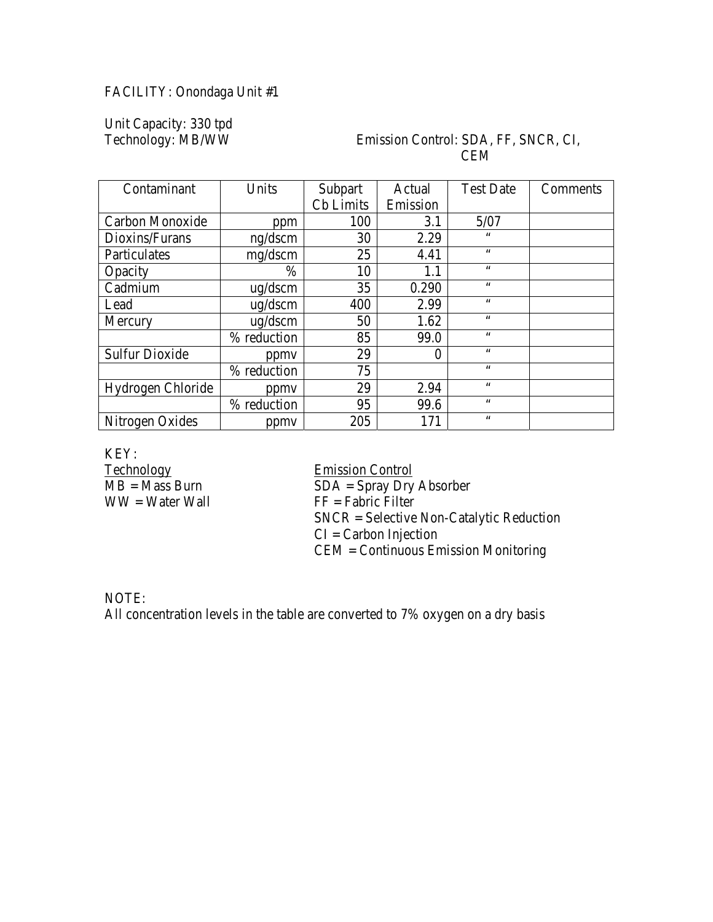FACILITY: Onondaga Unit #1

Unit Capacity: 330 tpd
Technology: MB/WW

Emission Control: SDA, FF, SNCR, CI, CEM

| Contaminant | Units | Subpart Cb Limits | Actual Emission | Test Date | Comments |
|---|---|---|---|---|---|
| Carbon Monoxide | ppm | 100 | 3.1 | 5/07 | |
| Dioxins/Furans | ng/dscm | 30 | 2.29 | " | |
| Particulates | mg/dscm | 25 | 4.41 | " | |
| Opacity | % | 10 | 1.1 | " | |
| Cadmium | ug/dscm | 35 | 0.290 | " | |
| Lead | ug/dscm | 400 | 2.99 | " | |
| Mercury | ug/dscm | 50 | 1.62 | " | |
| | % reduction | 85 | 99.0 | " | |
| Sulfur Dioxide | ppmv | 29 | 0 | " | |
| | % reduction | 75 | | " | |
| Hydrogen Chloride | ppmv | 29 | 2.94 | " | |
| | % reduction | 95 | 99.6 | " | |
| Nitrogen Oxides | ppmv | 205 | 171 | " | |

KEY:

Technology
MB = Mass Burn
WW = Water Wall

Emission Control
SDA = Spray Dry Absorber
FF = Fabric Filter
SNCR = Selective Non-Catalytic Reduction
CI = Carbon Injection
CEM = Continuous Emission Monitoring

NOTE:
All concentration levels in the table are converted to 7% oxygen on a dry basis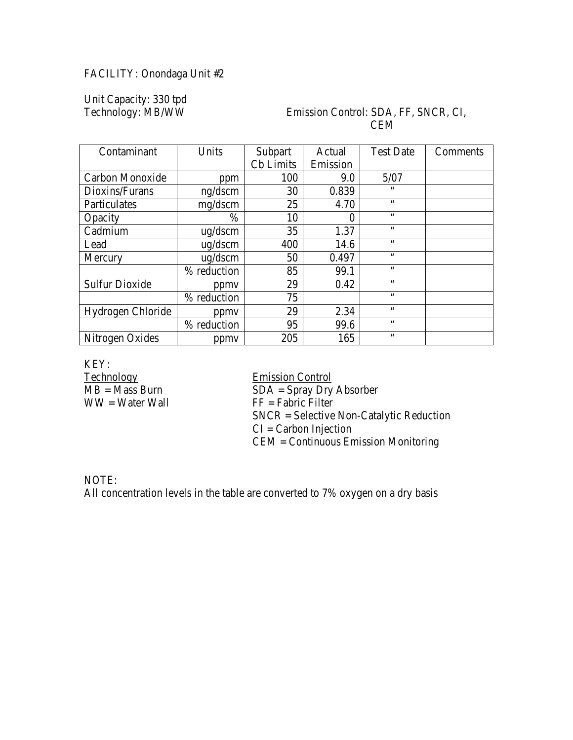FACILITY: Onondaga Unit #2

Unit Capacity: 330 tpd
Technology: MB/WW

Emission Control: SDA, FF, SNCR, CI, CEM

| Contaminant | Units | Subpart Cb Limits | Actual Emission | Test Date | Comments |
|---|---|---|---|---|---|
| Carbon Monoxide | ppm | 100 | 9.0 | 5/07 | |
| Dioxins/Furans | ng/dscm | 30 | 0.839 | " | |
| Particulates | mg/dscm | 25 | 4.70 | " | |
| Opacity | % | 10 | 0 | " | |
| Cadmium | ug/dscm | 35 | 1.37 | " | |
| Lead | ug/dscm | 400 | 14.6 | " | |
| Mercury | ug/dscm | 50 | 0.497 | " | |
| | % reduction | 85 | 99.1 | " | |
| Sulfur Dioxide | ppmv | 29 | 0.42 | " | |
| | % reduction | 75 | | " | |
| Hydrogen Chloride | ppmv | 29 | 2.34 | " | |
| | % reduction | 95 | 99.6 | " | |
| Nitrogen Oxides | ppmv | 205 | 165 | " | |

KEY:

Technology
MB = Mass Burn
WW = Water Wall

Emission Control
SDA = Spray Dry Absorber
FF = Fabric Filter
SNCR = Selective Non-Catalytic Reduction
CI = Carbon Injection
CEM = Continuous Emission Monitoring

NOTE:
All concentration levels in the table are converted to 7% oxygen on a dry basis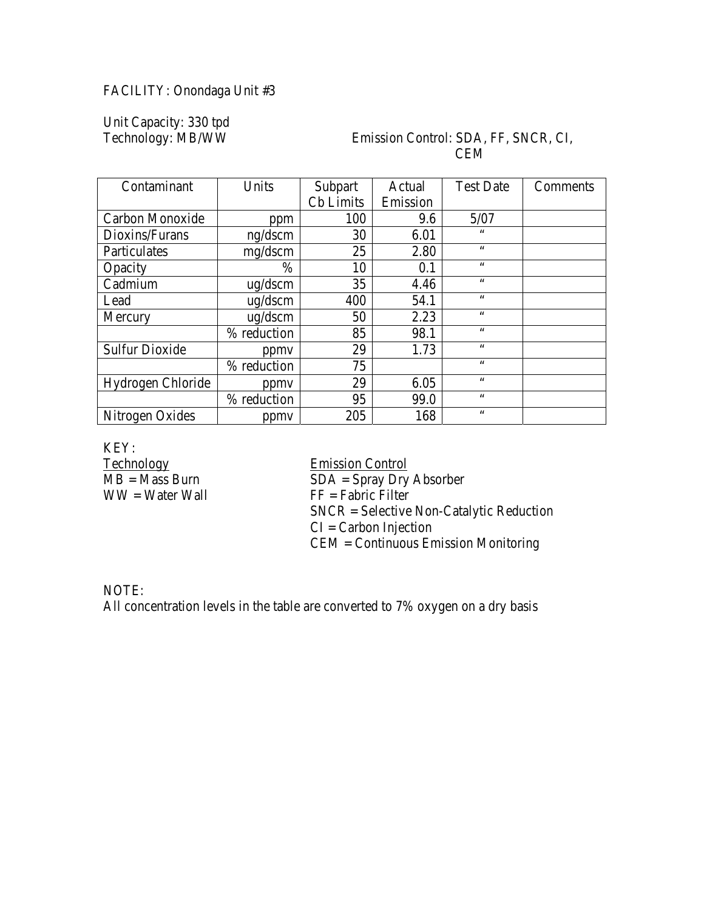FACILITY: Onondaga Unit #3

Unit Capacity: 330 tpd
Technology: MB/WW

Emission Control: SDA, FF, SNCR, CI, CEM

| Contaminant | Units | Subpart Cb Limits | Actual Emission | Test Date | Comments |
|---|---|---|---|---|---|
| Carbon Monoxide | ppm | 100 | 9.6 | 5/07 | |
| Dioxins/Furans | ng/dscm | 30 | 6.01 | " | |
| Particulates | mg/dscm | 25 | 2.80 | " | |
| Opacity | % | 10 | 0.1 | " | |
| Cadmium | ug/dscm | 35 | 4.46 | " | |
| Lead | ug/dscm | 400 | 54.1 | " | |
| Mercury | ug/dscm | 50 | 2.23 | " | |
| | % reduction | 85 | 98.1 | " | |
| Sulfur Dioxide | ppmv | 29 | 1.73 | " | |
| | % reduction | 75 | | " | |
| Hydrogen Chloride | ppmv | 29 | 6.05 | " | |
| | % reduction | 95 | 99.0 | " | |
| Nitrogen Oxides | ppmv | 205 | 168 | " | |

KEY:

<u>Technology</u>
MB = Mass Burn
WW = Water Wall

<u>Emission Control</u>
SDA = Spray Dry Absorber
FF = Fabric Filter
SNCR = Selective Non-Catalytic Reduction
CI = Carbon Injection
CEM = Continuous Emission Monitoring

NOTE:
All concentration levels in the table are converted to 7% oxygen on a dry basis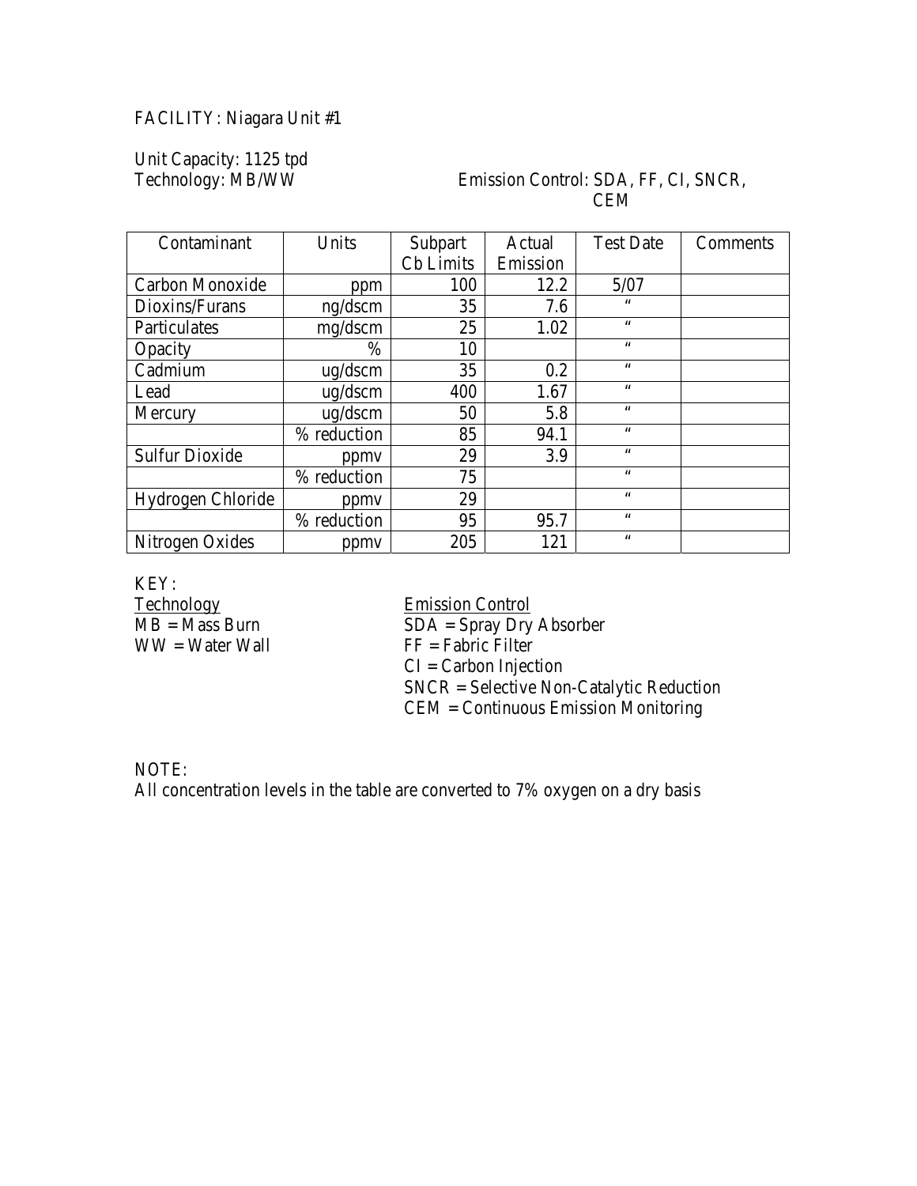FACILITY: Niagara Unit #1

Unit Capacity: 1125 tpd
Technology: MB/WW

Emission Control: SDA, FF, CI, SNCR, CEM

| Contaminant | Units | Subpart Cb Limits | Actual Emission | Test Date | Comments |
|---|---|---|---|---|---|
| Carbon Monoxide | ppm | 100 | 12.2 | 5/07 | |
| Dioxins/Furans | ng/dscm | 35 | 7.6 | " | |
| Particulates | mg/dscm | 25 | 1.02 | " | |
| Opacity | % | 10 | | " | |
| Cadmium | ug/dscm | 35 | 0.2 | " | |
| Lead | ug/dscm | 400 | 1.67 | " | |
| Mercury | ug/dscm | 50 | 5.8 | " | |
| | % reduction | 85 | 94.1 | " | |
| Sulfur Dioxide | ppmv | 29 | 3.9 | " | |
| | % reduction | 75 | | " | |
| Hydrogen Chloride | ppmv | 29 | | " | |
| | % reduction | 95 | 95.7 | " | |
| Nitrogen Oxides | ppmv | 205 | 121 | " | |

KEY:

Technology
MB = Mass Burn
WW = Water Wall

Emission Control
SDA = Spray Dry Absorber
FF = Fabric Filter
CI = Carbon Injection
SNCR = Selective Non-Catalytic Reduction
CEM = Continuous Emission Monitoring

NOTE:
All concentration levels in the table are converted to 7% oxygen on a dry basis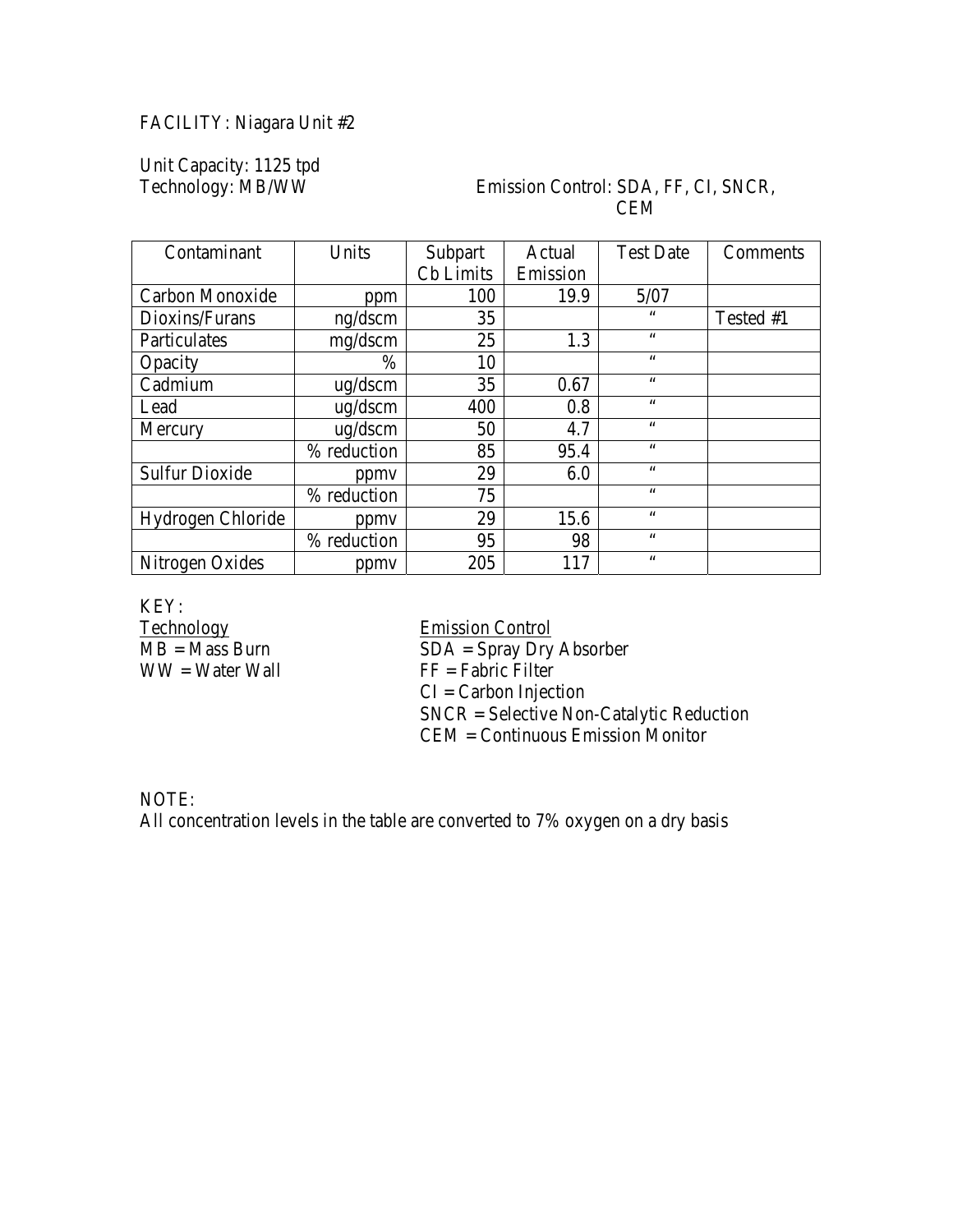FACILITY: Niagara Unit #2

Unit Capacity: 1125 tpd
Technology: MB/WW

Emission Control: SDA, FF, CI, SNCR, CEM

| Contaminant | Units | Subpart Cb Limits | Actual Emission | Test Date | Comments |
|---|---|---|---|---|---|
| Carbon Monoxide | ppm | 100 | 19.9 | 5/07 | |
| Dioxins/Furans | ng/dscm | 35 | | " | Tested #1 |
| Particulates | mg/dscm | 25 | 1.3 | " | |
| Opacity | % | 10 | | " | |
| Cadmium | ug/dscm | 35 | 0.67 | " | |
| Lead | ug/dscm | 400 | 0.8 | " | |
| Mercury | ug/dscm | 50 | 4.7 | " | |
| | % reduction | 85 | 95.4 | " | |
| Sulfur Dioxide | ppmv | 29 | 6.0 | " | |
| | % reduction | 75 | | " | |
| Hydrogen Chloride | ppmv | 29 | 15.6 | " | |
| | % reduction | 95 | 98 | " | |
| Nitrogen Oxides | ppmv | 205 | 117 | " | |

KEY:

Technology
MB = Mass Burn
WW = Water Wall

Emission Control
SDA = Spray Dry Absorber
FF = Fabric Filter
CI = Carbon Injection
SNCR = Selective Non-Catalytic Reduction
CEM = Continuous Emission Monitor

NOTE:
All concentration levels in the table are converted to 7% oxygen on a dry basis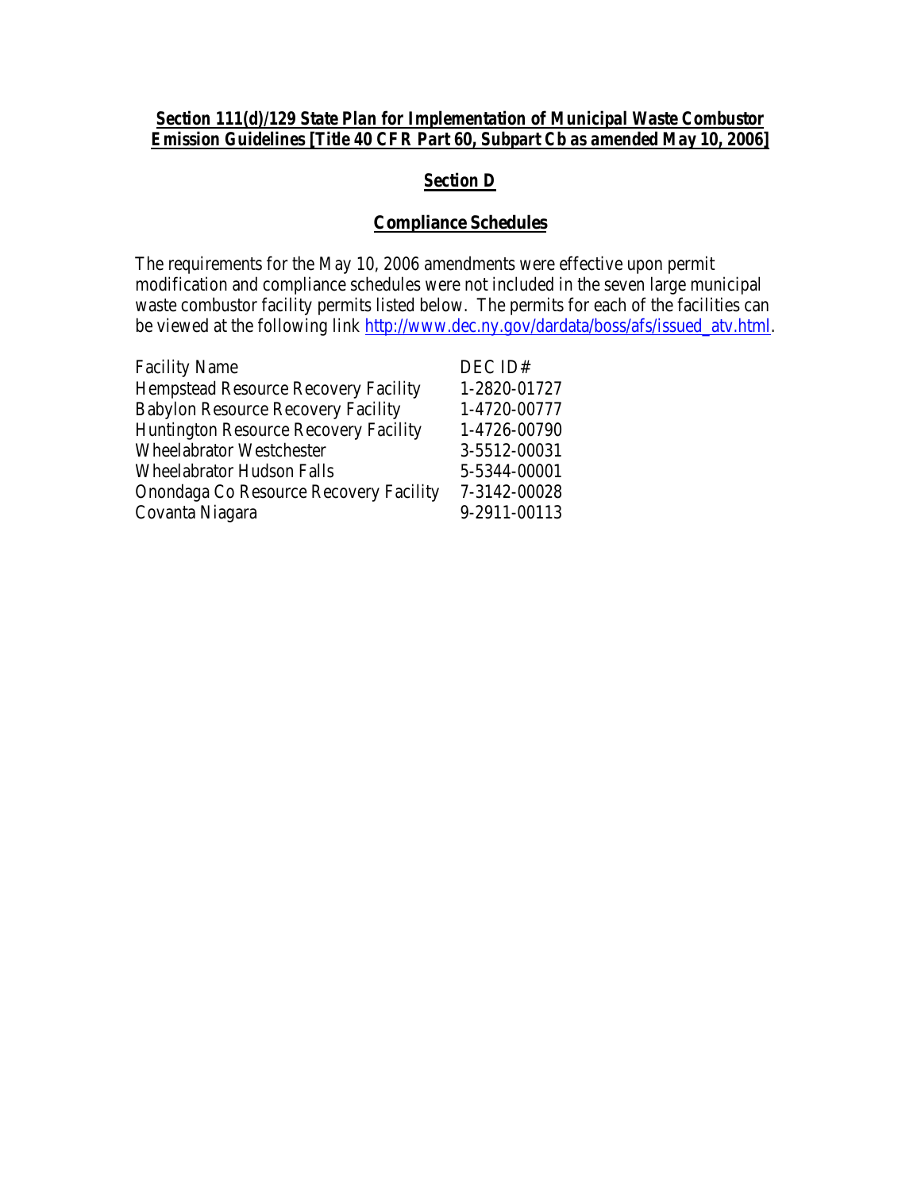**Section 111(d)/129 State Plan for Implementation of Municipal Waste Combustor Emission Guidelines [Title 40 CFR Part 60, Subpart Cb as amended May 10, 2006]**

## Section D

## Compliance Schedules

The requirements for the May 10, 2006 amendments were effective upon permit modification and compliance schedules were not included in the seven large municipal waste combustor facility permits listed below. The permits for each of the facilities can be viewed at the following link http://www.dec.ny.gov/dardata/boss/afs/issued_atv.html.

| Facility Name | DEC ID# |
|---|---|
| Hempstead Resource Recovery Facility | 1-2820-01727 |
| Babylon Resource Recovery Facility | 1-4720-00777 |
| Huntington Resource Recovery Facility | 1-4726-00790 |
| Wheelabrator Westchester | 3-5512-00031 |
| Wheelabrator Hudson Falls | 5-5344-00001 |
| Onondaga Co Resource Recovery Facility | 7-3142-00028 |
| Covanta Niagara | 9-2911-00113 |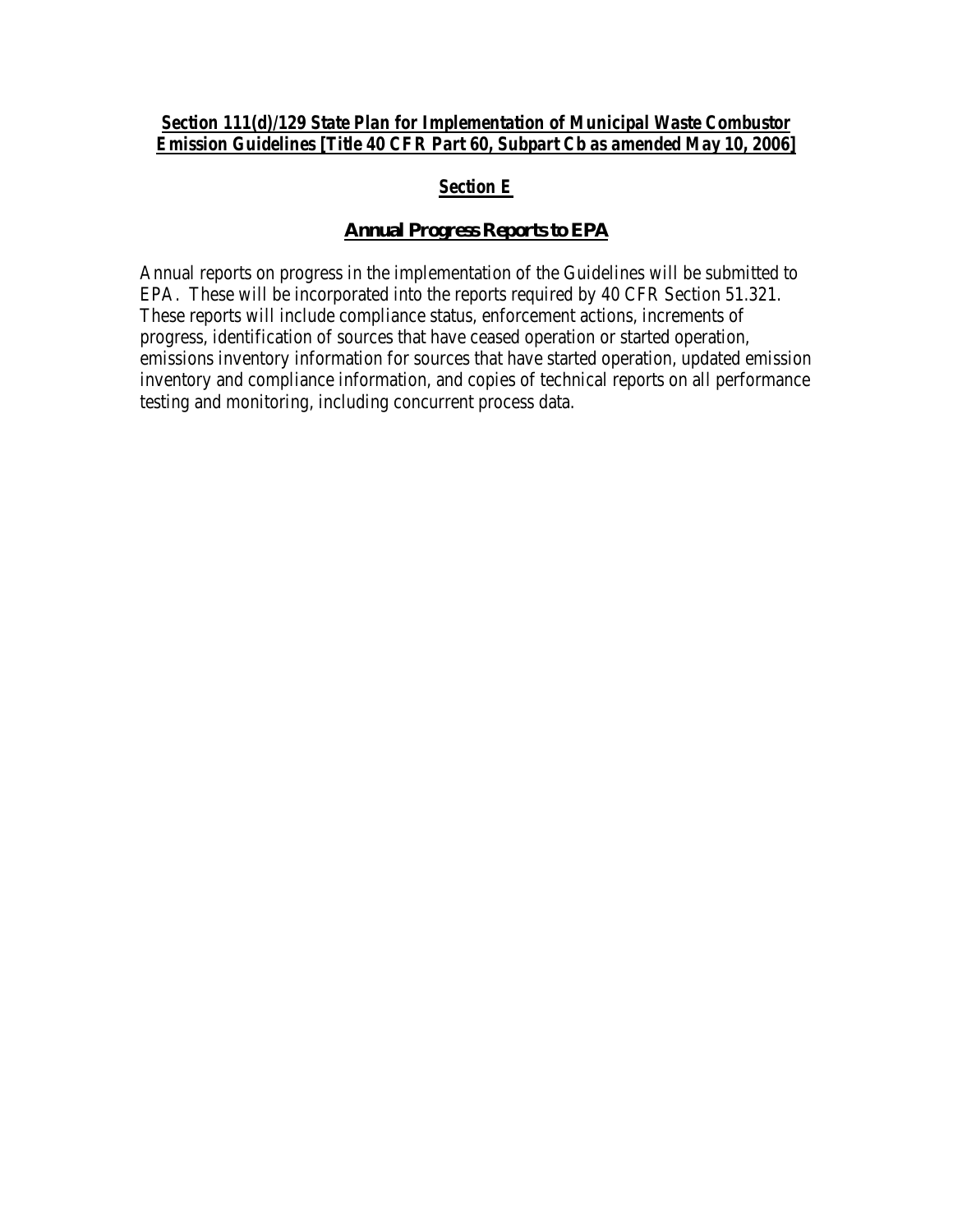**Section 111(d)/129 State Plan for Implementation of Municipal Waste Combustor Emission Guidelines [Title 40 CFR Part 60, Subpart Cb as amended May 10, 2006]**

## Section E

## Annual Progress Reports to EPA

Annual reports on progress in the implementation of the Guidelines will be submitted to EPA. These will be incorporated into the reports required by 40 CFR Section 51.321. These reports will include compliance status, enforcement actions, increments of progress, identification of sources that have ceased operation or started operation, emissions inventory information for sources that have started operation, updated emission inventory and compliance information, and copies of technical reports on all performance testing and monitoring, including concurrent process data.